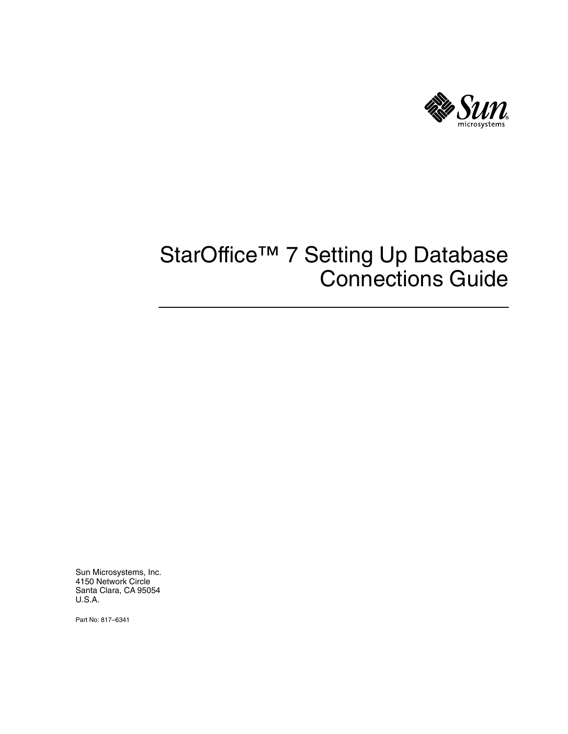# StarOffice™ 7 Setting Up Database Connections Guide

Sun Microsystems, Inc.
4150 Network Circle
Santa Clara, CA 95054
U.S.A.

Part No: 817–6341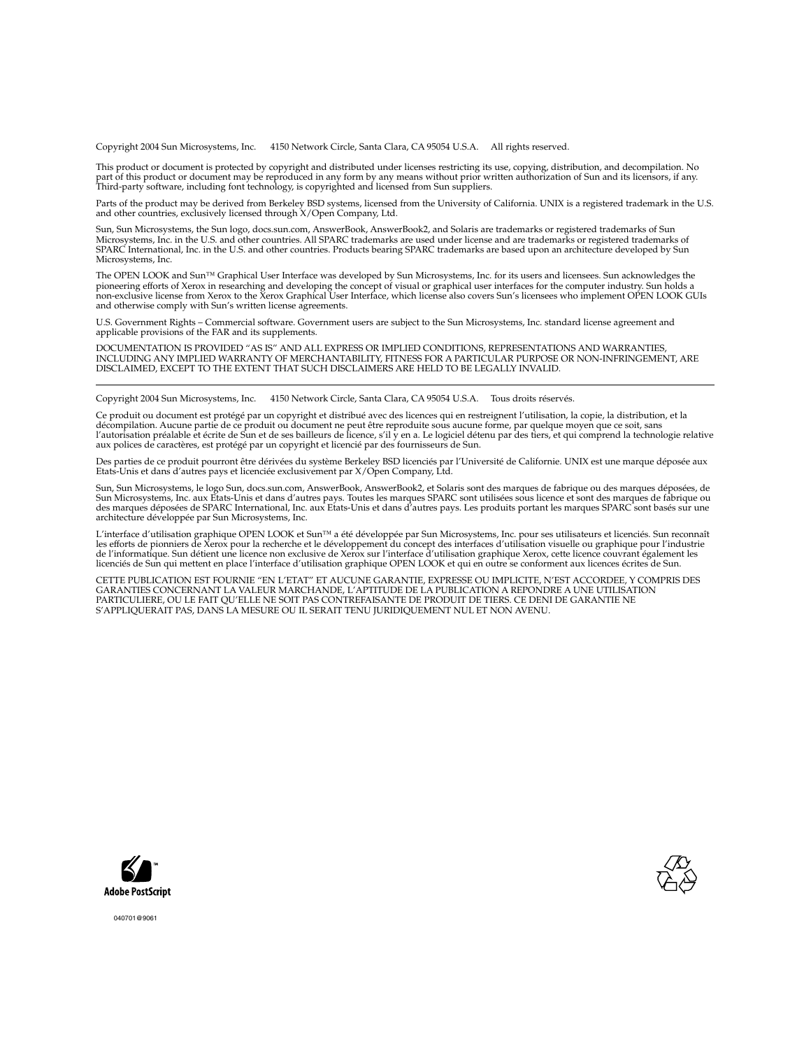Copyright 2004 Sun Microsystems, Inc. 4150 Network Circle, Santa Clara, CA 95054 U.S.A. All rights reserved.

This product or document is protected by copyright and distributed under licenses restricting its use, copying, distribution, and decompilation. No part of this product or document may be reproduced in any form by any means without prior written authorization of Sun and its licensors, if any. Third-party software, including font technology, is copyrighted and licensed from Sun suppliers.

Parts of the product may be derived from Berkeley BSD systems, licensed from the University of California. UNIX is a registered trademark in the U.S. and other countries, exclusively licensed through X/Open Company, Ltd.

Sun, Sun Microsystems, the Sun logo, docs.sun.com, AnswerBook, AnswerBook2, and Solaris are trademarks or registered trademarks of Sun Microsystems, Inc. in the U.S. and other countries. All SPARC trademarks are used under license and are trademarks or registered trademarks of SPARC International, Inc. in the U.S. and other countries. Products bearing SPARC trademarks are based upon an architecture developed by Sun Microsystems, Inc.

The OPEN LOOK and Sun™ Graphical User Interface was developed by Sun Microsystems, Inc. for its users and licensees. Sun acknowledges the pioneering efforts of Xerox in researching and developing the concept of visual or graphical user interfaces for the computer industry. Sun holds a non-exclusive license from Xerox to the Xerox Graphical User Interface, which license also covers Sun's licensees who implement OPEN LOOK GUIs and otherwise comply with Sun's written license agreements.

U.S. Government Rights – Commercial software. Government users are subject to the Sun Microsystems, Inc. standard license agreement and applicable provisions of the FAR and its supplements.

DOCUMENTATION IS PROVIDED "AS IS" AND ALL EXPRESS OR IMPLIED CONDITIONS, REPRESENTATIONS AND WARRANTIES, INCLUDING ANY IMPLIED WARRANTY OF MERCHANTABILITY, FITNESS FOR A PARTICULAR PURPOSE OR NON-INFRINGEMENT, ARE DISCLAIMED, EXCEPT TO THE EXTENT THAT SUCH DISCLAIMERS ARE HELD TO BE LEGALLY INVALID.

---

Copyright 2004 Sun Microsystems, Inc. 4150 Network Circle, Santa Clara, CA 95054 U.S.A. Tous droits réservés.

Ce produit ou document est protégé par un copyright et distribué avec des licences qui en restreignent l'utilisation, la copie, la distribution, et la décompilation. Aucune partie de ce produit ou document ne peut être reproduite sous aucune forme, par quelque moyen que ce soit, sans l'autorisation préalable et écrite de Sun et de ses bailleurs de licence, s'il y en a. Le logiciel détenu par des tiers, et qui comprend la technologie relative aux polices de caractères, est protégé par un copyright et licencié par des fournisseurs de Sun.

Des parties de ce produit pourront être dérivées du système Berkeley BSD licenciés par l'Université de Californie. UNIX est une marque déposée aux Etats-Unis et dans d'autres pays et licenciée exclusivement par X/Open Company, Ltd.

Sun, Sun Microsystems, le logo Sun, docs.sun.com, AnswerBook, AnswerBook2, et Solaris sont des marques de fabrique ou des marques déposées, de Sun Microsystems, Inc. aux Etats-Unis et dans d'autres pays. Toutes les marques SPARC sont utilisées sous licence et sont des marques de fabrique ou des marques déposées de SPARC International, Inc. aux Etats-Unis et dans d'autres pays. Les produits portant les marques SPARC sont basés sur une architecture développée par Sun Microsystems, Inc.

L'interface d'utilisation graphique OPEN LOOK et Sun™ a été développée par Sun Microsystems, Inc. pour ses utilisateurs et licenciés. Sun reconnaît les efforts de pionniers de Xerox pour la recherche et le développement du concept des interfaces d'utilisation visuelle ou graphique pour l'industrie de l'informatique. Sun détient une licence non exclusive de Xerox sur l'interface d'utilisation graphique Xerox, cette licence couvrant également les licenciés de Sun qui mettent en place l'interface d'utilisation graphique OPEN LOOK et qui en outre se conforment aux licences écrites de Sun.

CETTE PUBLICATION EST FOURNIE "EN L'ETAT" ET AUCUNE GARANTIE, EXPRESSE OU IMPLICITE, N'EST ACCORDEE, Y COMPRIS DES GARANTIES CONCERNANT LA VALEUR MARCHANDE, L'APTITUDE DE LA PUBLICATION A REPONDRE A UNE UTILISATION PARTICULIERE, OU LE FAIT QU'ELLE NE SOIT PAS CONTREFAISANTE DE PRODUIT DE TIERS. CE DENI DE GARANTIE NE S'APPLIQUERAIT PAS, DANS LA MESURE OU IL SERAIT TENU JURIDIQUEMENT NUL ET NON AVENU.

Adobe PostScript

040701@9061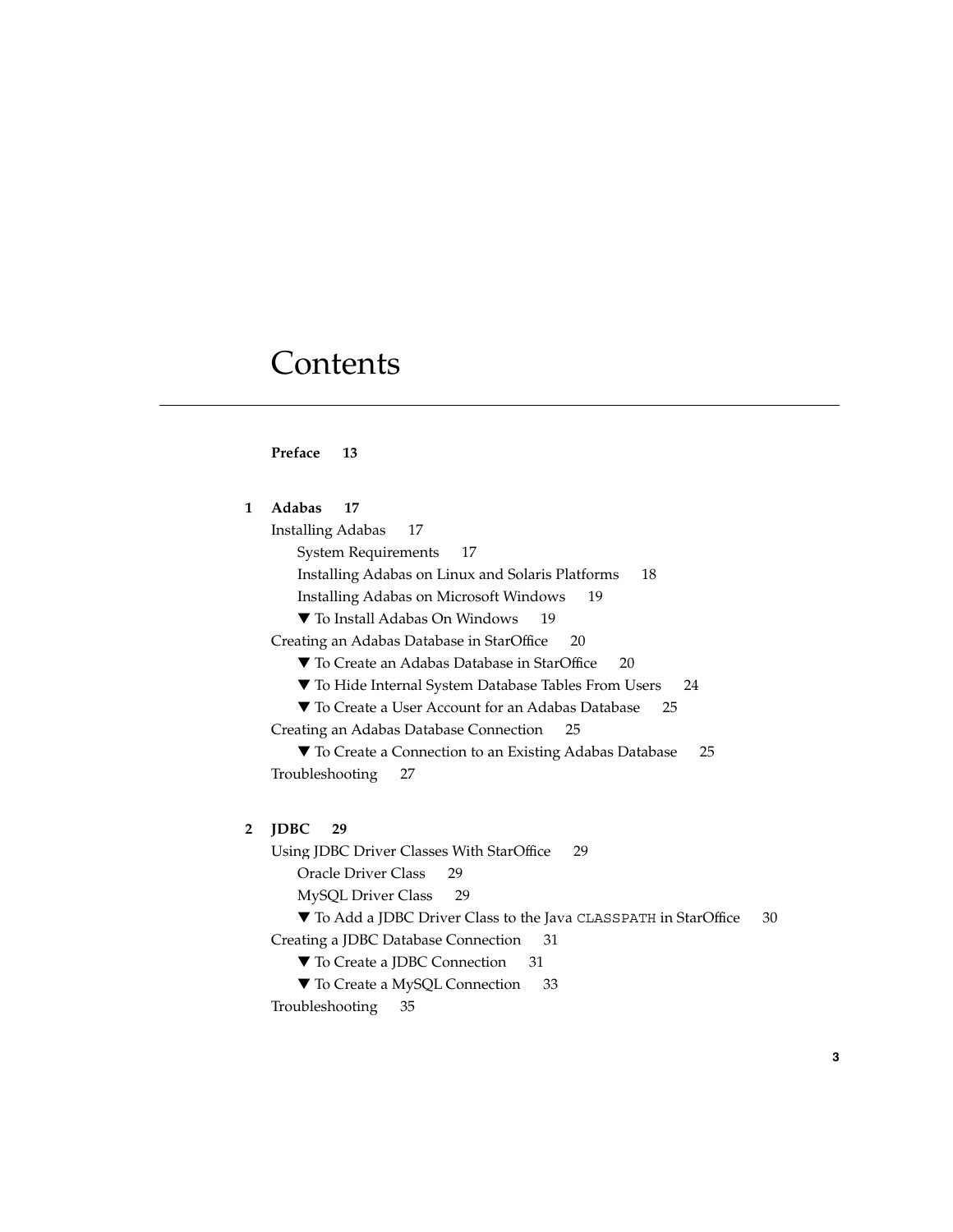# Contents

**Preface 13**

**1 Adabas 17**

- Installing Adabas 17
  - System Requirements 17
  - Installing Adabas on Linux and Solaris Platforms 18
  - Installing Adabas on Microsoft Windows 19
  - ▼ To Install Adabas On Windows 19
- Creating an Adabas Database in StarOffice 20
  - ▼ To Create an Adabas Database in StarOffice 20
  - ▼ To Hide Internal System Database Tables From Users 24
  - ▼ To Create a User Account for an Adabas Database 25
- Creating an Adabas Database Connection 25
  - ▼ To Create a Connection to an Existing Adabas Database 25
- Troubleshooting 27

**2 JDBC 29**

- Using JDBC Driver Classes With StarOffice 29
  - Oracle Driver Class 29
  - MySQL Driver Class 29
  - ▼ To Add a JDBC Driver Class to the Java `CLASSPATH` in StarOffice 30
- Creating a JDBC Database Connection 31
  - ▼ To Create a JDBC Connection 31
  - ▼ To Create a MySQL Connection 33
- Troubleshooting 35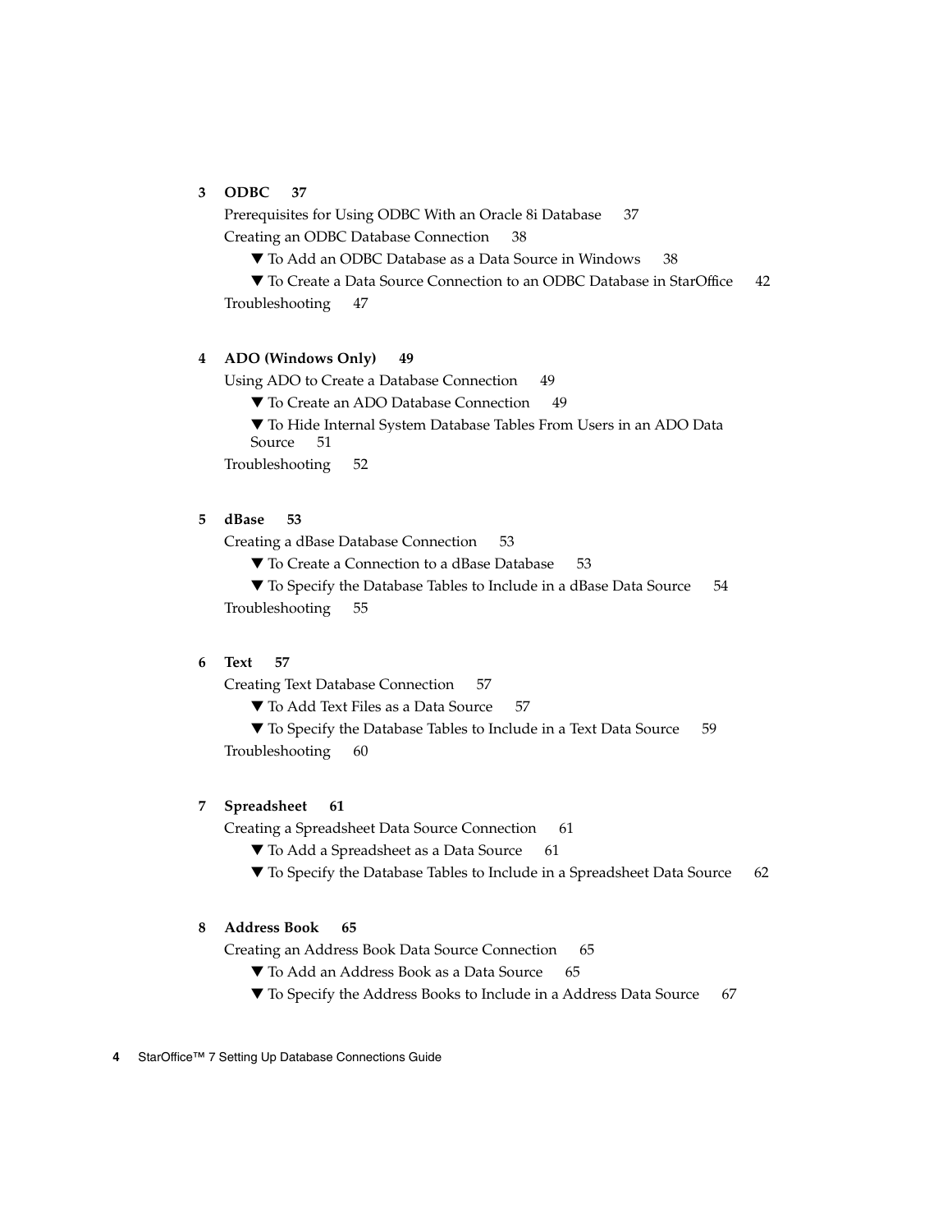**3 ODBC 37**

Prerequisites for Using ODBC With an Oracle 8i Database 37

Creating an ODBC Database Connection 38

▼ To Add an ODBC Database as a Data Source in Windows 38

▼ To Create a Data Source Connection to an ODBC Database in StarOffice 42

Troubleshooting 47

**4 ADO (Windows Only) 49**

Using ADO to Create a Database Connection 49

▼ To Create an ADO Database Connection 49

▼ To Hide Internal System Database Tables From Users in an ADO Data Source 51

Troubleshooting 52

**5 dBase 53**

Creating a dBase Database Connection 53

▼ To Create a Connection to a dBase Database 53

▼ To Specify the Database Tables to Include in a dBase Data Source 54

Troubleshooting 55

**6 Text 57**

Creating Text Database Connection 57

▼ To Add Text Files as a Data Source 57

▼ To Specify the Database Tables to Include in a Text Data Source 59

Troubleshooting 60

**7 Spreadsheet 61**

Creating a Spreadsheet Data Source Connection 61

▼ To Add a Spreadsheet as a Data Source 61

▼ To Specify the Database Tables to Include in a Spreadsheet Data Source 62

**8 Address Book 65**

Creating an Address Book Data Source Connection 65

▼ To Add an Address Book as a Data Source 65

▼ To Specify the Address Books to Include in a Address Data Source 67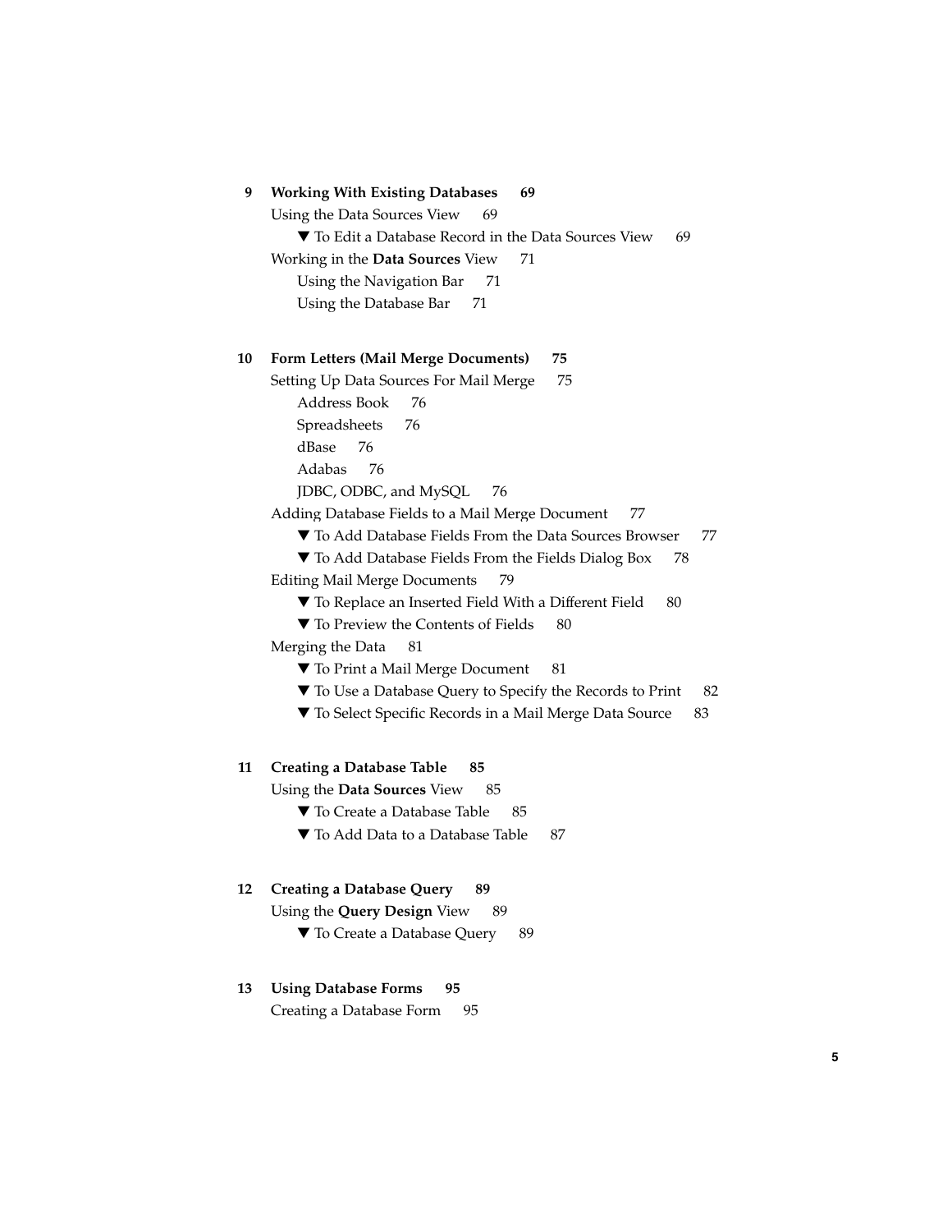**9 Working With Existing Databases 69**

Using the Data Sources View 69

▼ To Edit a Database Record in the Data Sources View 69

Working in the **Data Sources** View 71

Using the Navigation Bar 71

Using the Database Bar 71

**10 Form Letters (Mail Merge Documents) 75**

Setting Up Data Sources For Mail Merge 75

Address Book 76

Spreadsheets 76

dBase 76

Adabas 76

JDBC, ODBC, and MySQL 76

Adding Database Fields to a Mail Merge Document 77

▼ To Add Database Fields From the Data Sources Browser 77

▼ To Add Database Fields From the Fields Dialog Box 78

Editing Mail Merge Documents 79

▼ To Replace an Inserted Field With a Different Field 80

▼ To Preview the Contents of Fields 80

Merging the Data 81

▼ To Print a Mail Merge Document 81

▼ To Use a Database Query to Specify the Records to Print 82

▼ To Select Specific Records in a Mail Merge Data Source 83

**11 Creating a Database Table 85**

Using the **Data Sources** View 85

▼ To Create a Database Table 85

▼ To Add Data to a Database Table 87

**12 Creating a Database Query 89**

Using the **Query Design** View 89

▼ To Create a Database Query 89

**13 Using Database Forms 95**

Creating a Database Form 95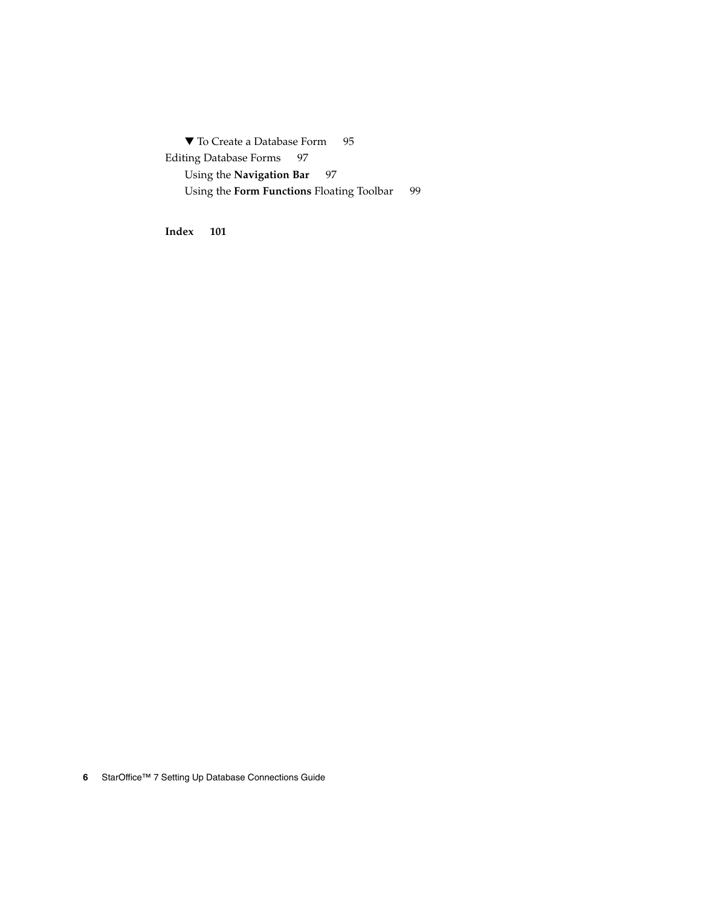▼ To Create a Database Form 95

Editing Database Forms 97

Using the **Navigation Bar** 97

Using the **Form Functions** Floating Toolbar 99

**Index 101**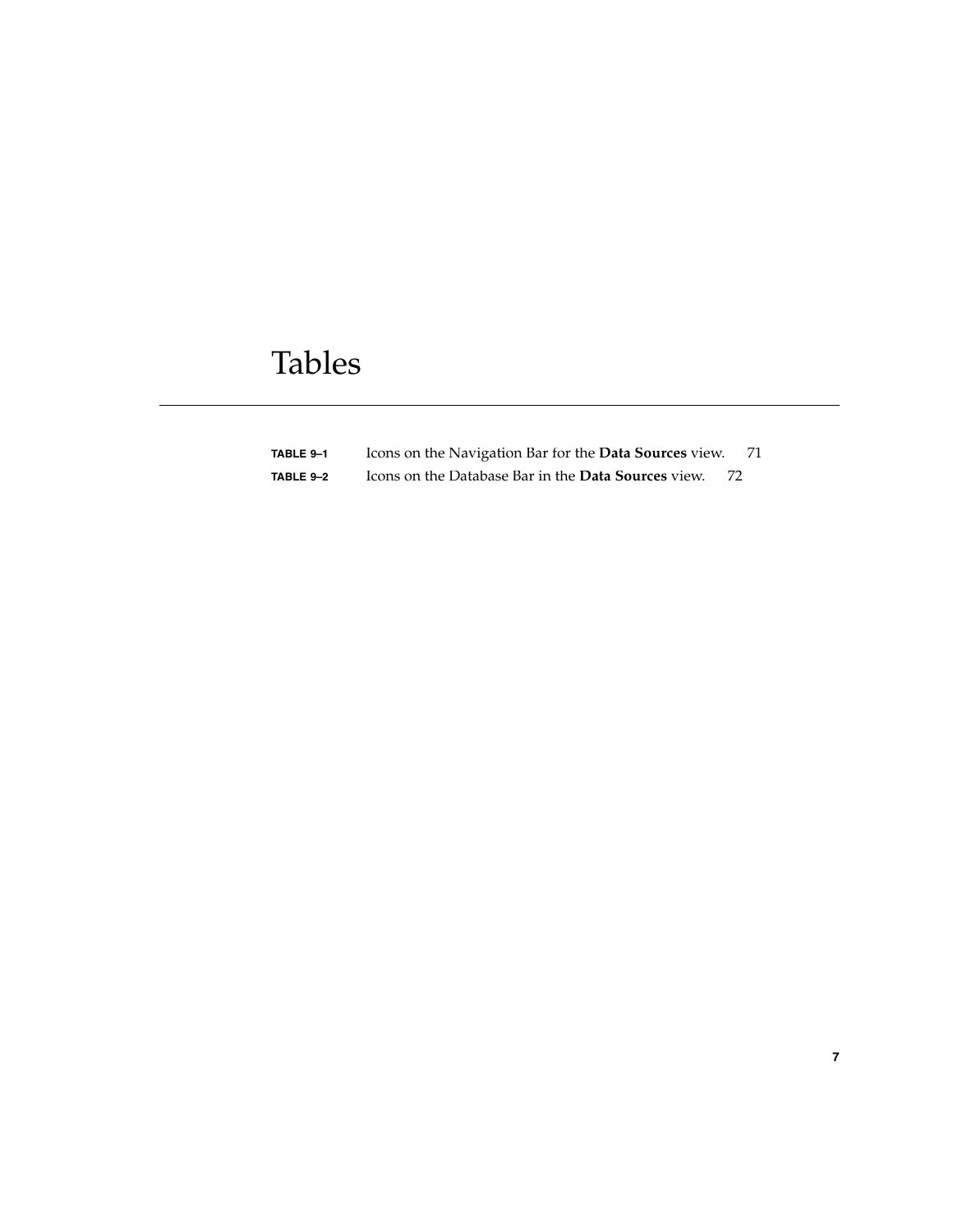# Tables

**TABLE 9–1** Icons on the Navigation Bar for the **Data Sources** view. 71

**TABLE 9–2** Icons on the Database Bar in the **Data Sources** view. 72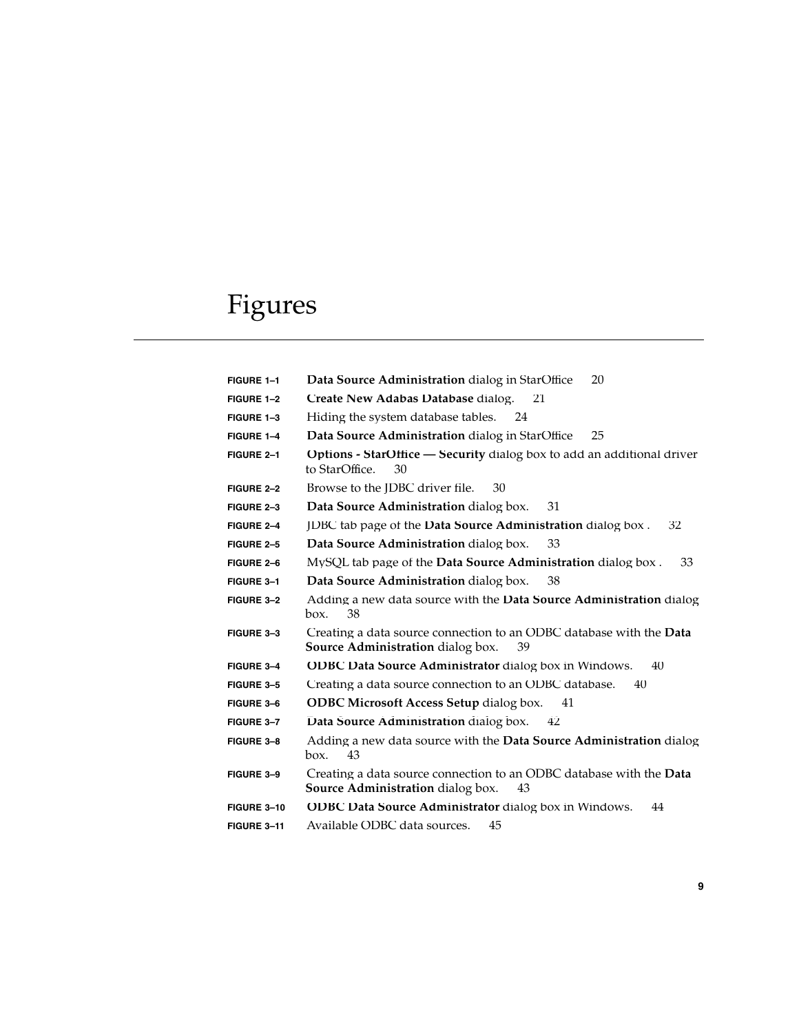# Figures

| | |
|---|---|
| **FIGURE 1–1** | **Data Source Administration** dialog in StarOffice 20 |
| **FIGURE 1–2** | **Create New Adabas Database** dialog. 21 |
| **FIGURE 1–3** | Hiding the system database tables. 24 |
| **FIGURE 1–4** | **Data Source Administration** dialog in StarOffice 25 |
| **FIGURE 2–1** | **Options - StarOffice — Security** dialog box to add an additional driver to StarOffice. 30 |
| **FIGURE 2–2** | Browse to the JDBC driver file. 30 |
| **FIGURE 2–3** | **Data Source Administration** dialog box. 31 |
| **FIGURE 2–4** | JDBC tab page of the **Data Source Administration** dialog box . 32 |
| **FIGURE 2–5** | **Data Source Administration** dialog box. 33 |
| **FIGURE 2–6** | MySQL tab page of the **Data Source Administration** dialog box . 33 |
| **FIGURE 3–1** | **Data Source Administration** dialog box. 38 |
| **FIGURE 3–2** | Adding a new data source with the **Data Source Administration** dialog box. 38 |
| **FIGURE 3–3** | Creating a data source connection to an ODBC database with the **Data Source Administration** dialog box. 39 |
| **FIGURE 3–4** | **ODBC Data Source Administrator** dialog box in Windows. 40 |
| **FIGURE 3–5** | Creating a data source connection to an ODBC database. 40 |
| **FIGURE 3–6** | **ODBC Microsoft Access Setup** dialog box. 41 |
| **FIGURE 3–7** | **Data Source Administration** dialog box. 42 |
| **FIGURE 3–8** | Adding a new data source with the **Data Source Administration** dialog box. 43 |
| **FIGURE 3–9** | Creating a data source connection to an ODBC database with the **Data Source Administration** dialog box. 43 |
| **FIGURE 3–10** | **ODBC Data Source Administrator** dialog box in Windows. 44 |
| **FIGURE 3–11** | Available ODBC data sources. 45 |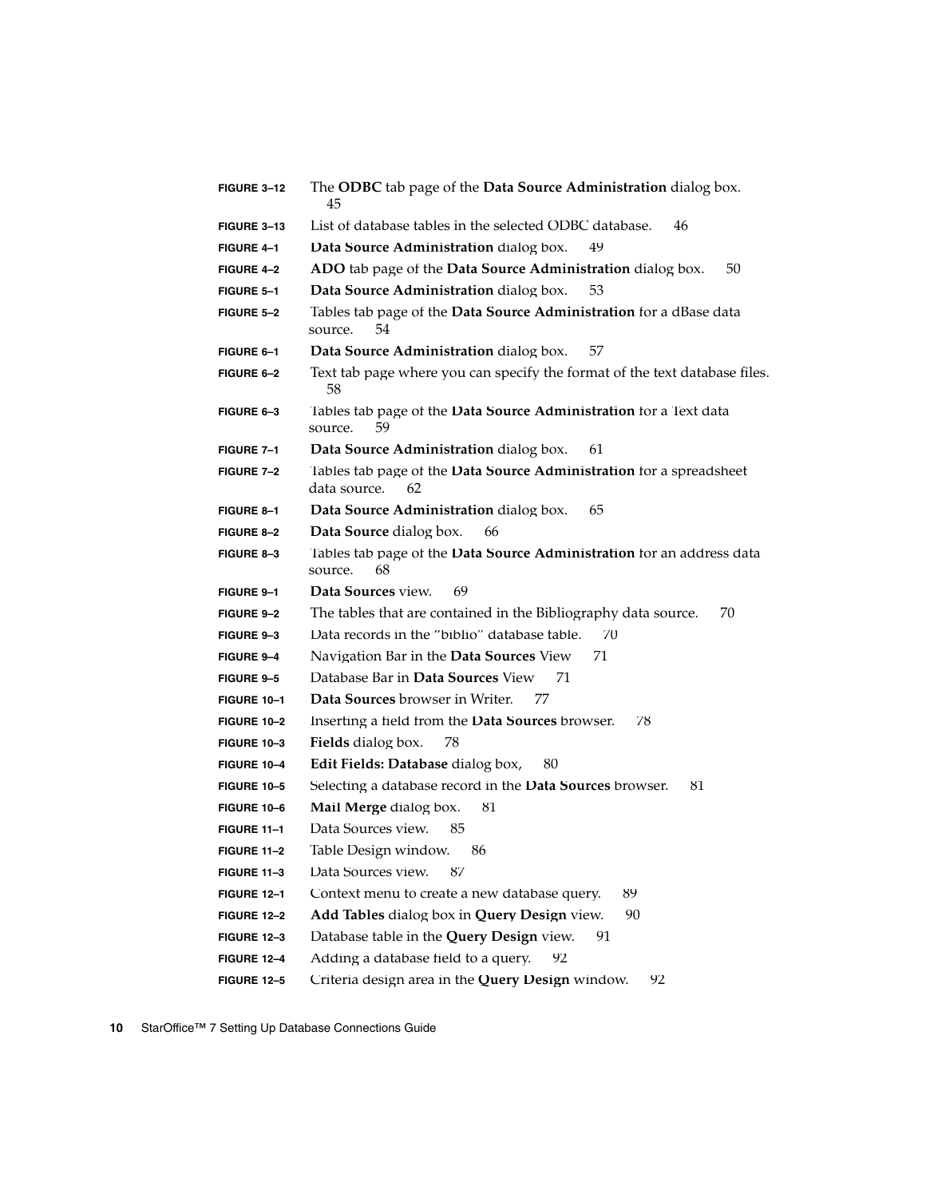**FIGURE 3–12** The **ODBC** tab page of the **Data Source Administration** dialog box. 45

**FIGURE 3–13** List of database tables in the selected ODBC database. 46

**FIGURE 4–1** **Data Source Administration** dialog box. 49

**FIGURE 4–2** **ADO** tab page of the **Data Source Administration** dialog box. 50

**FIGURE 5–1** **Data Source Administration** dialog box. 53

**FIGURE 5–2** Tables tab page of the **Data Source Administration** for a dBase data source. 54

**FIGURE 6–1** **Data Source Administration** dialog box. 57

**FIGURE 6–2** Text tab page where you can specify the format of the text database files. 58

**FIGURE 6–3** Tables tab page of the **Data Source Administration** for a Text data source. 59

**FIGURE 7–1** **Data Source Administration** dialog box. 61

**FIGURE 7–2** Tables tab page of the **Data Source Administration** for a spreadsheet data source. 62

**FIGURE 8–1** **Data Source Administration** dialog box. 65

**FIGURE 8–2** **Data Source** dialog box. 66

**FIGURE 8–3** Tables tab page of the **Data Source Administration** for an address data source. 68

**FIGURE 9–1** **Data Sources** view. 69

**FIGURE 9–2** The tables that are contained in the Bibliography data source. 70

**FIGURE 9–3** Data records in the "biblio" database table. 70

**FIGURE 9–4** Navigation Bar in the **Data Sources** View 71

**FIGURE 9–5** Database Bar in **Data Sources** View 71

**FIGURE 10–1** **Data Sources** browser in Writer. 77

**FIGURE 10–2** Inserting a field from the **Data Sources** browser. 78

**FIGURE 10–3** **Fields** dialog box. 78

**FIGURE 10–4** **Edit Fields: Database** dialog box, 80

**FIGURE 10–5** Selecting a database record in the **Data Sources** browser. 81

**FIGURE 10–6** **Mail Merge** dialog box. 81

**FIGURE 11–1** Data Sources view. 85

**FIGURE 11–2** Table Design window. 86

**FIGURE 11–3** Data Sources view. 87

**FIGURE 12–1** Context menu to create a new database query. 89

**FIGURE 12–2** **Add Tables** dialog box in **Query Design** view. 90

**FIGURE 12–3** Database table in the **Query Design** view. 91

**FIGURE 12–4** Adding a database field to a query. 92

**FIGURE 12–5** Criteria design area in the **Query Design** window. 92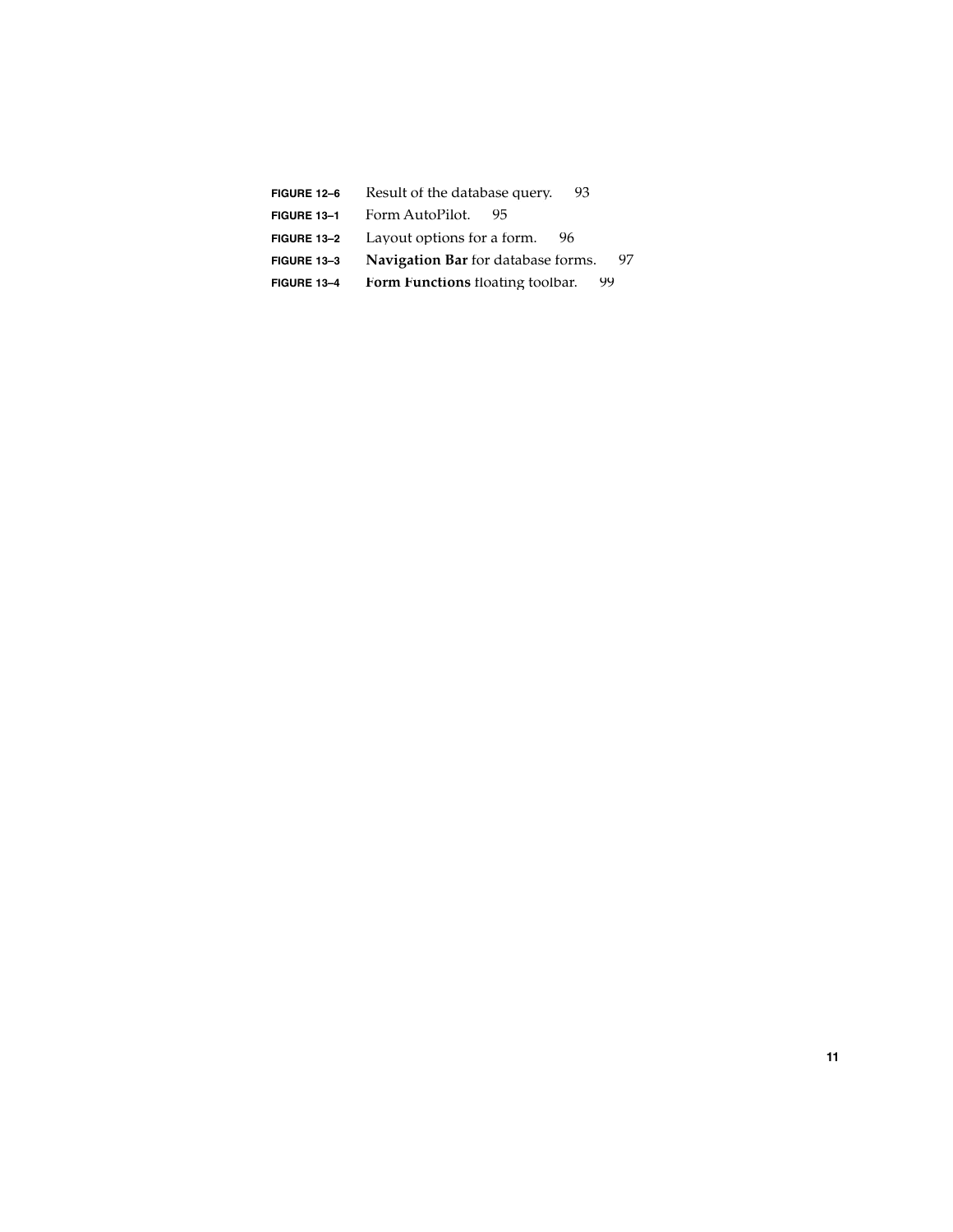**FIGURE 12–6** Result of the database query. 93

**FIGURE 13–1** Form AutoPilot. 95

**FIGURE 13–2** Layout options for a form. 96

**FIGURE 13–3** **Navigation Bar** for database forms. 97

**FIGURE 13–4** **Form Functions** floating toolbar. 99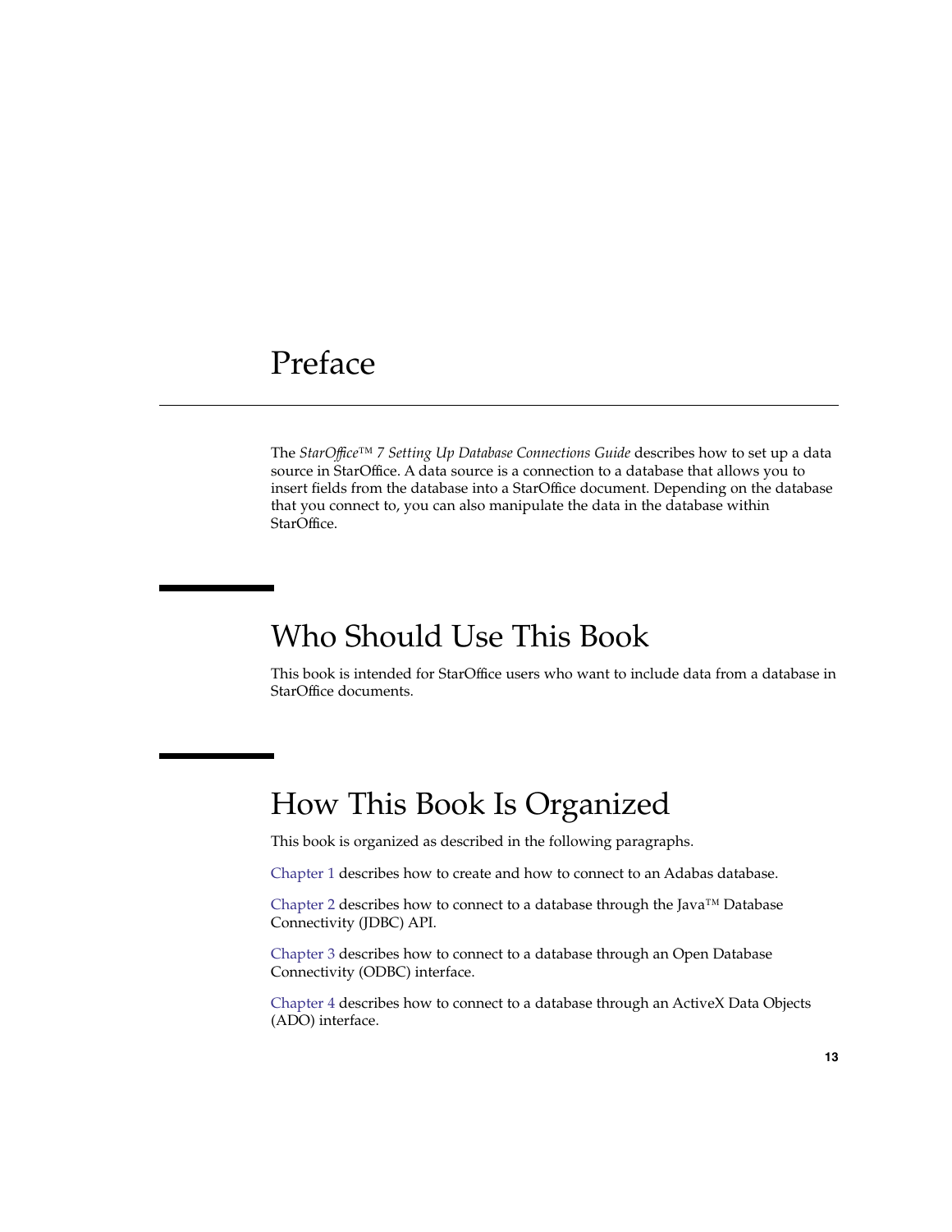# Preface

The *StarOffice™ 7 Setting Up Database Connections Guide* describes how to set up a data source in StarOffice. A data source is a connection to a database that allows you to insert fields from the database into a StarOffice document. Depending on the database that you connect to, you can also manipulate the data in the database within StarOffice.

## Who Should Use This Book

This book is intended for StarOffice users who want to include data from a database in StarOffice documents.

## How This Book Is Organized

This book is organized as described in the following paragraphs.

Chapter 1 describes how to create and how to connect to an Adabas database.

Chapter 2 describes how to connect to a database through the Java™ Database Connectivity (JDBC) API.

Chapter 3 describes how to connect to a database through an Open Database Connectivity (ODBC) interface.

Chapter 4 describes how to connect to a database through an ActiveX Data Objects (ADO) interface.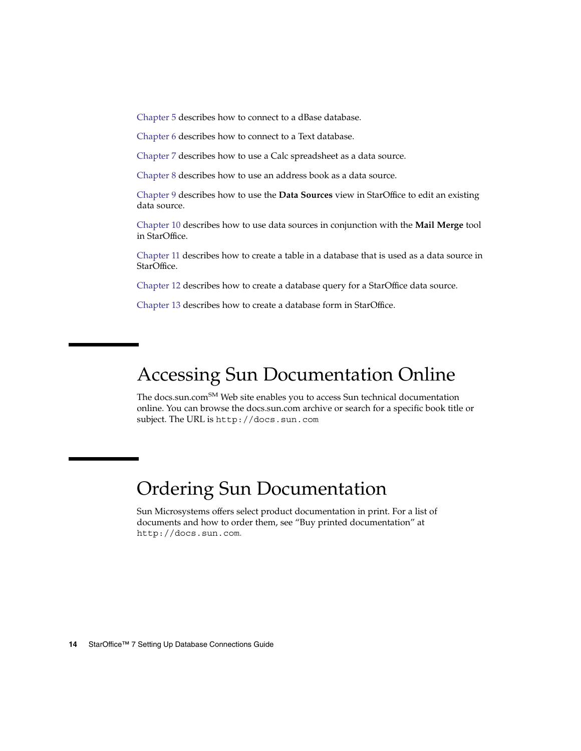Chapter 5 describes how to connect to a dBase database.

Chapter 6 describes how to connect to a Text database.

Chapter 7 describes how to use a Calc spreadsheet as a data source.

Chapter 8 describes how to use an address book as a data source.

Chapter 9 describes how to use the **Data Sources** view in StarOffice to edit an existing data source.

Chapter 10 describes how to use data sources in conjunction with the **Mail Merge** tool in StarOffice.

Chapter 11 describes how to create a table in a database that is used as a data source in StarOffice.

Chapter 12 describes how to create a database query for a StarOffice data source.

Chapter 13 describes how to create a database form in StarOffice.

# Accessing Sun Documentation Online

The docs.sun.com[SM] Web site enables you to access Sun technical documentation online. You can browse the docs.sun.com archive or search for a specific book title or subject. The URL is `http://docs.sun.com`

# Ordering Sun Documentation

Sun Microsystems offers select product documentation in print. For a list of documents and how to order them, see "Buy printed documentation" at `http://docs.sun.com`.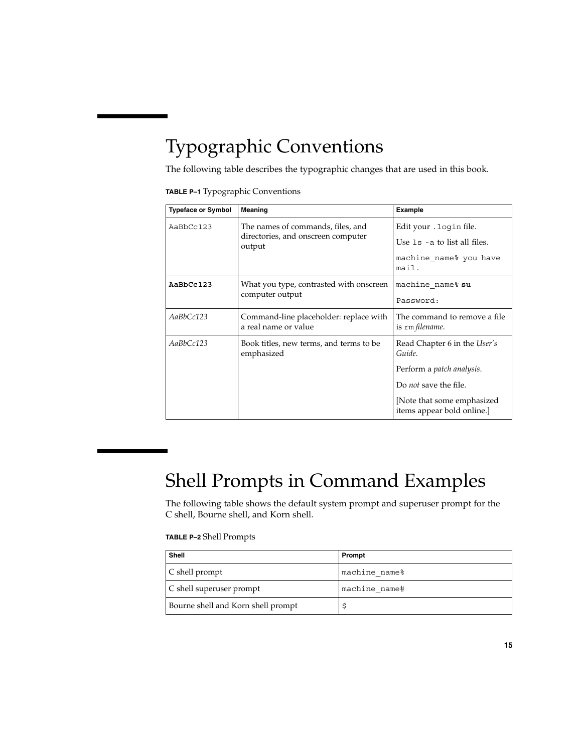# Typographic Conventions

The following table describes the typographic changes that are used in this book.

**TABLE P–1** Typographic Conventions

| Typeface or Symbol | Meaning | Example |
| --- | --- | --- |
| `AaBbCc123` | The names of commands, files, and directories, and onscreen computer output | Edit your `.login` file.<br>Use `ls -a` to list all files.<br>`machine_name% you have mail.` |
| **`AaBbCc123`** | What you type, contrasted with onscreen computer output | `machine_name%` **`su`**<br>`Password:` |
| *AaBbCc123* | Command-line placeholder: replace with a real name or value | The command to remove a file is `rm` *filename*. |
| *AaBbCc123* | Book titles, new terms, and terms to be emphasized | Read Chapter 6 in the *User's Guide*.<br>Perform a *patch analysis*.<br>Do *not* save the file.<br>[Note that some emphasized items appear bold online.] |

# Shell Prompts in Command Examples

The following table shows the default system prompt and superuser prompt for the C shell, Bourne shell, and Korn shell.

**TABLE P–2** Shell Prompts

| Shell | Prompt |
| --- | --- |
| C shell prompt | `machine_name%` |
| C shell superuser prompt | `machine_name#` |
| Bourne shell and Korn shell prompt | `$` |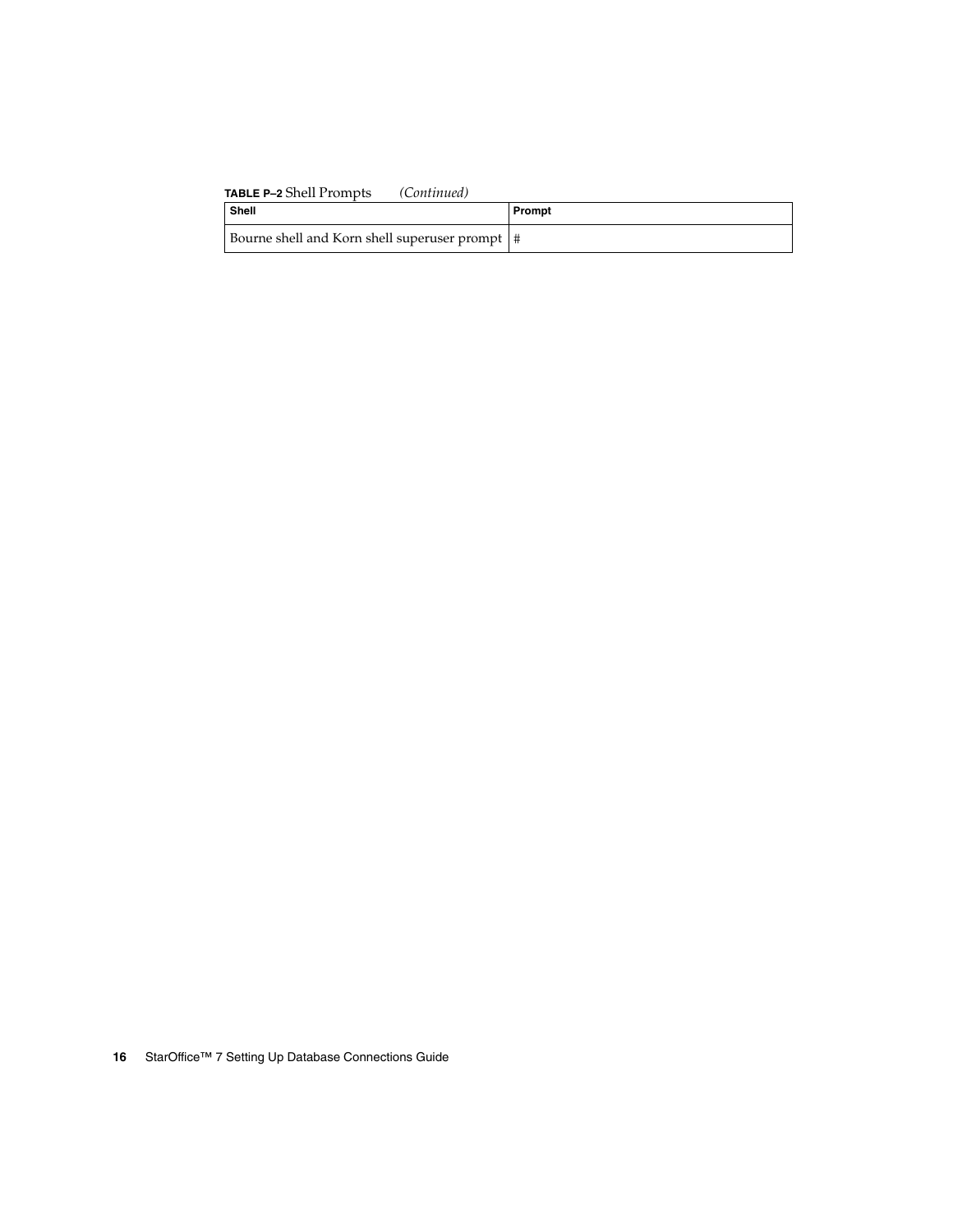**TABLE P–2** Shell Prompts *(Continued)*

| Shell | Prompt |
| --- | --- |
| Bourne shell and Korn shell superuser prompt | # |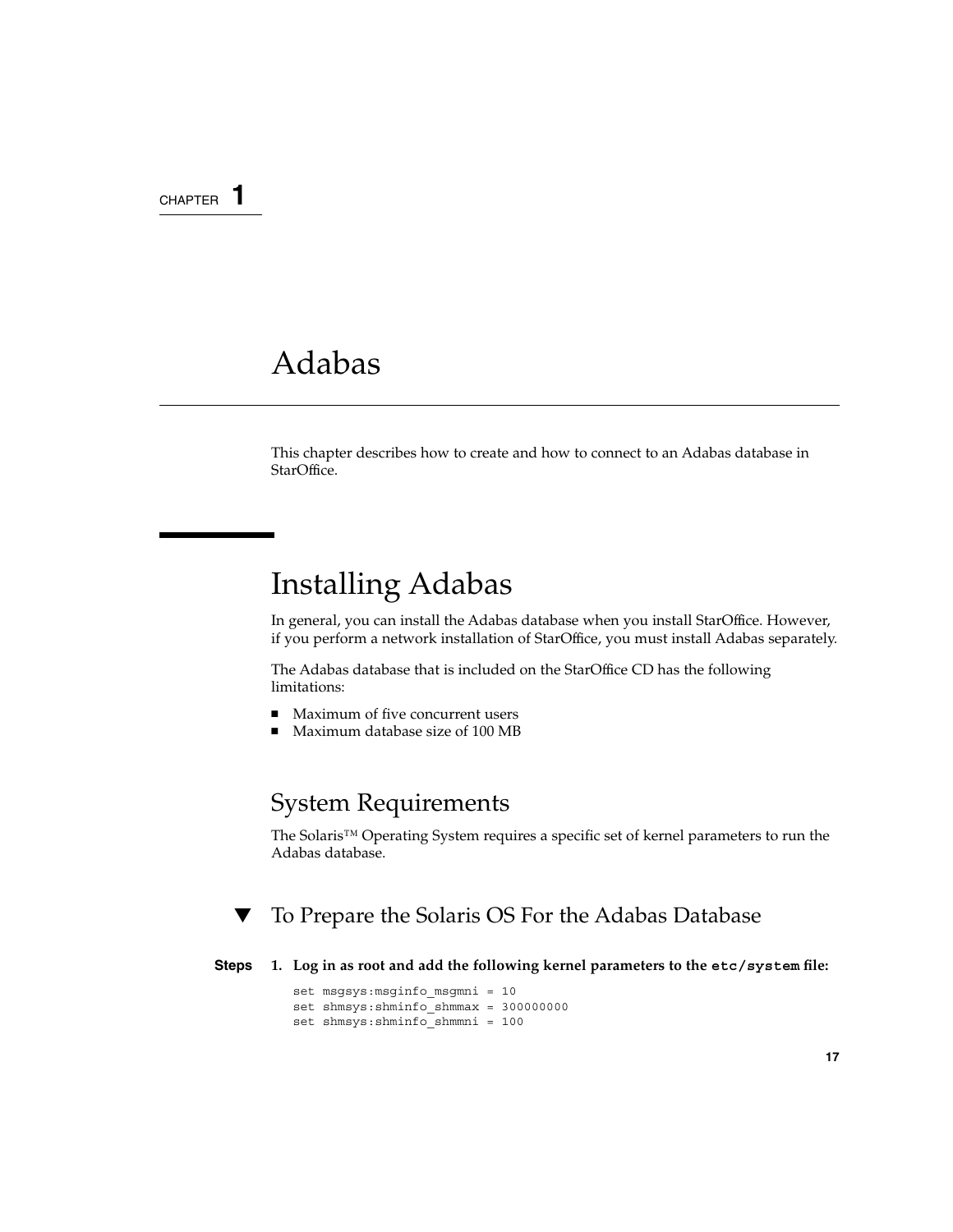CHAPTER 1

# Adabas

This chapter describes how to create and how to connect to an Adabas database in StarOffice.

## Installing Adabas

In general, you can install the Adabas database when you install StarOffice. However, if you perform a network installation of StarOffice, you must install Adabas separately.

The Adabas database that is included on the StarOffice CD has the following limitations:

- Maximum of five concurrent users
- Maximum database size of 100 MB

### System Requirements

The Solaris™ Operating System requires a specific set of kernel parameters to run the Adabas database.

#### ▼ To Prepare the Solaris OS For the Adabas Database

**Steps**

1. **Log in as root and add the following kernel parameters to the `etc/system` file:**

```
set msgsys:msginfo_msgmni = 10
set shmsys:shminfo_shmmax = 300000000
set shmsys:shminfo_shmmni = 100
```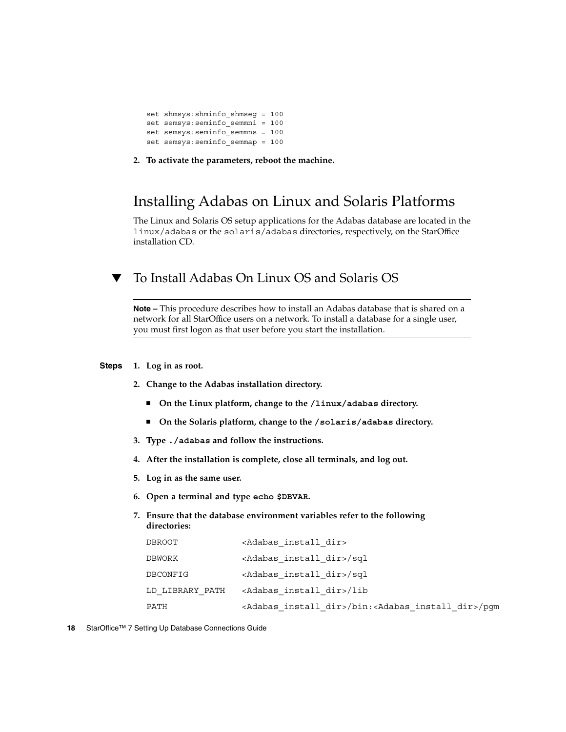```
set shmsys:shminfo_shmseg = 100
set semsys:seminfo_semmni = 100
set semsys:seminfo_semmns = 100
set semsys:seminfo_semmap = 100
```

2. **To activate the parameters, reboot the machine.**

## Installing Adabas on Linux and Solaris Platforms

The Linux and Solaris OS setup applications for the Adabas database are located in the `linux/adabas` or the `solaris/adabas` directories, respectively, on the StarOffice installation CD.

### ▼ To Install Adabas On Linux OS and Solaris OS

---

**Note –** This procedure describes how to install an Adabas database that is shared on a network for all StarOffice users on a network. To install a database for a single user, you must first logon as that user before you start the installation.

---

**Steps**

1. **Log in as root.**
2. **Change to the Adabas installation directory.**
   - **On the Linux platform, change to the `/linux/adabas` directory.**
   - **On the Solaris platform, change to the `/solaris/adabas` directory.**
3. **Type `./adabas` and follow the instructions.**
4. **After the installation is complete, close all terminals, and log out.**
5. **Log in as the same user.**
6. **Open a terminal and type `echo $DBVAR`.**
7. **Ensure that the database environment variables refer to the following directories:**

| | |
|---|---|
| DBROOT | <Adabas_install_dir> |
| DBWORK | <Adabas_install_dir>/sql |
| DBCONFIG | <Adabas_install_dir>/sql |
| LD_LIBRARY_PATH | <Adabas_install_dir>/lib |
| PATH | <Adabas_install_dir>/bin:<Adabas_install_dir>/pgm |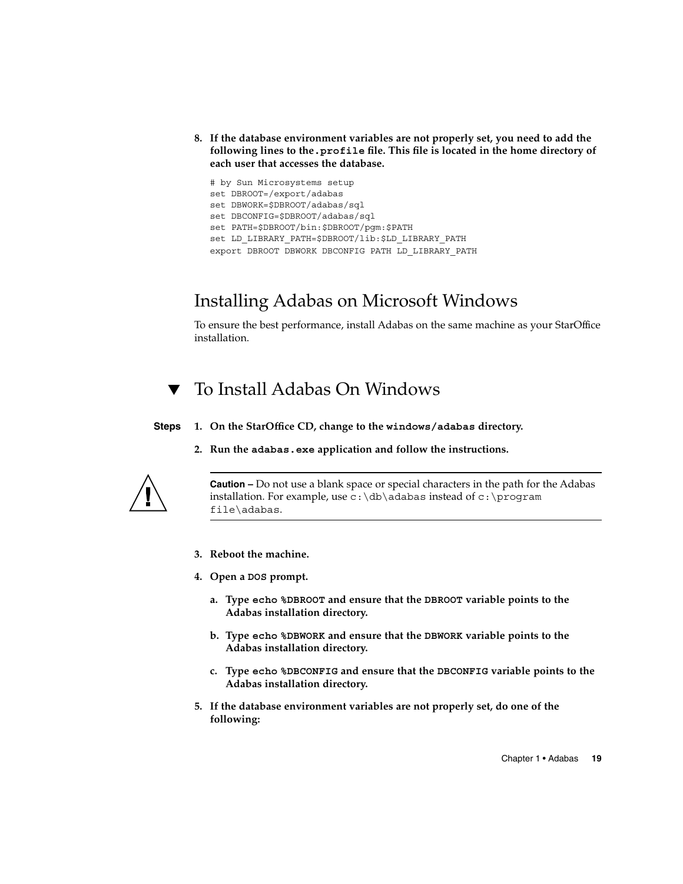8. **If the database environment variables are not properly set, you need to add the following lines to the `.profile` file. This file is located in the home directory of each user that accesses the database.**

```
# by Sun Microsystems setup
set DBROOT=/export/adabas
set DBWORK=$DBROOT/adabas/sql
set DBCONFIG=$DBROOT/adabas/sql
set PATH=$DBROOT/bin:$DBROOT/pgm:$PATH
set LD_LIBRARY_PATH=$DBROOT/lib:$LD_LIBRARY_PATH
export DBROOT DBWORK DBCONFIG PATH LD_LIBRARY_PATH
```

## Installing Adabas on Microsoft Windows

To ensure the best performance, install Adabas on the same machine as your StarOffice installation.

## ▼ To Install Adabas On Windows

**Steps**

1. **On the StarOffice CD, change to the `windows/adabas` directory.**
2. **Run the `adabas.exe` application and follow the instructions.**

   > **Caution –** Do not use a blank space or special characters in the path for the Adabas installation. For example, use `c:\db\adabas` instead of `c:\program file\adabas`.

3. **Reboot the machine.**
4. **Open a `DOS` prompt.**
   a. **Type `echo %DBROOT` and ensure that the `DBROOT` variable points to the Adabas installation directory.**
   b. **Type `echo %DBWORK` and ensure that the `DBWORK` variable points to the Adabas installation directory.**
   c. **Type `echo %DBCONFIG` and ensure that the `DBCONFIG` variable points to the Adabas installation directory.**
5. **If the database environment variables are not properly set, do one of the following:**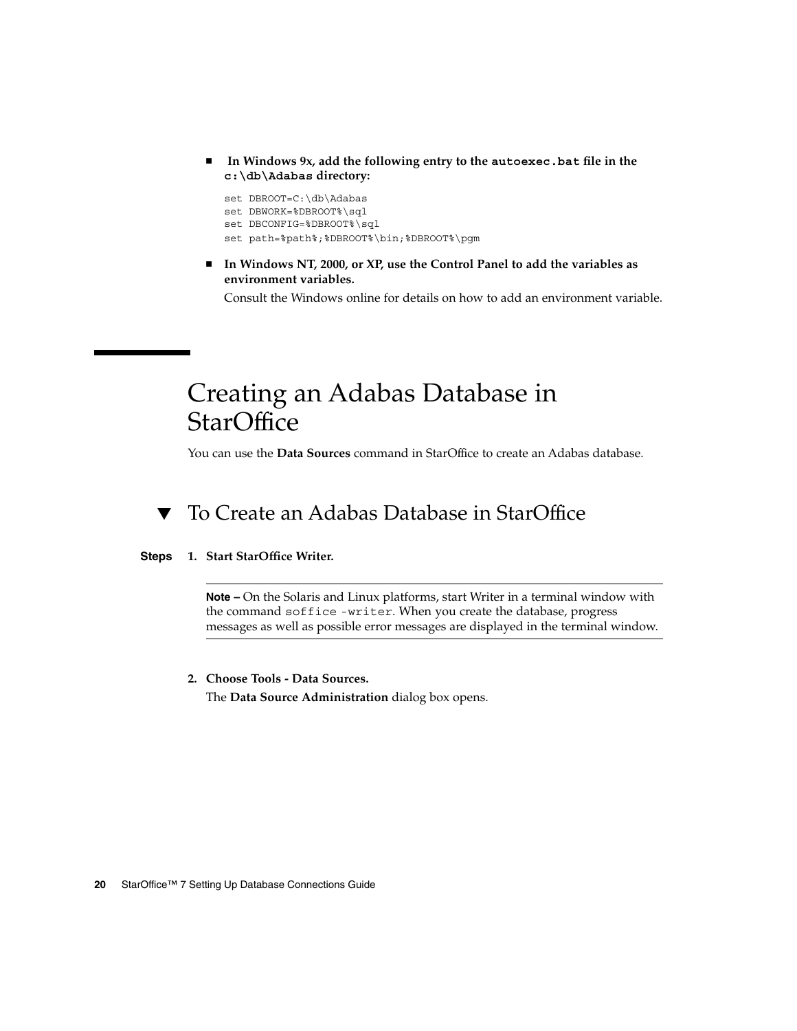- **In Windows 9x, add the following entry to the `autoexec.bat` file in the `c:\db\Adabas` directory:**

  ```
  set DBROOT=C:\db\Adabas
  set DBWORK=%DBROOT%\sql
  set DBCONFIG=%DBROOT%\sql
  set path=%path%;%DBROOT%\bin;%DBROOT%\pgm
  ```

- **In Windows NT, 2000, or XP, use the Control Panel to add the variables as environment variables.**

  Consult the Windows online for details on how to add an environment variable.

# Creating an Adabas Database in StarOffice

You can use the **Data Sources** command in StarOffice to create an Adabas database.

## ▼ To Create an Adabas Database in StarOffice

**Steps**

1. **Start StarOffice Writer.**

   ---

   **Note –** On the Solaris and Linux platforms, start Writer in a terminal window with the command `soffice -writer`. When you create the database, progress messages as well as possible error messages are displayed in the terminal window.

   ---

2. **Choose Tools - Data Sources.**

   The **Data Source Administration** dialog box opens.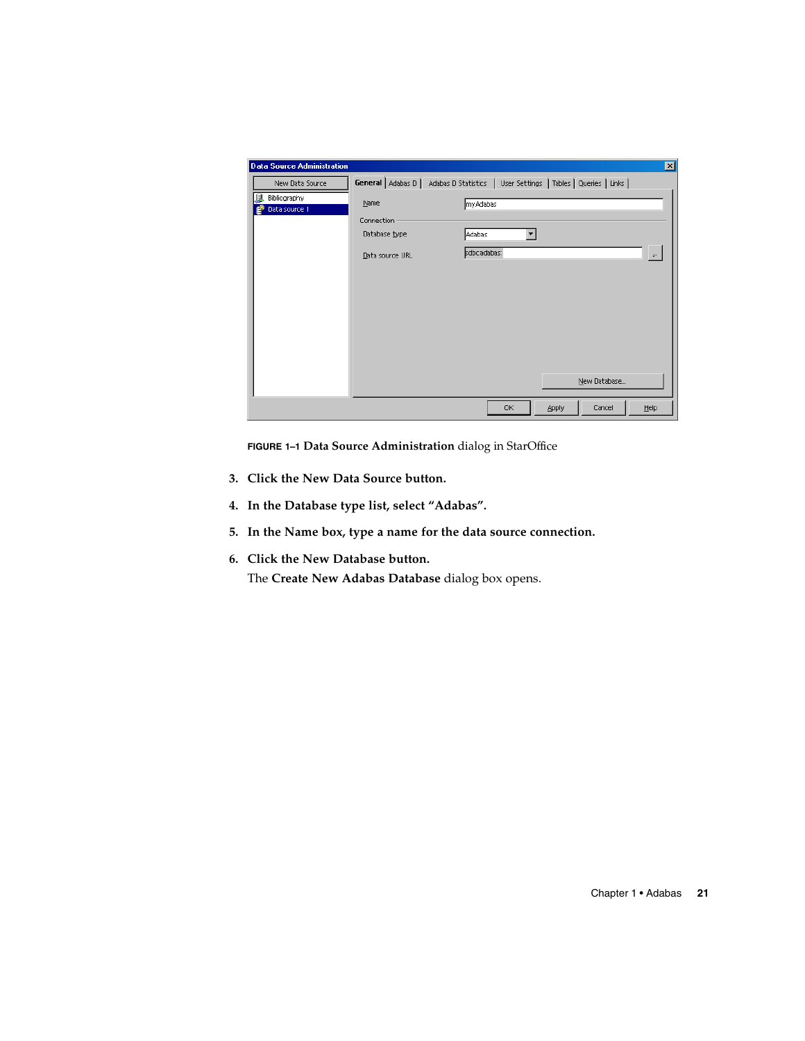**FIGURE 1–1 Data Source Administration** dialog in StarOffice

3. **Click the New Data Source button.**
4. **In the Database type list, select "Adabas".**
5. **In the Name box, type a name for the data source connection.**
6. **Click the New Database button.**

   The **Create New Adabas Database** dialog box opens.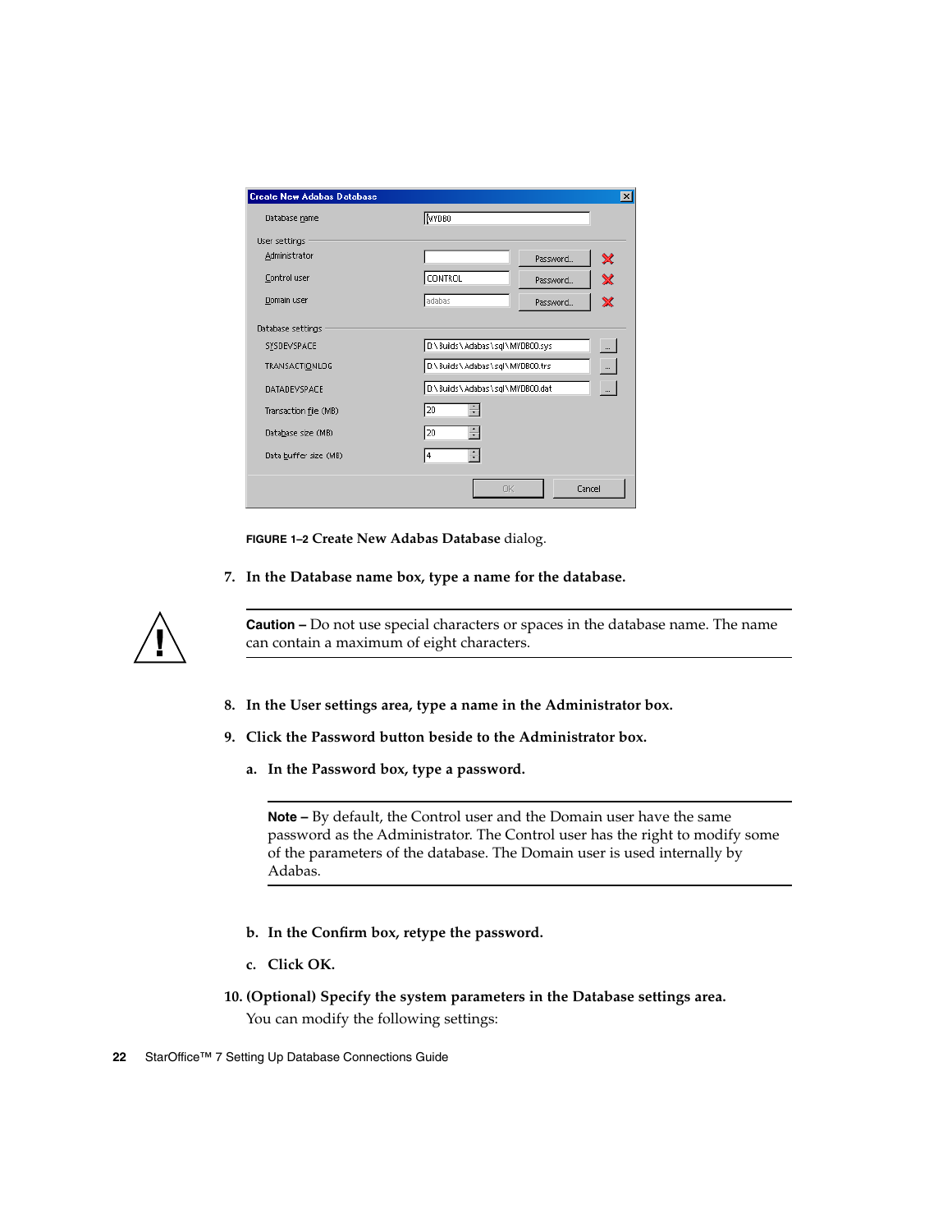**FIGURE 1–2 Create New Adabas Database** dialog.

7. **In the Database name box, type a name for the database.**

> **Caution –** Do not use special characters or spaces in the database name. The name can contain a maximum of eight characters.

8. **In the User settings area, type a name in the Administrator box.**

9. **Click the Password button beside to the Administrator box.**

   a. **In the Password box, type a password.**

   > **Note –** By default, the Control user and the Domain user have the same password as the Administrator. The Control user has the right to modify some of the parameters of the database. The Domain user is used internally by Adabas.

   b. **In the Confirm box, retype the password.**

   c. **Click OK.**

10. **(Optional) Specify the system parameters in the Database settings area.**

    You can modify the following settings: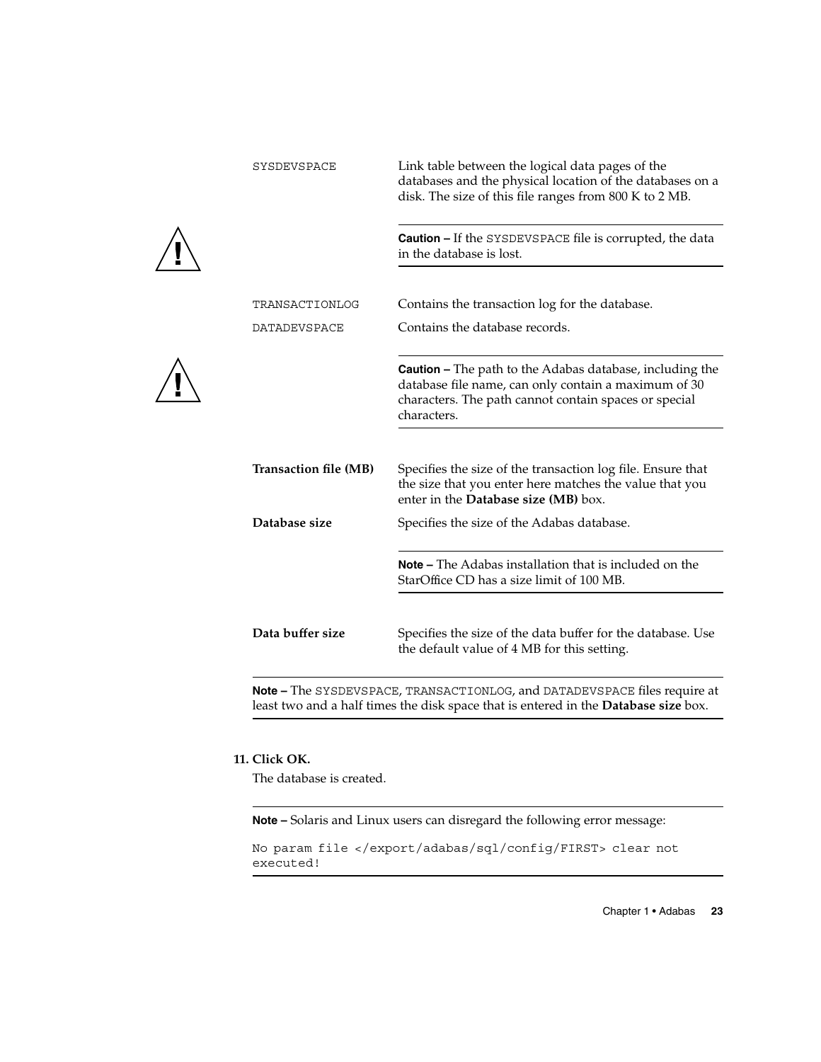SYSDEVSPACE — Link table between the logical data pages of the databases and the physical location of the databases on a disk. The size of this file ranges from 800 K to 2 MB.

> **Caution –** If the SYSDEVSPACE file is corrupted, the data in the database is lost.

TRANSACTIONLOG — Contains the transaction log for the database.

DATADEVSPACE — Contains the database records.

> **Caution –** The path to the Adabas database, including the database file name, can only contain a maximum of 30 characters. The path cannot contain spaces or special characters.

**Transaction file (MB)** — Specifies the size of the transaction log file. Ensure that the size that you enter here matches the value that you enter in the **Database size (MB)** box.

**Database size** — Specifies the size of the Adabas database.

> **Note –** The Adabas installation that is included on the StarOffice CD has a size limit of 100 MB.

**Data buffer size** — Specifies the size of the data buffer for the database. Use the default value of 4 MB for this setting.

> **Note –** The SYSDEVSPACE, TRANSACTIONLOG, and DATADEVSPACE files require at least two and a half times the disk space that is entered in the **Database size** box.

11. **Click OK.**

    The database is created.

> **Note –** Solaris and Linux users can disregard the following error message:
>
> ```
> No param file </export/adabas/sql/config/FIRST> clear not
> executed!
> ```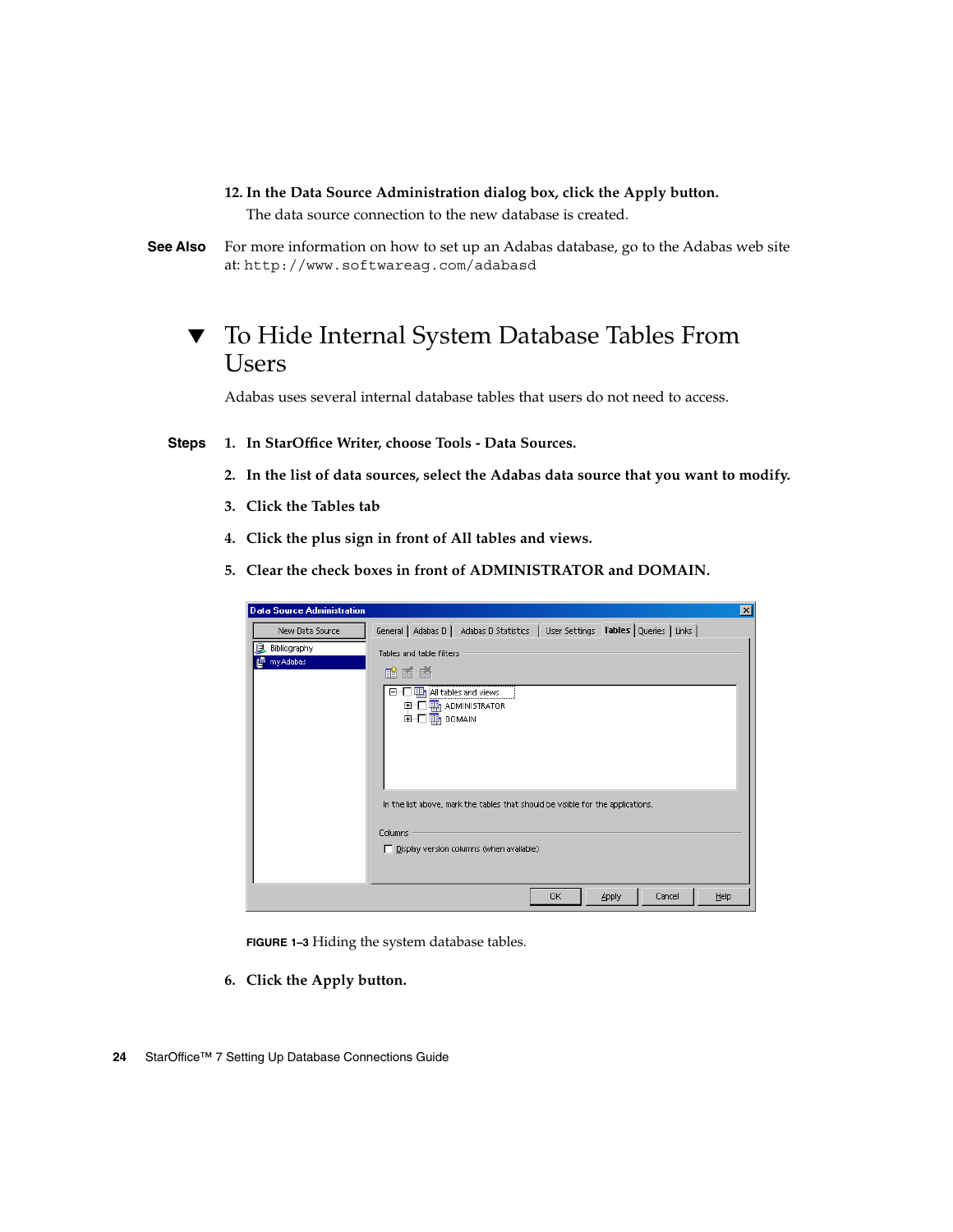**12. In the Data Source Administration dialog box, click the Apply button.**

The data source connection to the new database is created.

**See Also** For more information on how to set up an Adabas database, go to the Adabas web site at: `http://www.softwareag.com/adabasd`

## ▼ To Hide Internal System Database Tables From Users

Adabas uses several internal database tables that users do not need to access.

**Steps**

1. **In StarOffice Writer, choose Tools - Data Sources.**

2. **In the list of data sources, select the Adabas data source that you want to modify.**

3. **Click the Tables tab**

4. **Click the plus sign in front of All tables and views.**

5. **Clear the check boxes in front of ADMINISTRATOR and DOMAIN.**

**FIGURE 1–3** Hiding the system database tables.

6. **Click the Apply button.**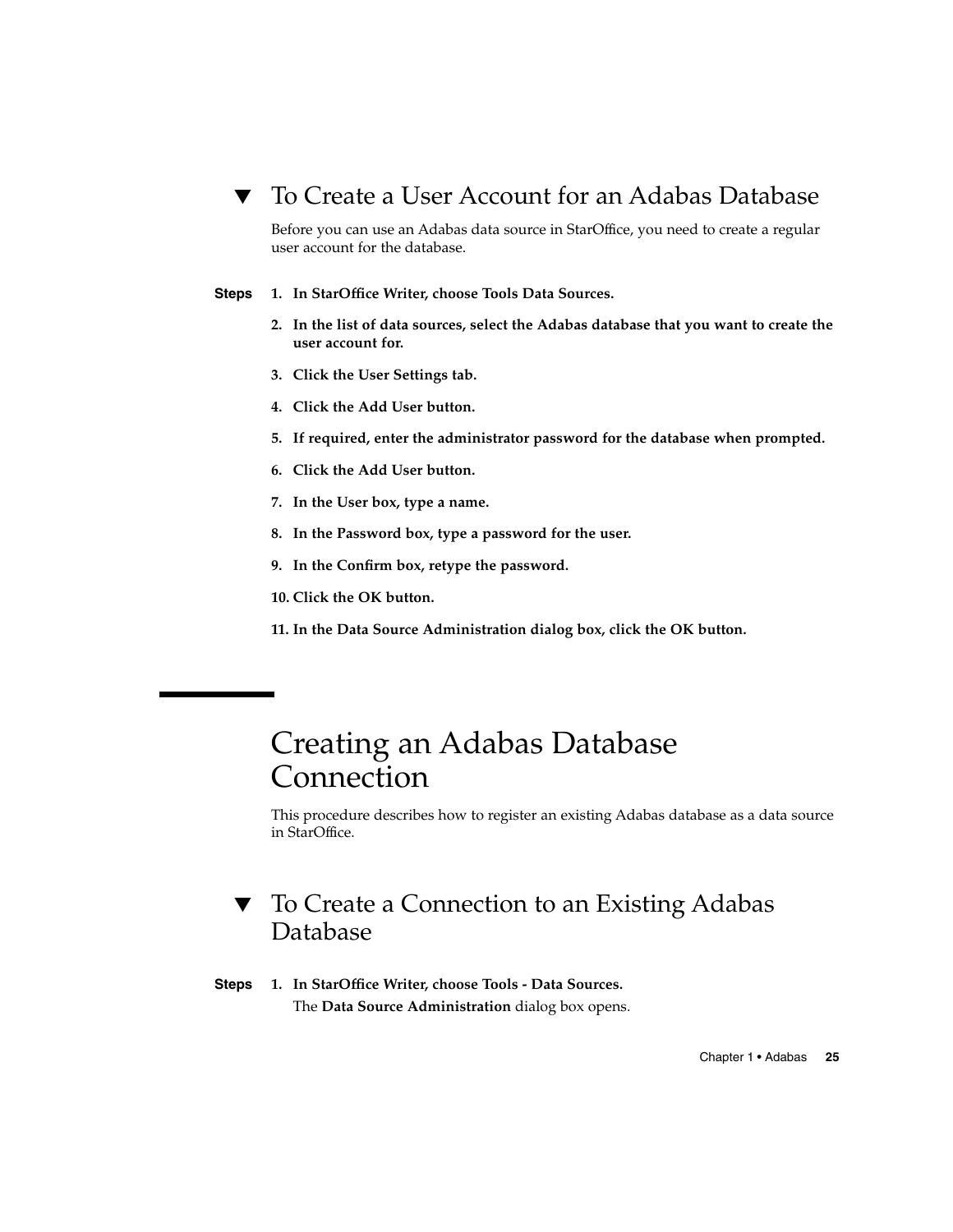### ▼ To Create a User Account for an Adabas Database

Before you can use an Adabas data source in StarOffice, you need to create a regular user account for the database.

**Steps**

1. **In StarOffice Writer, choose Tools Data Sources.**
2. **In the list of data sources, select the Adabas database that you want to create the user account for.**
3. **Click the User Settings tab.**
4. **Click the Add User button.**
5. **If required, enter the administrator password for the database when prompted.**
6. **Click the Add User button.**
7. **In the User box, type a name.**
8. **In the Password box, type a password for the user.**
9. **In the Confirm box, retype the password.**
10. **Click the OK button.**
11. **In the Data Source Administration dialog box, click the OK button.**

## Creating an Adabas Database Connection

This procedure describes how to register an existing Adabas database as a data source in StarOffice.

### ▼ To Create a Connection to an Existing Adabas Database

**Steps**

1. **In StarOffice Writer, choose Tools - Data Sources.**

   The **Data Source Administration** dialog box opens.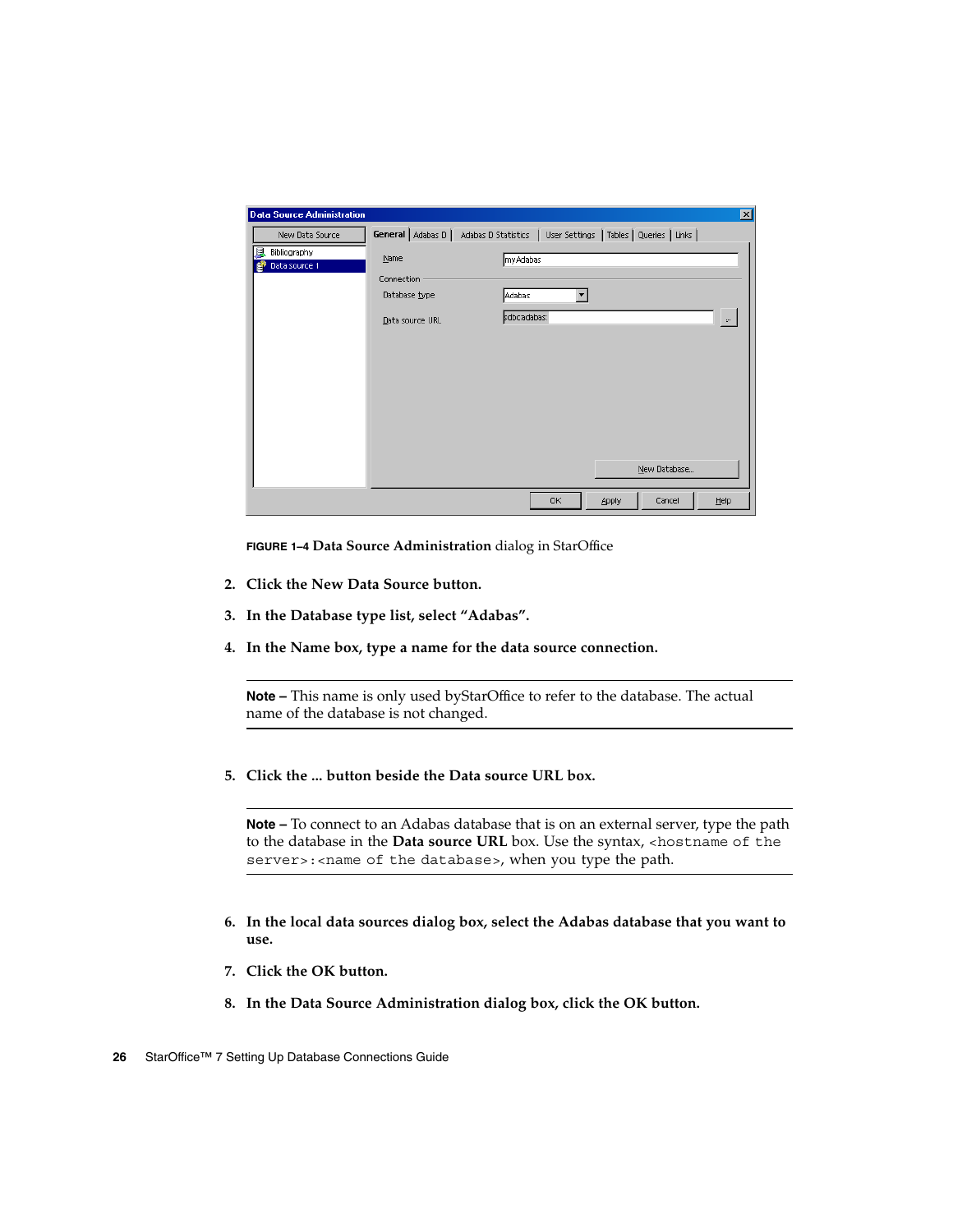**FIGURE 1–4 Data Source Administration** dialog in StarOffice

2. **Click the New Data Source button.**

3. **In the Database type list, select "Adabas".**

4. **In the Name box, type a name for the data source connection.**

---

**Note –** This name is only used byStarOffice to refer to the database. The actual name of the database is not changed.

---

5. **Click the ... button beside the Data source URL box.**

---

**Note –** To connect to an Adabas database that is on an external server, type the path to the database in the **Data source URL** box. Use the syntax, `<hostname of the server>:<name of the database>`, when you type the path.

---

6. **In the local data sources dialog box, select the Adabas database that you want to use.**

7. **Click the OK button.**

8. **In the Data Source Administration dialog box, click the OK button.**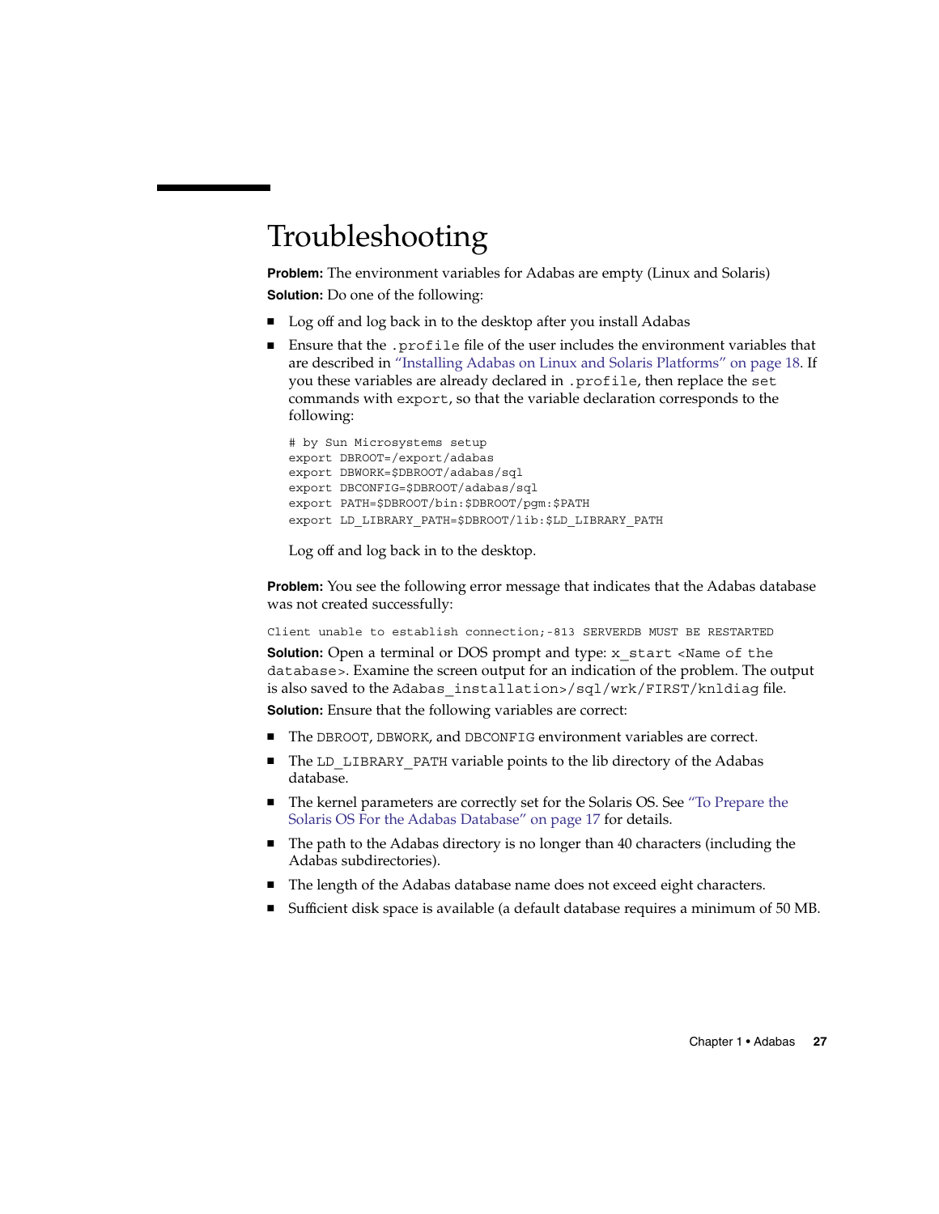# Troubleshooting

**Problem:** The environment variables for Adabas are empty (Linux and Solaris)

**Solution:** Do one of the following:

- Log off and log back in to the desktop after you install Adabas
- Ensure that the `.profile` file of the user includes the environment variables that are described in "Installing Adabas on Linux and Solaris Platforms" on page 18. If you these variables are already declared in `.profile`, then replace the `set` commands with `export`, so that the variable declaration corresponds to the following:

  ```
  # by Sun Microsystems setup
  export DBROOT=/export/adabas
  export DBWORK=$DBROOT/adabas/sql
  export DBCONFIG=$DBROOT/adabas/sql
  export PATH=$DBROOT/bin:$DBROOT/pgm:$PATH
  export LD_LIBRARY_PATH=$DBROOT/lib:$LD_LIBRARY_PATH
  ```

  Log off and log back in to the desktop.

**Problem:** You see the following error message that indicates that the Adabas database was not created successfully:

```
Client unable to establish connection;-813 SERVERDB MUST BE RESTARTED
```

**Solution:** Open a terminal or DOS prompt and type: `x_start <Name of the database>`. Examine the screen output for an indication of the problem. The output is also saved to the `Adabas_installation>/sql/wrk/FIRST/knldiag` file.

**Solution:** Ensure that the following variables are correct:

- The `DBROOT`, `DBWORK`, and `DBCONFIG` environment variables are correct.
- The `LD_LIBRARY_PATH` variable points to the lib directory of the Adabas database.
- The kernel parameters are correctly set for the Solaris OS. See "To Prepare the Solaris OS For the Adabas Database" on page 17 for details.
- The path to the Adabas directory is no longer than 40 characters (including the Adabas subdirectories).
- The length of the Adabas database name does not exceed eight characters.
- Sufficient disk space is available (a default database requires a minimum of 50 MB.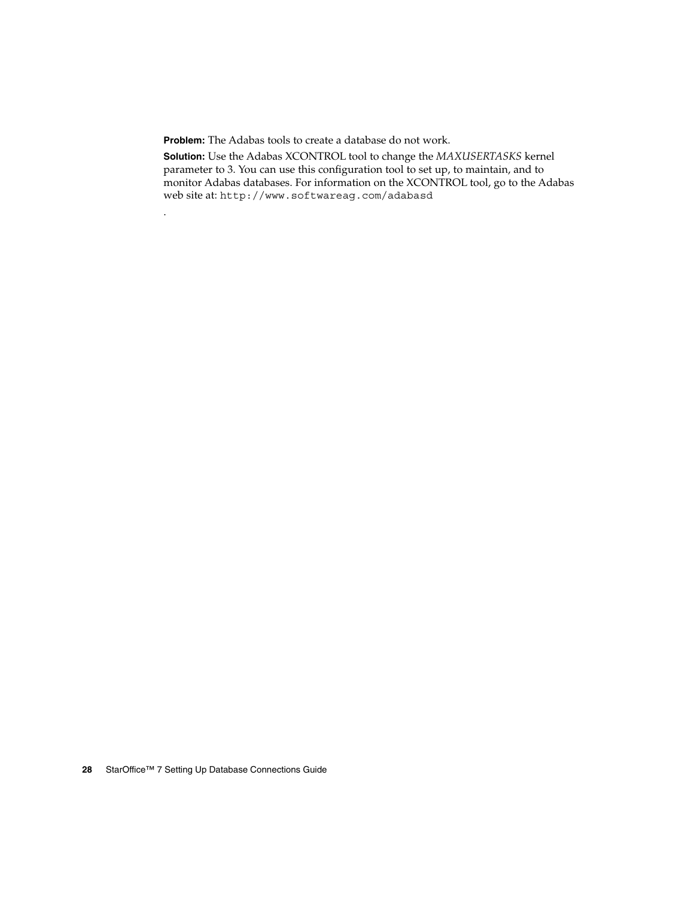**Problem:** The Adabas tools to create a database do not work.

**Solution:** Use the Adabas XCONTROL tool to change the *MAXUSERTASKS* kernel parameter to 3. You can use this configuration tool to set up, to maintain, and to monitor Adabas databases. For information on the XCONTROL tool, go to the Adabas web site at: `http://www.softwareag.com/adabasd`

.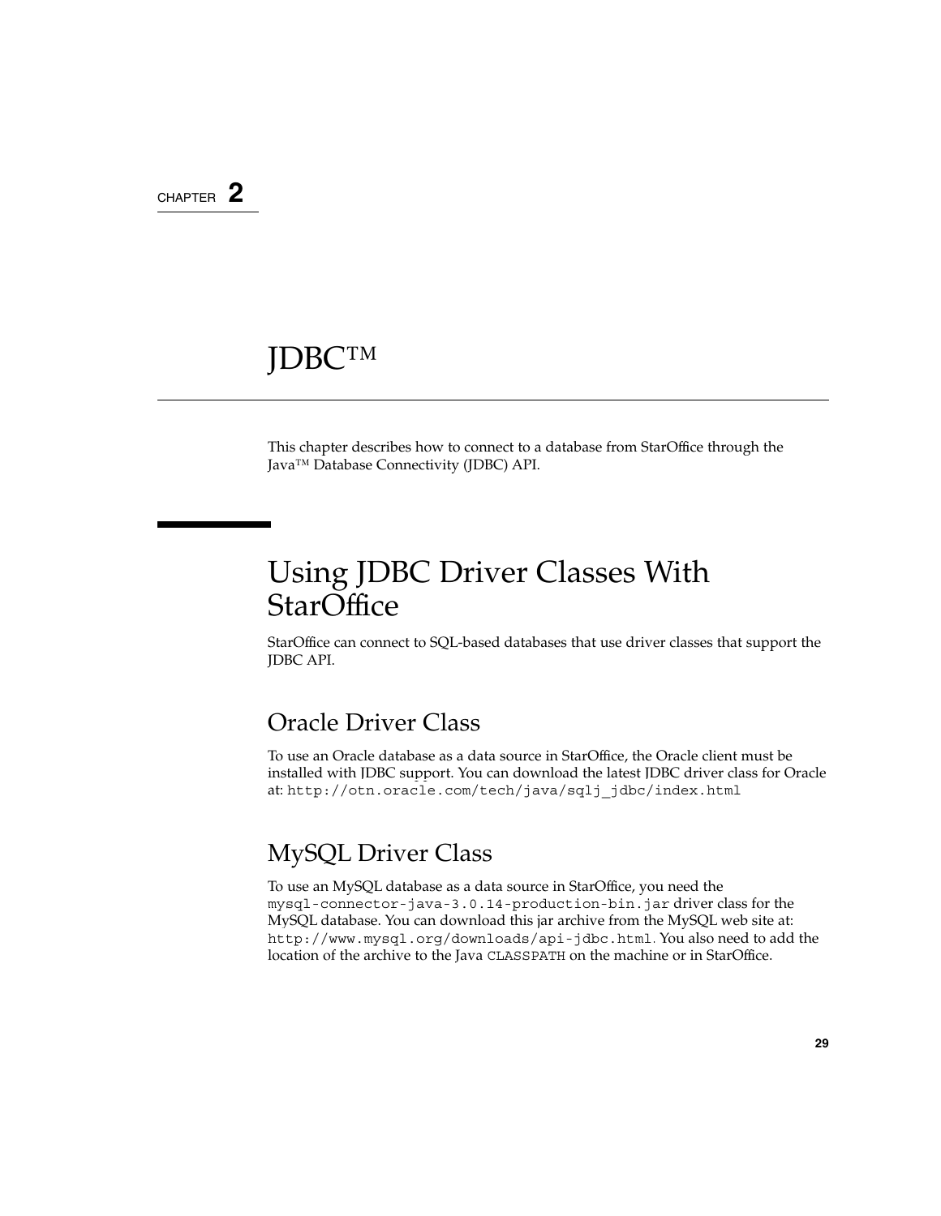CHAPTER 2

# JDBC™

This chapter describes how to connect to a database from StarOffice through the Java™ Database Connectivity (JDBC) API.

## Using JDBC Driver Classes With StarOffice

StarOffice can connect to SQL-based databases that use driver classes that support the JDBC API.

### Oracle Driver Class

To use an Oracle database as a data source in StarOffice, the Oracle client must be installed with JDBC support. You can download the latest JDBC driver class for Oracle at: `http://otn.oracle.com/tech/java/sqlj_jdbc/index.html`

### MySQL Driver Class

To use an MySQL database as a data source in StarOffice, you need the `mysql-connector-java-3.0.14-production-bin.jar` driver class for the MySQL database. You can download this jar archive from the MySQL web site at: `http://www.mysql.org/downloads/api-jdbc.html`. You also need to add the location of the archive to the Java `CLASSPATH` on the machine or in StarOffice.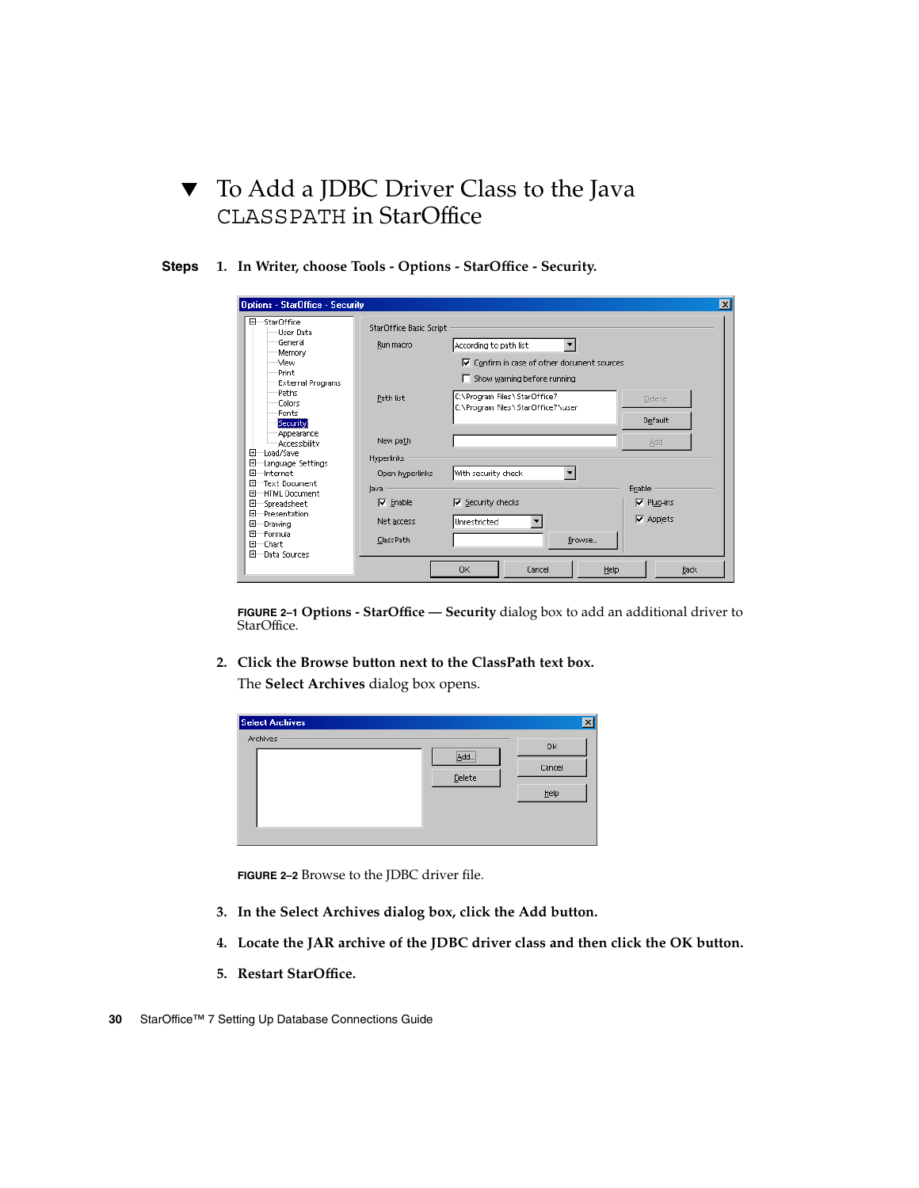## ▼ To Add a JDBC Driver Class to the Java CLASSPATH in StarOffice

**Steps**

1. **In Writer, choose Tools - Options - StarOffice - Security.**

   FIGURE 2–1 **Options - StarOffice — Security** dialog box to add an additional driver to StarOffice.

2. **Click the Browse button next to the ClassPath text box.**

   The **Select Archives** dialog box opens.

   FIGURE 2–2 Browse to the JDBC driver file.

3. **In the Select Archives dialog box, click the Add button.**

4. **Locate the JAR archive of the JDBC driver class and then click the OK button.**

5. **Restart StarOffice.**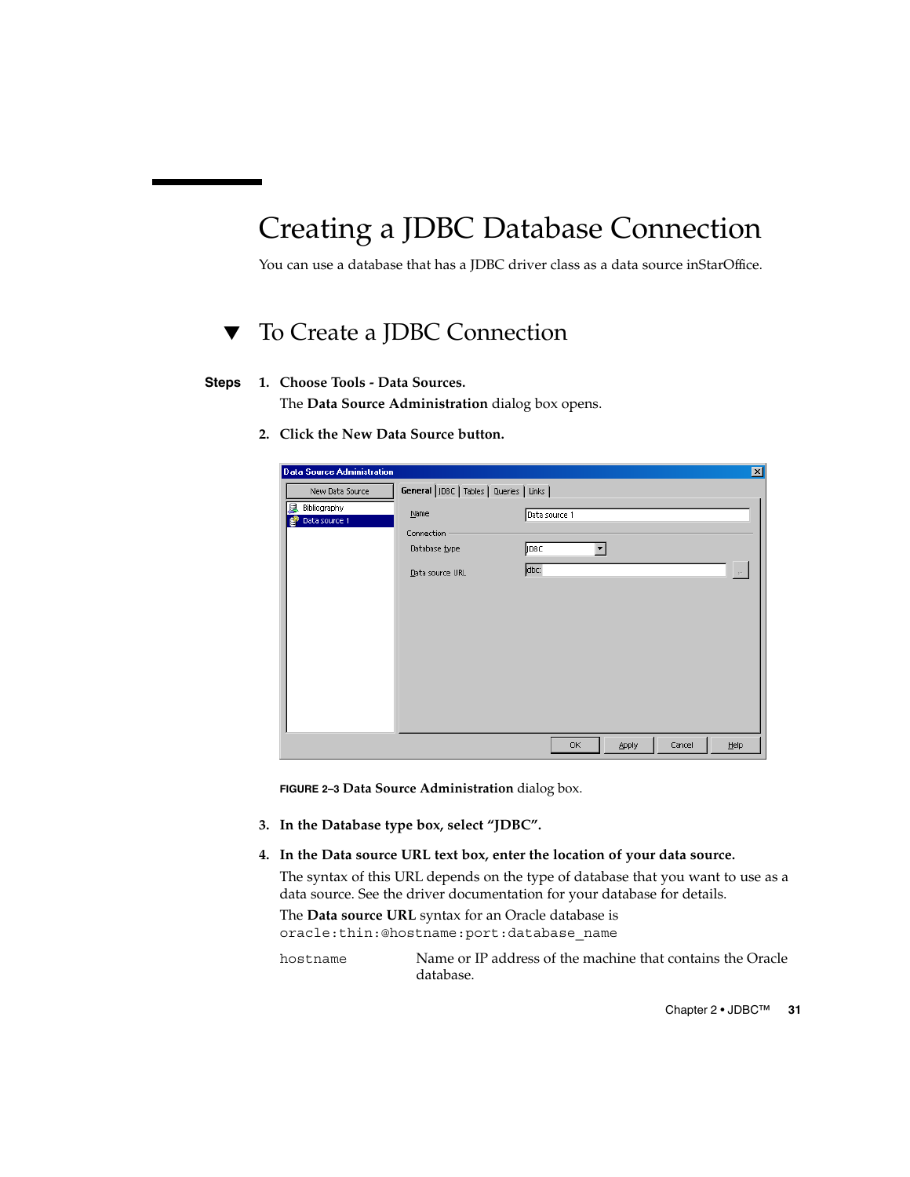# Creating a JDBC Database Connection

You can use a database that has a JDBC driver class as a data source inStarOffice.

## ▼ To Create a JDBC Connection

**Steps**

1. **Choose Tools - Data Sources.**

   The **Data Source Administration** dialog box opens.

2. **Click the New Data Source button.**

FIGURE 2–3 **Data Source Administration** dialog box.

3. **In the Database type box, select "JDBC".**

4. **In the Data source URL text box, enter the location of your data source.**

   The syntax of this URL depends on the type of database that you want to use as a data source. See the driver documentation for your database for details.

   The **Data source URL** syntax for an Oracle database is `oracle:thin:@hostname:port:database_name`

   | | |
   |---|---|
   | `hostname` | Name or IP address of the machine that contains the Oracle database. |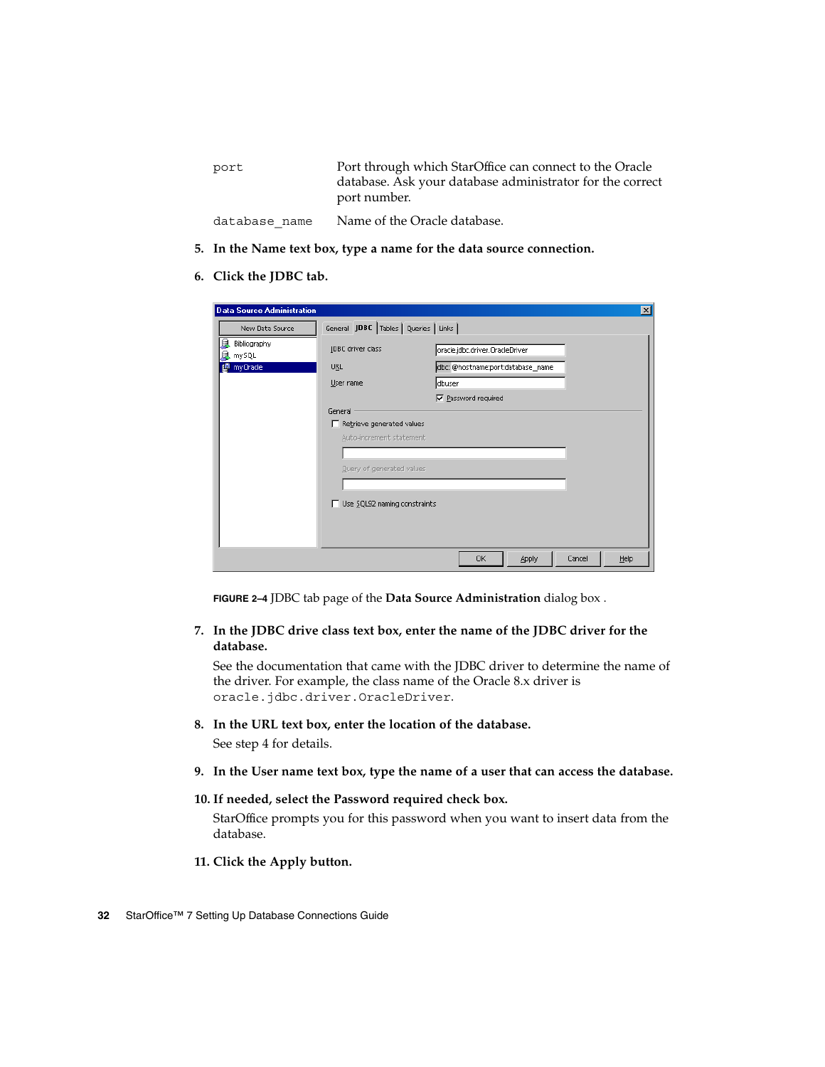| | |
|---|---|
| `port` | Port through which StarOffice can connect to the Oracle database. Ask your database administrator for the correct port number. |
| `database_name` | Name of the Oracle database. |

5. **In the Name text box, type a name for the data source connection.**

6. **Click the JDBC tab.**

**FIGURE 2–4** JDBC tab page of the **Data Source Administration** dialog box .

7. **In the JDBC drive class text box, enter the name of the JDBC driver for the database.**

   See the documentation that came with the JDBC driver to determine the name of the driver. For example, the class name of the Oracle 8.x driver is `oracle.jdbc.driver.OracleDriver`.

8. **In the URL text box, enter the location of the database.**

   See step 4 for details.

9. **In the User name text box, type the name of a user that can access the database.**

10. **If needed, select the Password required check box.**

    StarOffice prompts you for this password when you want to insert data from the database.

11. **Click the Apply button.**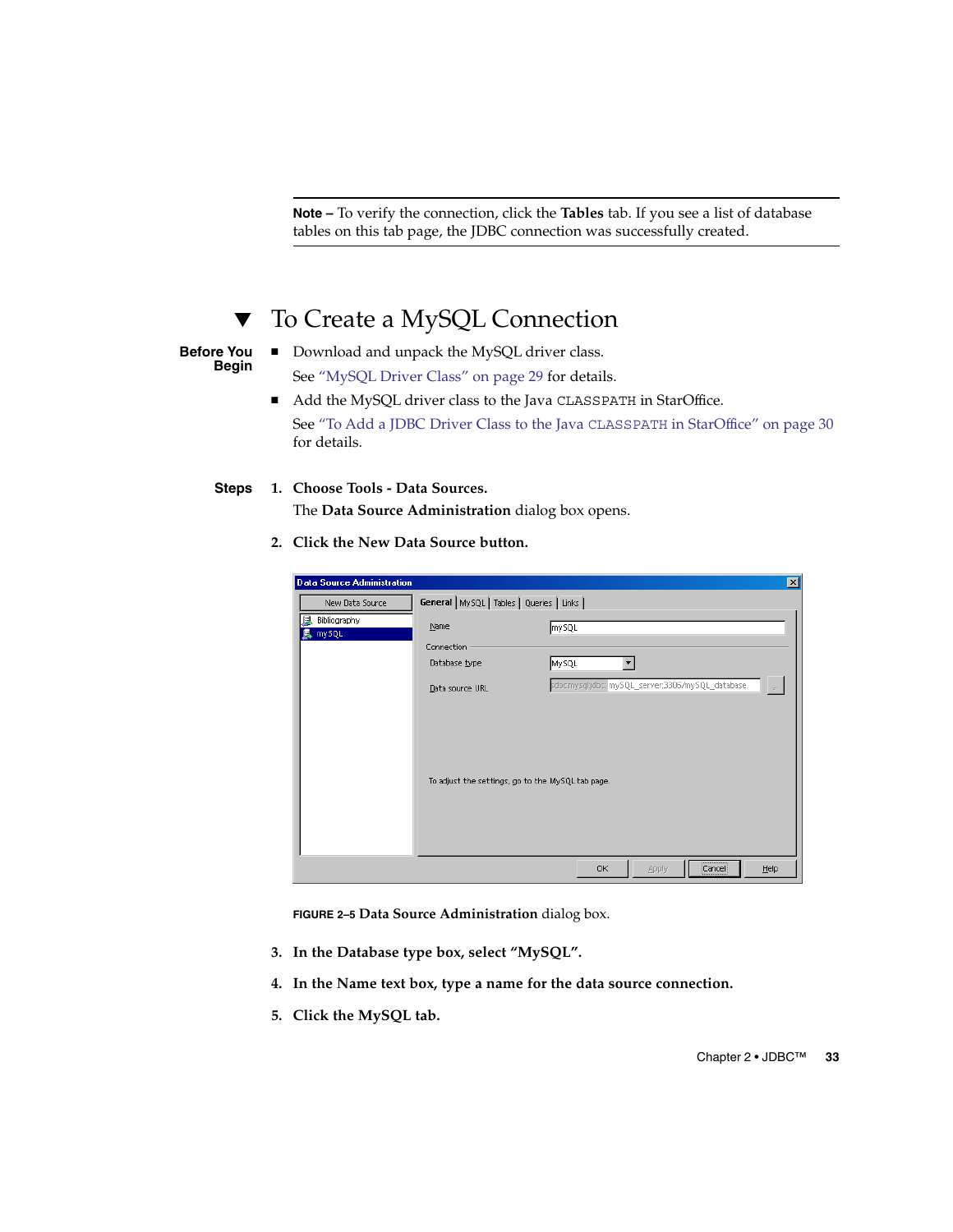**Note –** To verify the connection, click the **Tables** tab. If you see a list of database tables on this tab page, the JDBC connection was successfully created.

## ▼ To Create a MySQL Connection

**Before You Begin**

- Download and unpack the MySQL driver class.

  See "MySQL Driver Class" on page 29 for details.

- Add the MySQL driver class to the Java `CLASSPATH` in StarOffice.

  See "To Add a JDBC Driver Class to the Java `CLASSPATH` in StarOffice" on page 30 for details.

**Steps**

1. **Choose Tools - Data Sources.**

   The **Data Source Administration** dialog box opens.

2. **Click the New Data Source button.**

**FIGURE 2–5** **Data Source Administration** dialog box.

3. **In the Database type box, select "MySQL".**

4. **In the Name text box, type a name for the data source connection.**

5. **Click the MySQL tab.**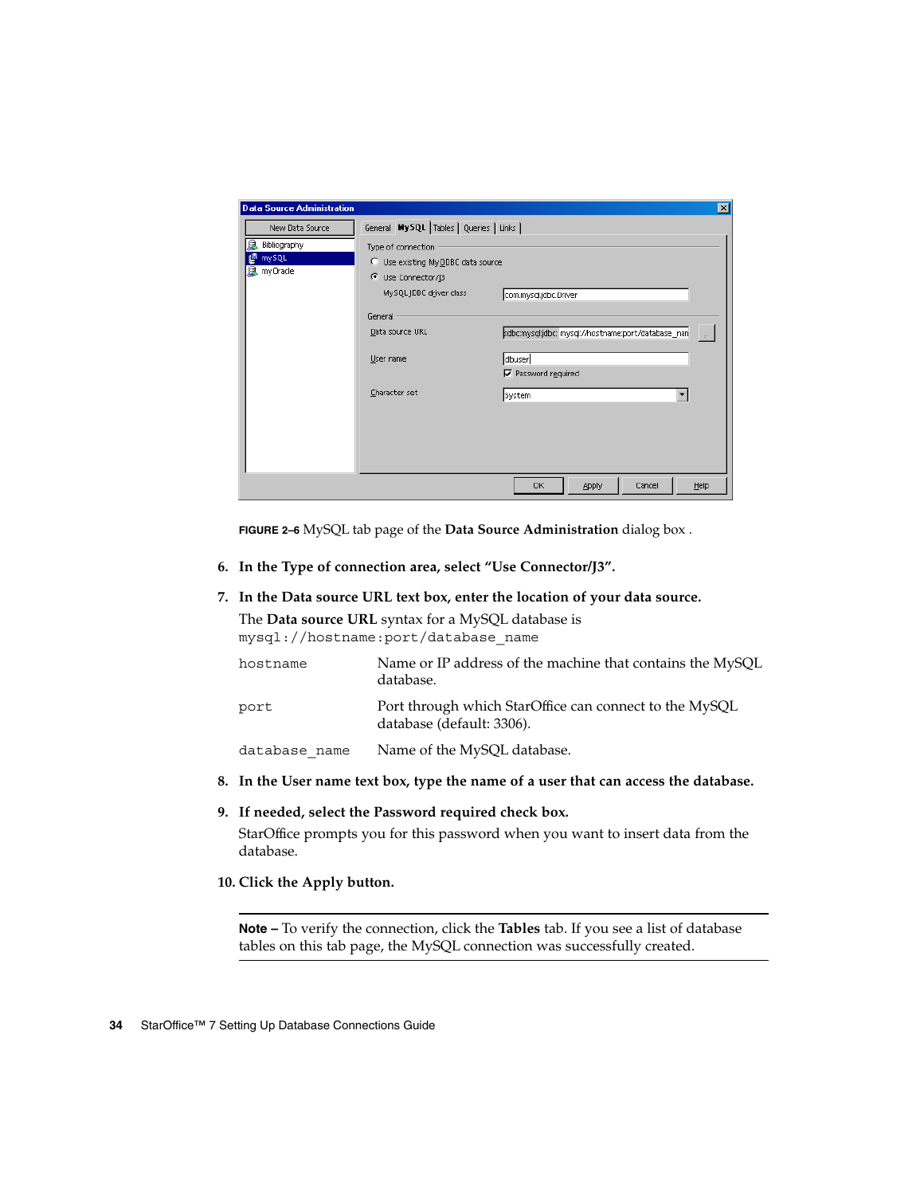**FIGURE 2–6** MySQL tab page of the **Data Source Administration** dialog box .

6. **In the Type of connection area, select "Use Connector/J3".**

7. **In the Data source URL text box, enter the location of your data source.**

   The **Data source URL** syntax for a MySQL database is `mysql://hostname:port/database_name`

| | |
|---|---|
| `hostname` | Name or IP address of the machine that contains the MySQL database. |
| `port` | Port through which StarOffice can connect to the MySQL database (default: 3306). |
| `database_name` | Name of the MySQL database. |

8. **In the User name text box, type the name of a user that can access the database.**

9. **If needed, select the Password required check box.**

   StarOffice prompts you for this password when you want to insert data from the database.

10. **Click the Apply button.**

---

**Note –** To verify the connection, click the **Tables** tab. If you see a list of database tables on this tab page, the MySQL connection was successfully created.

---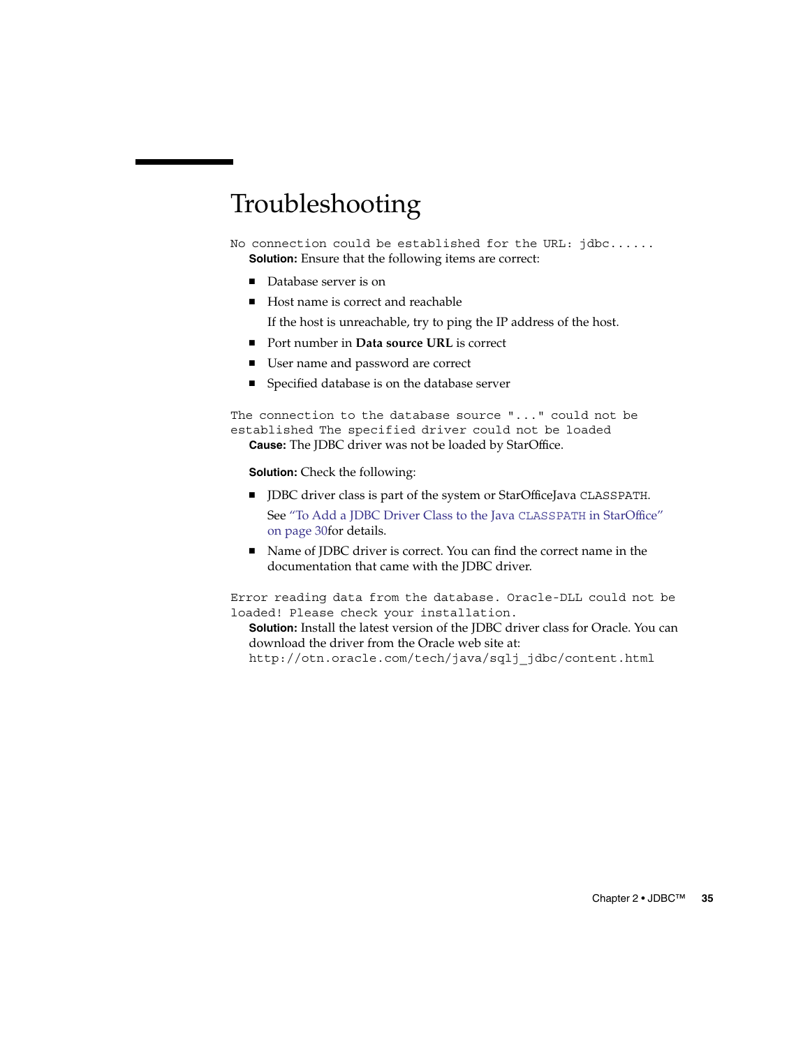# Troubleshooting

`No connection could be established for the URL: jdbc......`

**Solution:** Ensure that the following items are correct:

- Database server is on
- Host name is correct and reachable

  If the host is unreachable, try to ping the IP address of the host.
- Port number in **Data source URL** is correct
- User name and password are correct
- Specified database is on the database server

`The connection to the database source "..." could not be established The specified driver could not be loaded`

**Cause:** The JDBC driver was not be loaded by StarOffice.

**Solution:** Check the following:

- JDBC driver class is part of the system or StarOfficeJava `CLASSPATH`.

  See "To Add a JDBC Driver Class to the Java `CLASSPATH` in StarOffice" on page 30for details.
- Name of JDBC driver is correct. You can find the correct name in the documentation that came with the JDBC driver.

`Error reading data from the database. Oracle-DLL could not be loaded! Please check your installation.`

**Solution:** Install the latest version of the JDBC driver class for Oracle. You can download the driver from the Oracle web site at: `http://otn.oracle.com/tech/java/sqlj_jdbc/content.html`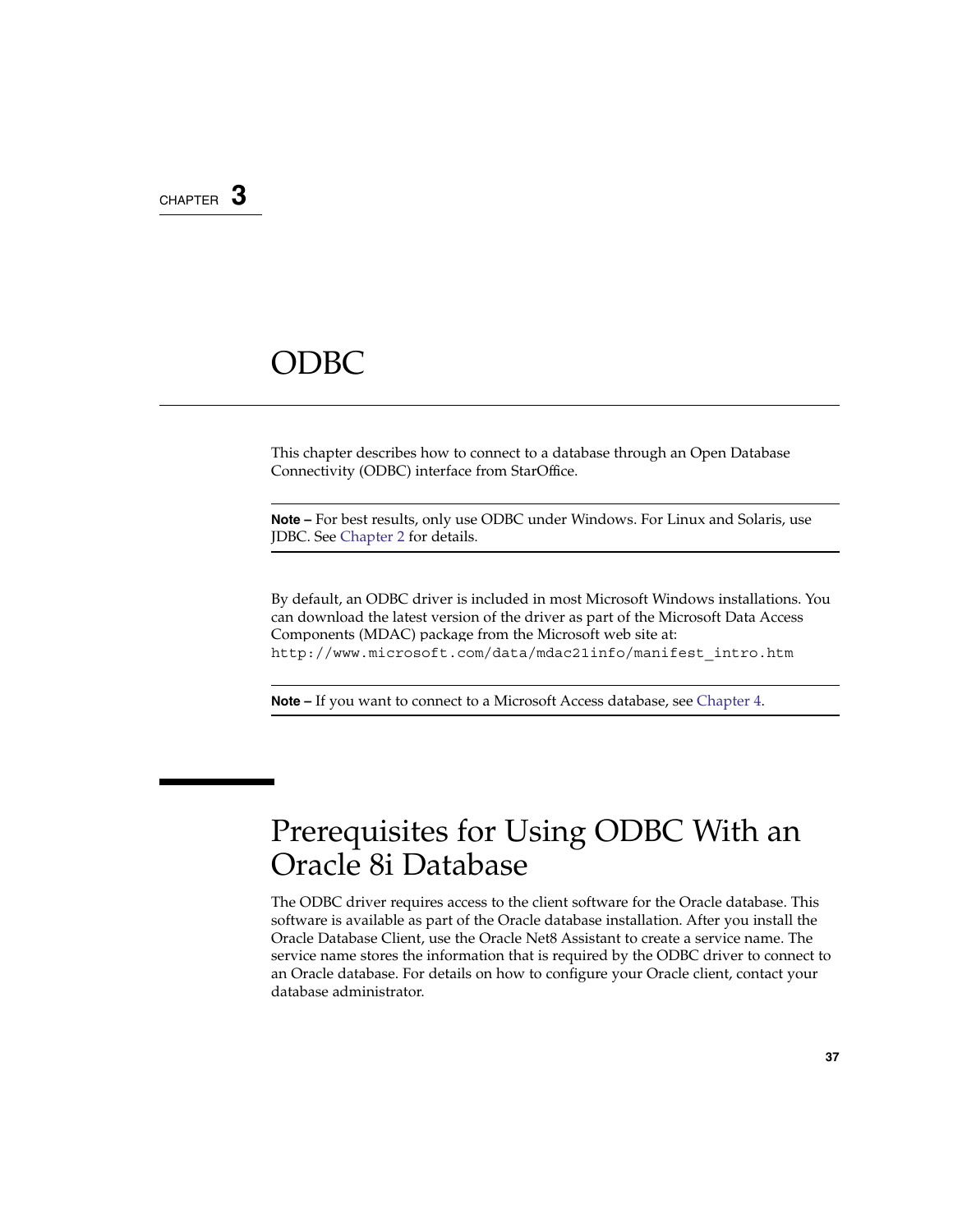CHAPTER 3

# ODBC

This chapter describes how to connect to a database through an Open Database Connectivity (ODBC) interface from StarOffice.

---

**Note –** For best results, only use ODBC under Windows. For Linux and Solaris, use JDBC. See Chapter 2 for details.

---

By default, an ODBC driver is included in most Microsoft Windows installations. You can download the latest version of the driver as part of the Microsoft Data Access Components (MDAC) package from the Microsoft web site at: `http://www.microsoft.com/data/mdac21info/manifest_intro.htm`

---

**Note –** If you want to connect to a Microsoft Access database, see Chapter 4.

---

## Prerequisites for Using ODBC With an Oracle 8i Database

The ODBC driver requires access to the client software for the Oracle database. This software is available as part of the Oracle database installation. After you install the Oracle Database Client, use the Oracle Net8 Assistant to create a service name. The service name stores the information that is required by the ODBC driver to connect to an Oracle database. For details on how to configure your Oracle client, contact your database administrator.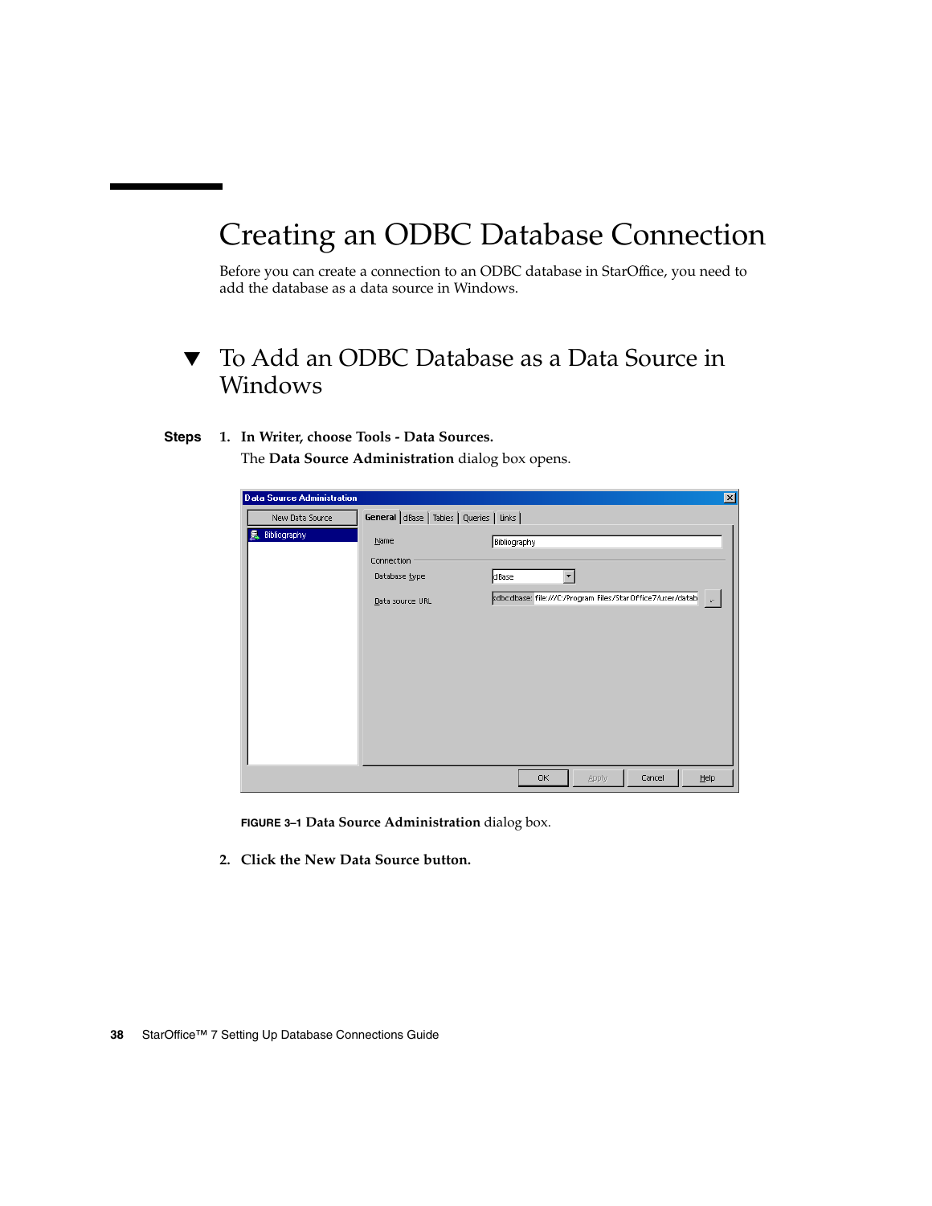# Creating an ODBC Database Connection

Before you can create a connection to an ODBC database in StarOffice, you need to add the database as a data source in Windows.

## ▼ To Add an ODBC Database as a Data Source in Windows

**Steps**

1. **In Writer, choose Tools - Data Sources.**

   The **Data Source Administration** dialog box opens.

   FIGURE 3–1 **Data Source Administration** dialog box.

2. **Click the New Data Source button.**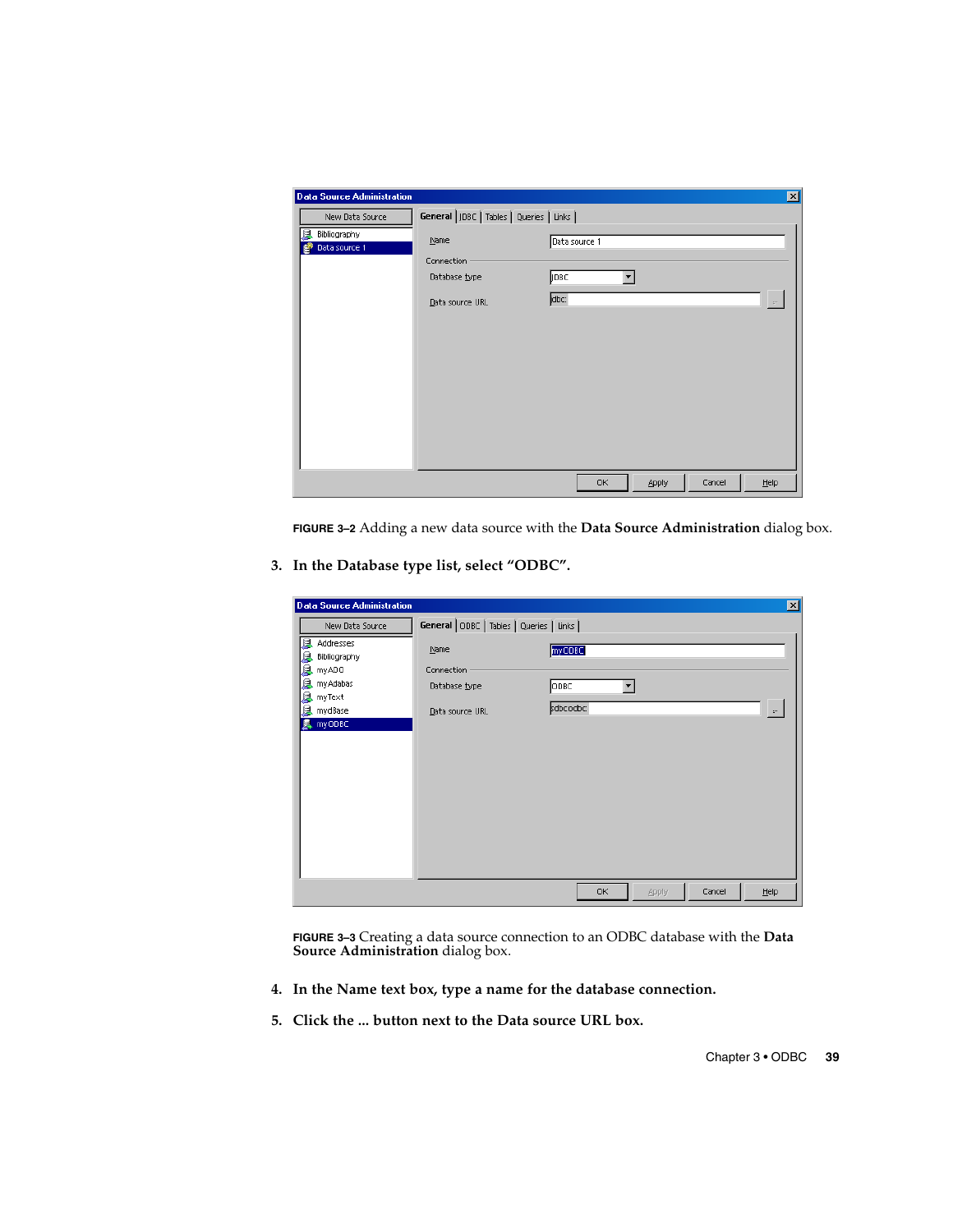FIGURE 3–2 Adding a new data source with the **Data Source Administration** dialog box.

3. **In the Database type list, select "ODBC".**

FIGURE 3–3 Creating a data source connection to an ODBC database with the **Data Source Administration** dialog box.

4. **In the Name text box, type a name for the database connection.**

5. **Click the ... button next to the Data source URL box.**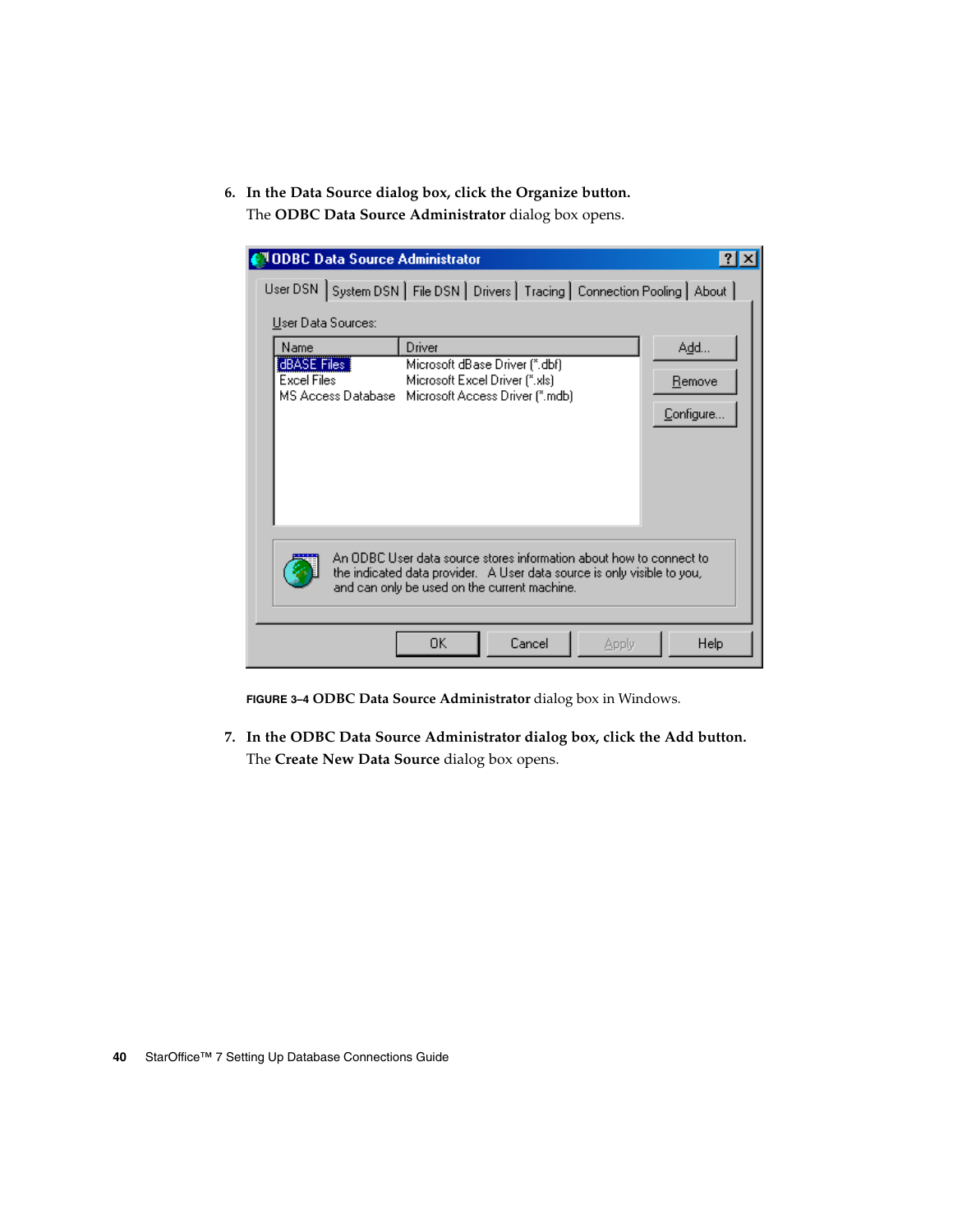6. **In the Data Source dialog box, click the Organize button.**

   The **ODBC Data Source Administrator** dialog box opens.

FIGURE 3–4 **ODBC Data Source Administrator** dialog box in Windows.

7. **In the ODBC Data Source Administrator dialog box, click the Add button.**

   The **Create New Data Source** dialog box opens.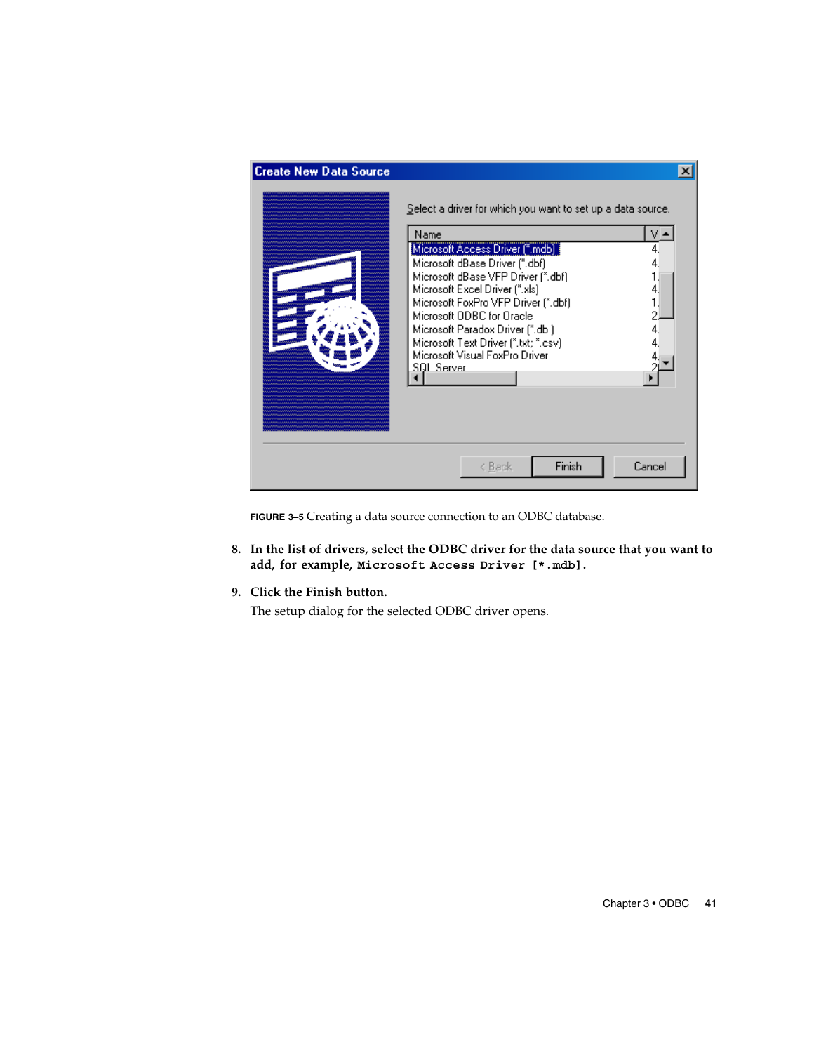**FIGURE 3–5** Creating a data source connection to an ODBC database.

8. **In the list of drivers, select the ODBC driver for the data source that you want to add, for example, `Microsoft Access Driver [*.mdb]`.**
9. **Click the Finish button.**

   The setup dialog for the selected ODBC driver opens.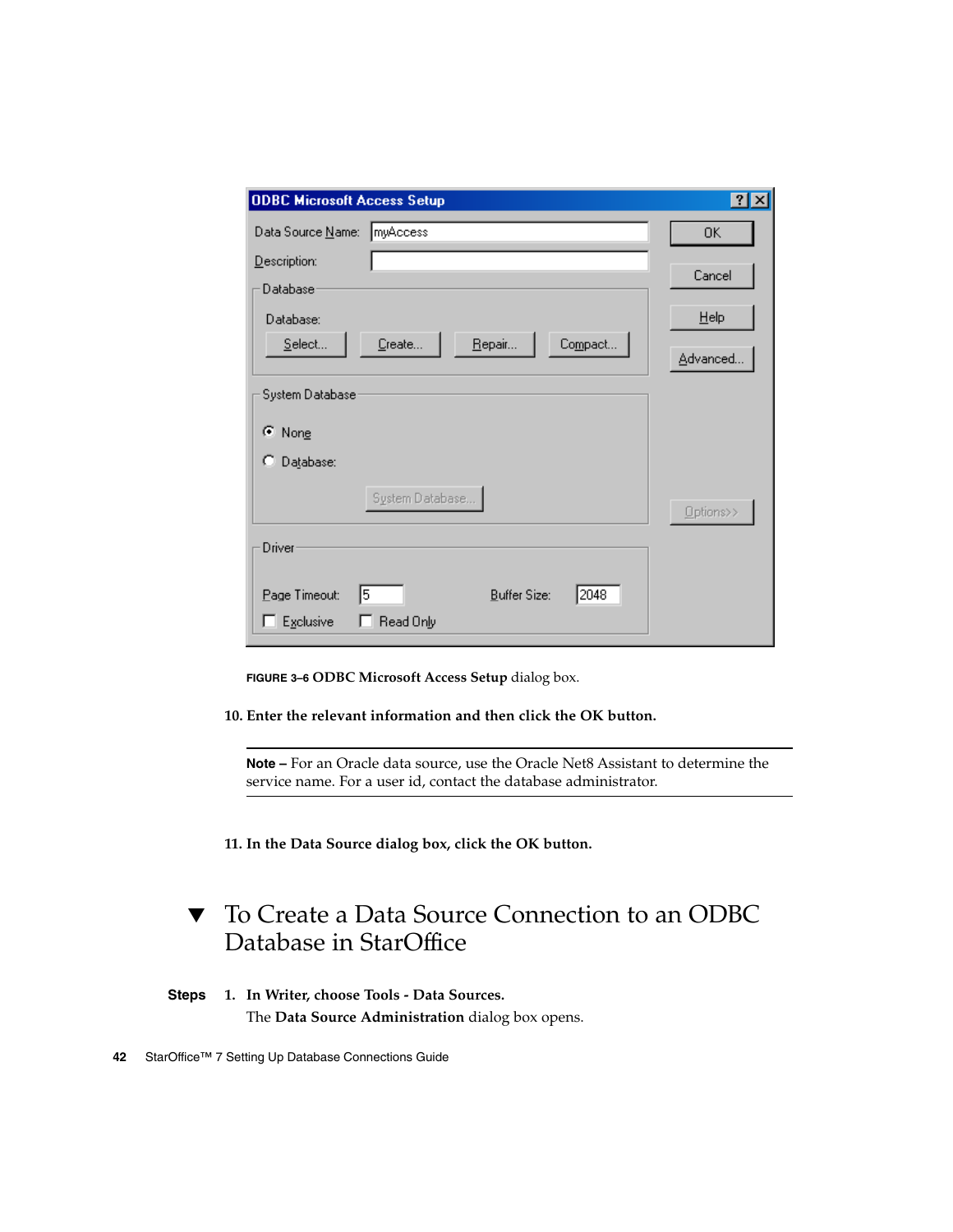**FIGURE 3–6 ODBC Microsoft Access Setup** dialog box.

10. **Enter the relevant information and then click the OK button.**

---

**Note –** For an Oracle data source, use the Oracle Net8 Assistant to determine the service name. For a user id, contact the database administrator.

---

11. **In the Data Source dialog box, click the OK button.**

## ▼ To Create a Data Source Connection to an ODBC Database in StarOffice

**Steps**

1. **In Writer, choose Tools - Data Sources.**

   The **Data Source Administration** dialog box opens.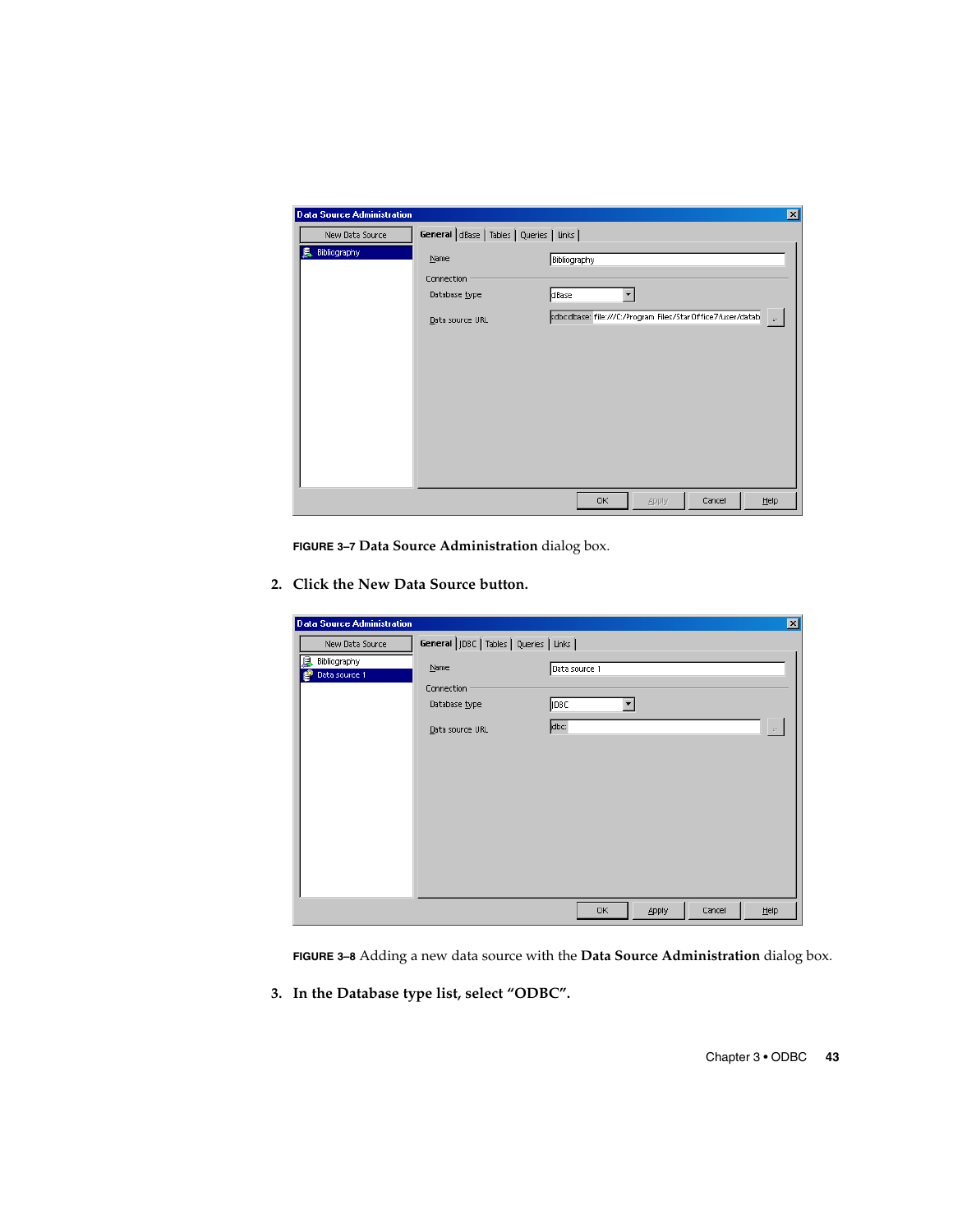**FIGURE 3–7** **Data Source Administration** dialog box.

2. **Click the New Data Source button.**

**FIGURE 3–8** Adding a new data source with the **Data Source Administration** dialog box.

3. **In the Database type list, select "ODBC".**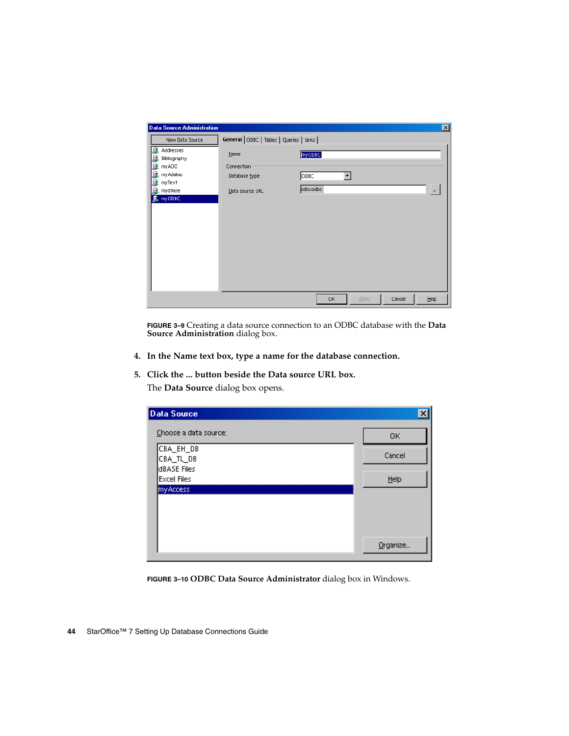**FIGURE 3–9** Creating a data source connection to an ODBC database with the **Data Source Administration** dialog box.

4. **In the Name text box, type a name for the database connection.**

5. **Click the ... button beside the Data source URL box.**

   The **Data Source** dialog box opens.

**FIGURE 3–10** **ODBC Data Source Administrator** dialog box in Windows.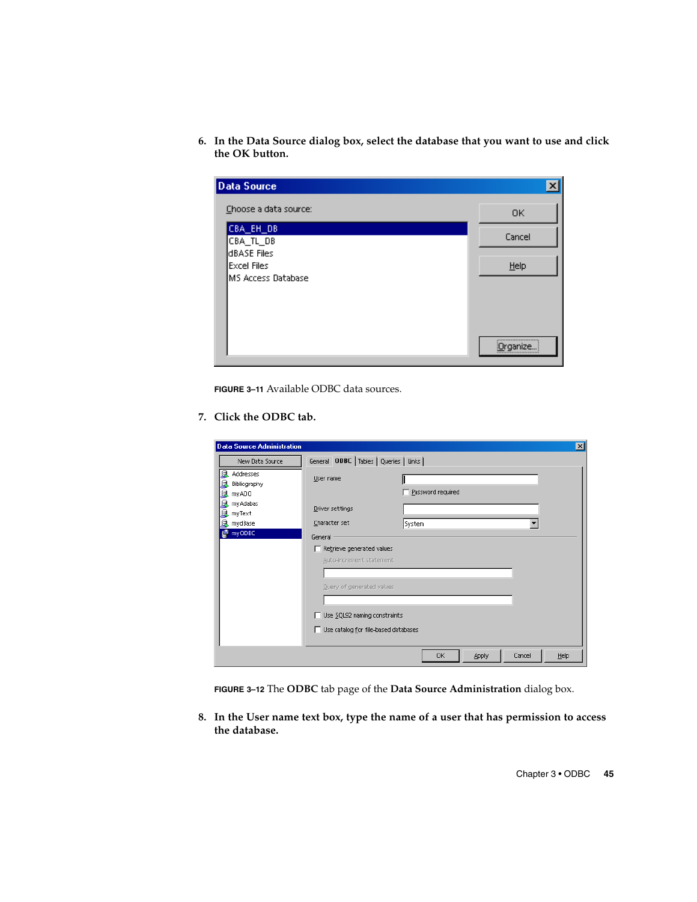6. **In the Data Source dialog box, select the database that you want to use and click the OK button.**

**FIGURE 3–11** Available ODBC data sources.

7. **Click the ODBC tab.**

**FIGURE 3–12** The **ODBC** tab page of the **Data Source Administration** dialog box.

8. **In the User name text box, type the name of a user that has permission to access the database.**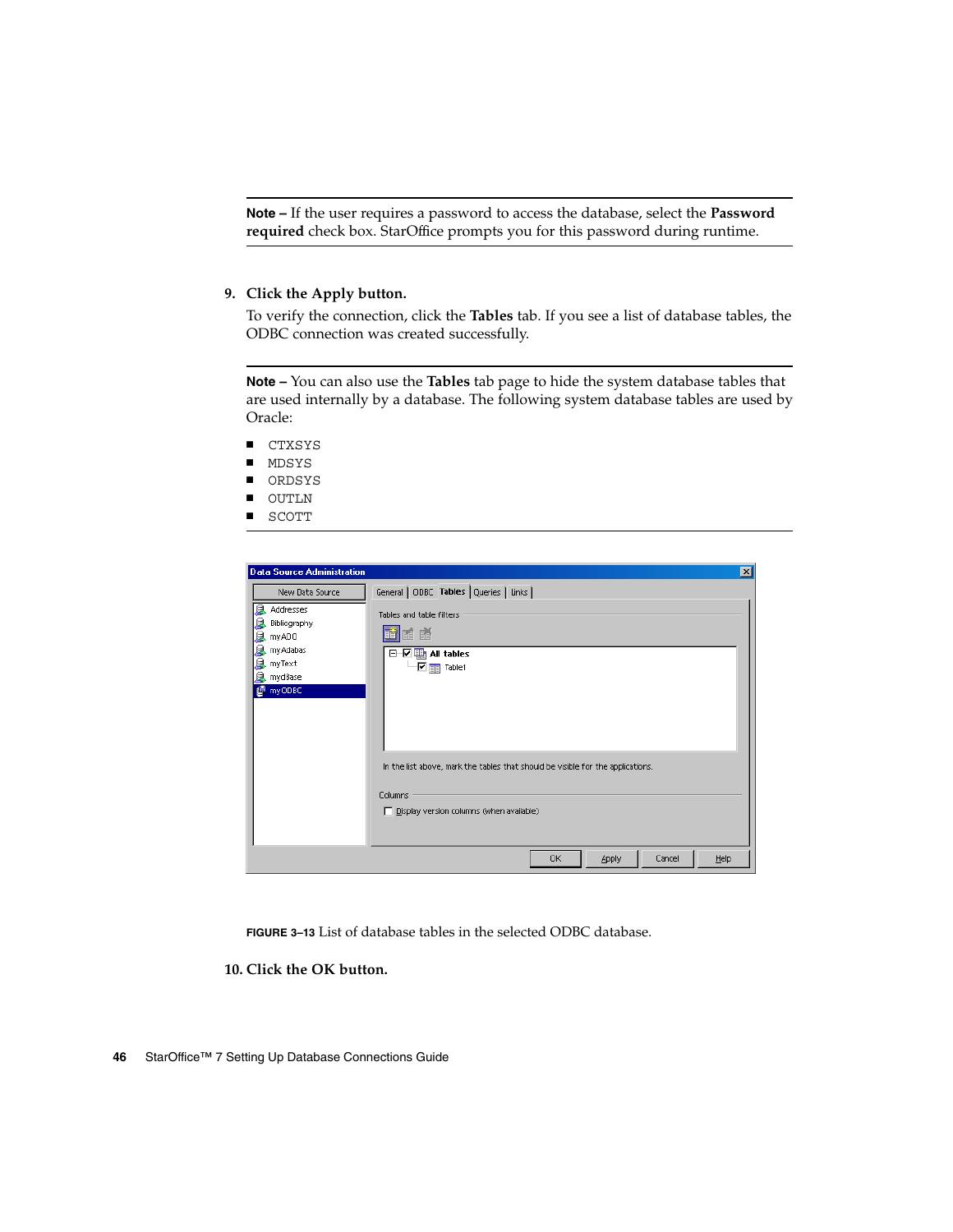---

**Note –** If the user requires a password to access the database, select the **Password required** check box. StarOffice prompts you for this password during runtime.

---

9. **Click the Apply button.**

   To verify the connection, click the **Tables** tab. If you see a list of database tables, the ODBC connection was created successfully.

---

**Note –** You can also use the **Tables** tab page to hide the system database tables that are used internally by a database. The following system database tables are used by Oracle:

- `CTXSYS`
- `MDSYS`
- `ORDSYS`
- `OUTLN`
- `SCOTT`

---

**FIGURE 3–13** List of database tables in the selected ODBC database.

10. **Click the OK button.**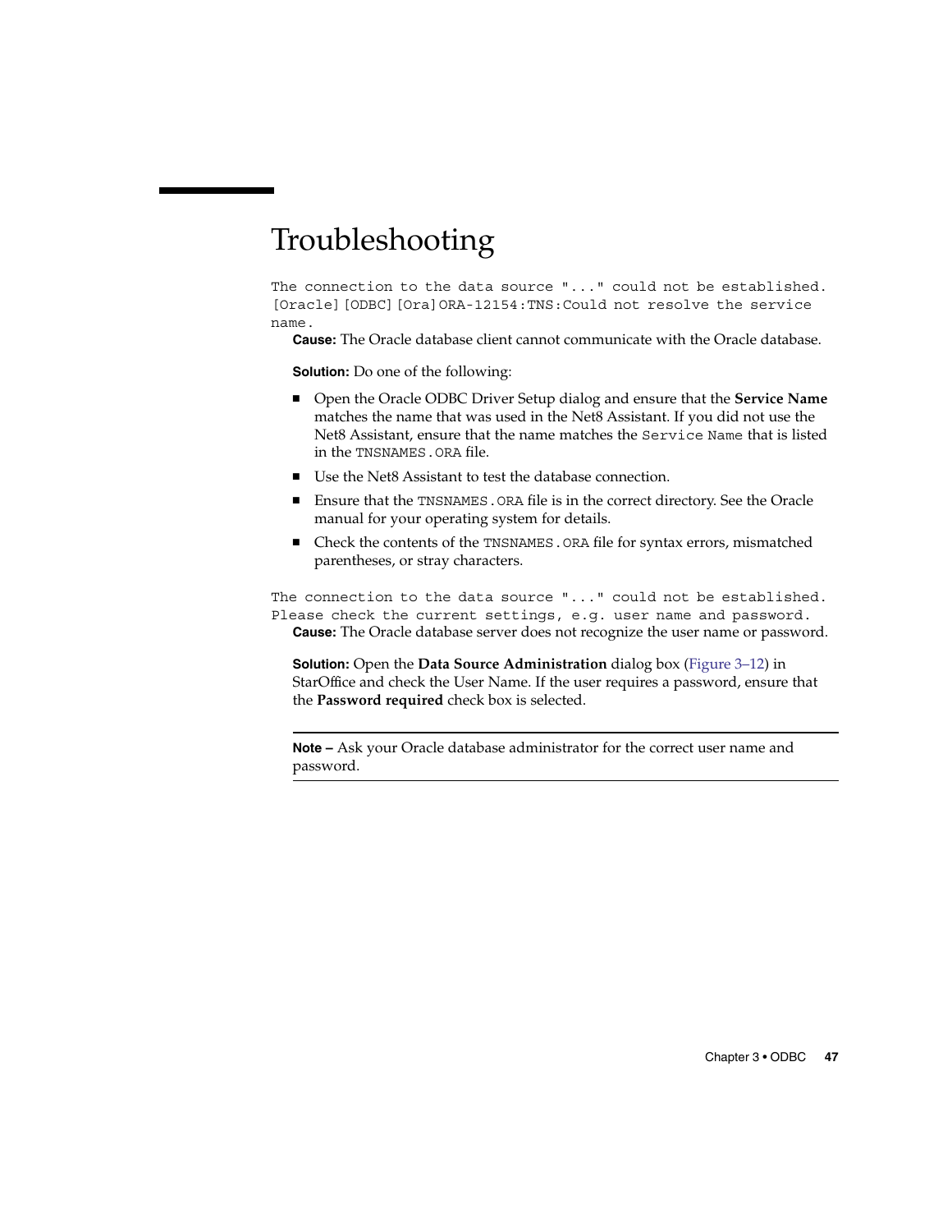# Troubleshooting

```
The connection to the data source "..." could not be established.
[Oracle][ODBC][Ora]ORA-12154:TNS:Could not resolve the service
name.
```

**Cause:** The Oracle database client cannot communicate with the Oracle database.

**Solution:** Do one of the following:

- Open the Oracle ODBC Driver Setup dialog and ensure that the **Service Name** matches the name that was used in the Net8 Assistant. If you did not use the Net8 Assistant, ensure that the name matches the `Service Name` that is listed in the `TNSNAMES.ORA` file.
- Use the Net8 Assistant to test the database connection.
- Ensure that the `TNSNAMES.ORA` file is in the correct directory. See the Oracle manual for your operating system for details.
- Check the contents of the `TNSNAMES.ORA` file for syntax errors, mismatched parentheses, or stray characters.

```
The connection to the data source "..." could not be established.
Please check the current settings, e.g. user name and password.
```

**Cause:** The Oracle database server does not recognize the user name or password.

**Solution:** Open the **Data Source Administration** dialog box (Figure 3–12) in StarOffice and check the User Name. If the user requires a password, ensure that the **Password required** check box is selected.

---

**Note –** Ask your Oracle database administrator for the correct user name and password.

---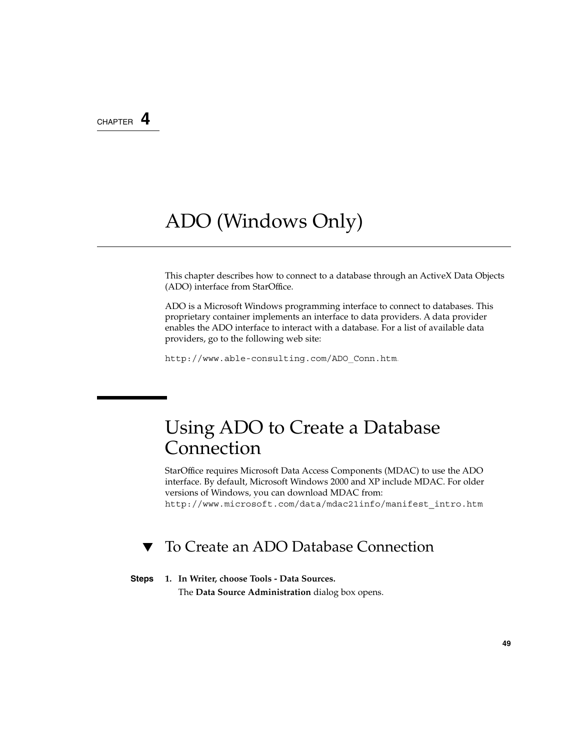CHAPTER 4

# ADO (Windows Only)

This chapter describes how to connect to a database through an ActiveX Data Objects (ADO) interface from StarOffice.

ADO is a Microsoft Windows programming interface to connect to databases. This proprietary container implements an interface to data providers. A data provider enables the ADO interface to interact with a database. For a list of available data providers, go to the following web site:

`http://www.able-consulting.com/ADO_Conn.htm`.

## Using ADO to Create a Database Connection

StarOffice requires Microsoft Data Access Components (MDAC) to use the ADO interface. By default, Microsoft Windows 2000 and XP include MDAC. For older versions of Windows, you can download MDAC from: `http://www.microsoft.com/data/mdac21info/manifest_intro.htm`

### ▼ To Create an ADO Database Connection

**Steps**

1. **In Writer, choose Tools - Data Sources.**

   The **Data Source Administration** dialog box opens.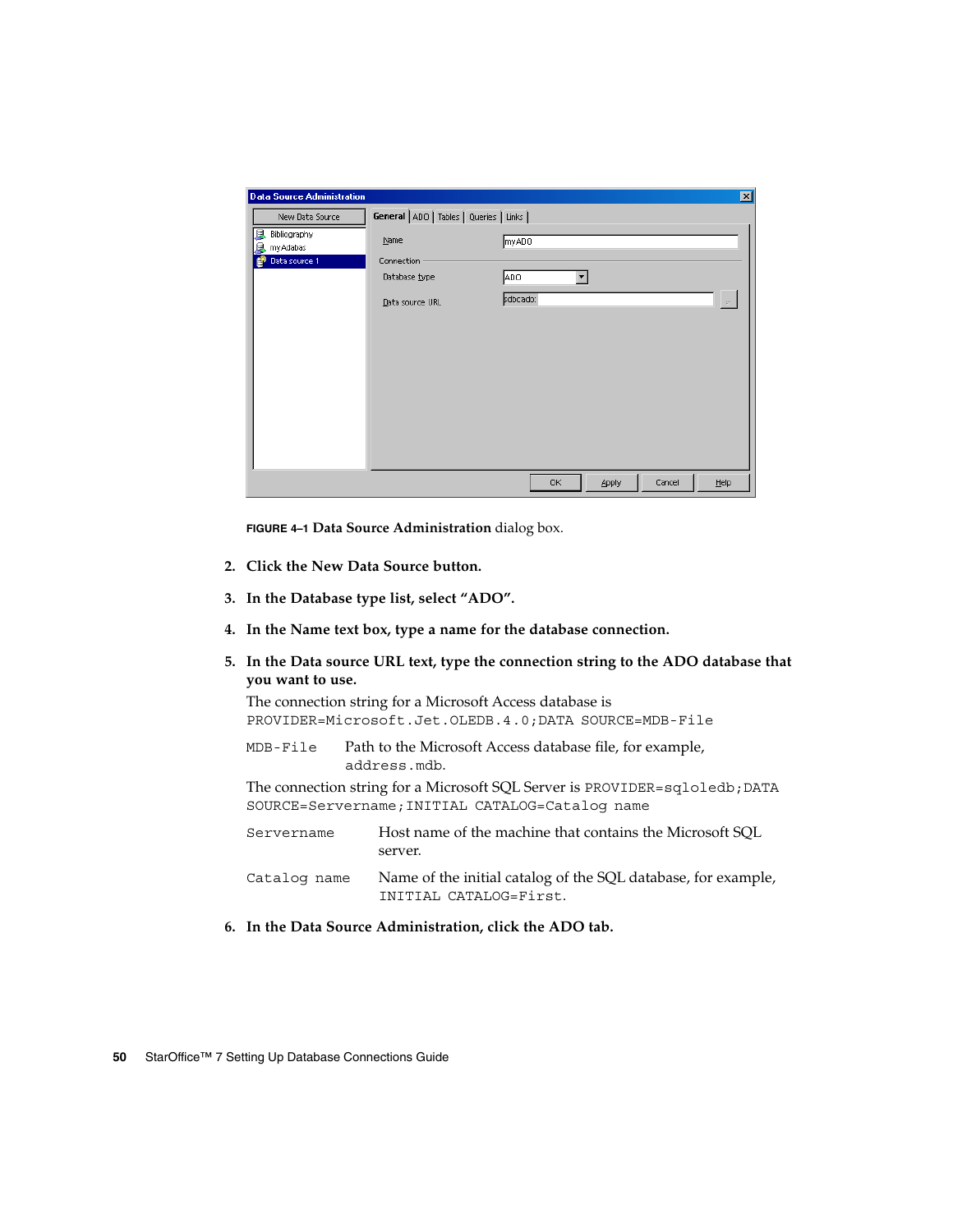**FIGURE 4–1** **Data Source Administration** dialog box.

2. **Click the New Data Source button.**

3. **In the Database type list, select "ADO".**

4. **In the Name text box, type a name for the database connection.**

5. **In the Data source URL text, type the connection string to the ADO database that you want to use.**

   The connection string for a Microsoft Access database is `PROVIDER=Microsoft.Jet.OLEDB.4.0;DATA SOURCE=MDB-File`

   | | |
   |---|---|
   | `MDB-File` | Path to the Microsoft Access database file, for example, `address.mdb`. |

   The connection string for a Microsoft SQL Server is `PROVIDER=sqloledb;DATA SOURCE=Servername;INITIAL CATALOG=Catalog name`

   | | |
   |---|---|
   | `Servername` | Host name of the machine that contains the Microsoft SQL server. |
   | `Catalog name` | Name of the initial catalog of the SQL database, for example, `INITIAL CATALOG=First`. |

6. **In the Data Source Administration, click the ADO tab.**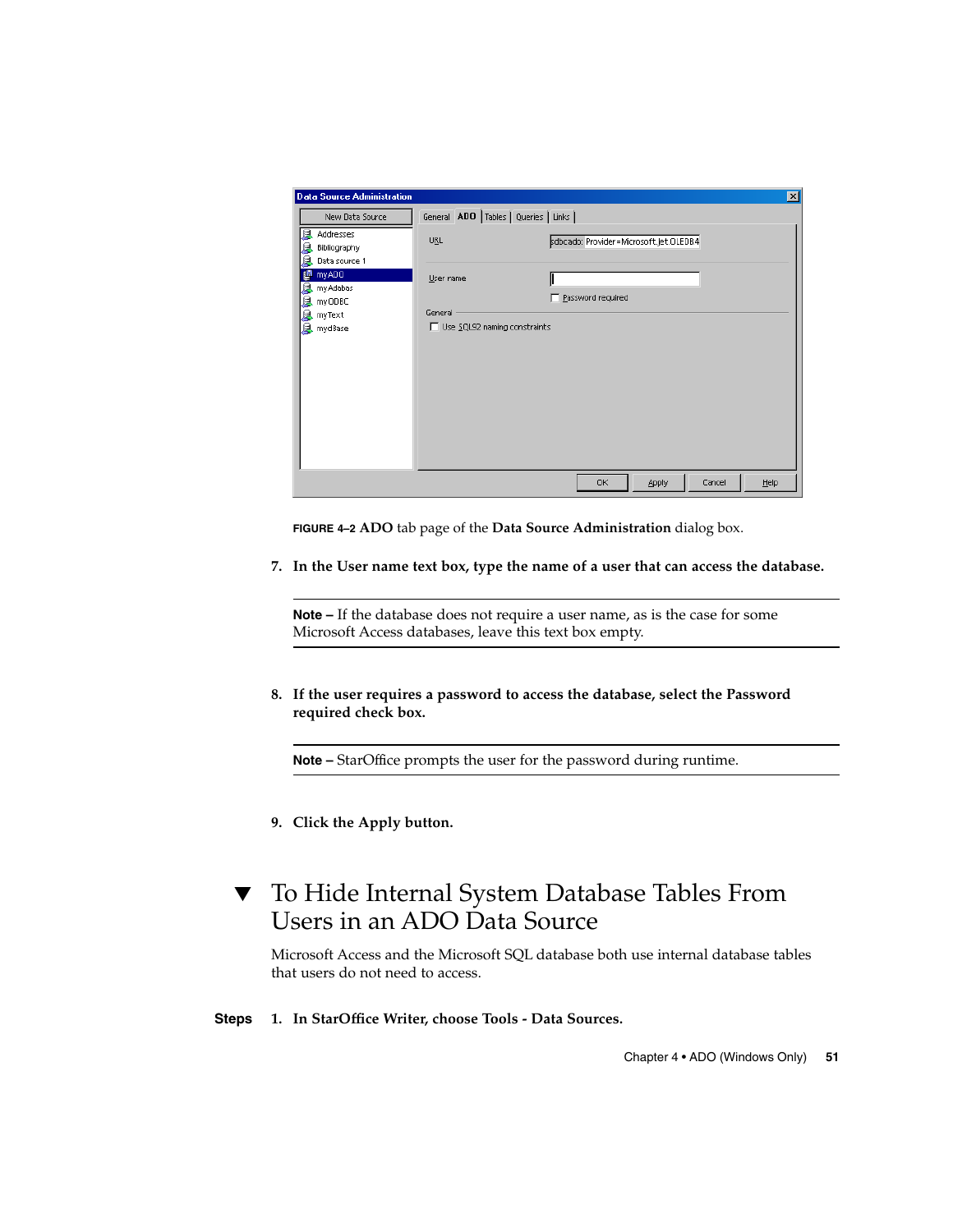**FIGURE 4–2 ADO** tab page of the **Data Source Administration** dialog box.

7. **In the User name text box, type the name of a user that can access the database.**

   ---

   **Note –** If the database does not require a user name, as is the case for some Microsoft Access databases, leave this text box empty.

   ---

8. **If the user requires a password to access the database, select the Password required check box.**

   ---

   **Note –** StarOffice prompts the user for the password during runtime.

   ---

9. **Click the Apply button.**

## ▼ To Hide Internal System Database Tables From Users in an ADO Data Source

Microsoft Access and the Microsoft SQL database both use internal database tables that users do not need to access.

**Steps**

1. **In StarOffice Writer, choose Tools - Data Sources.**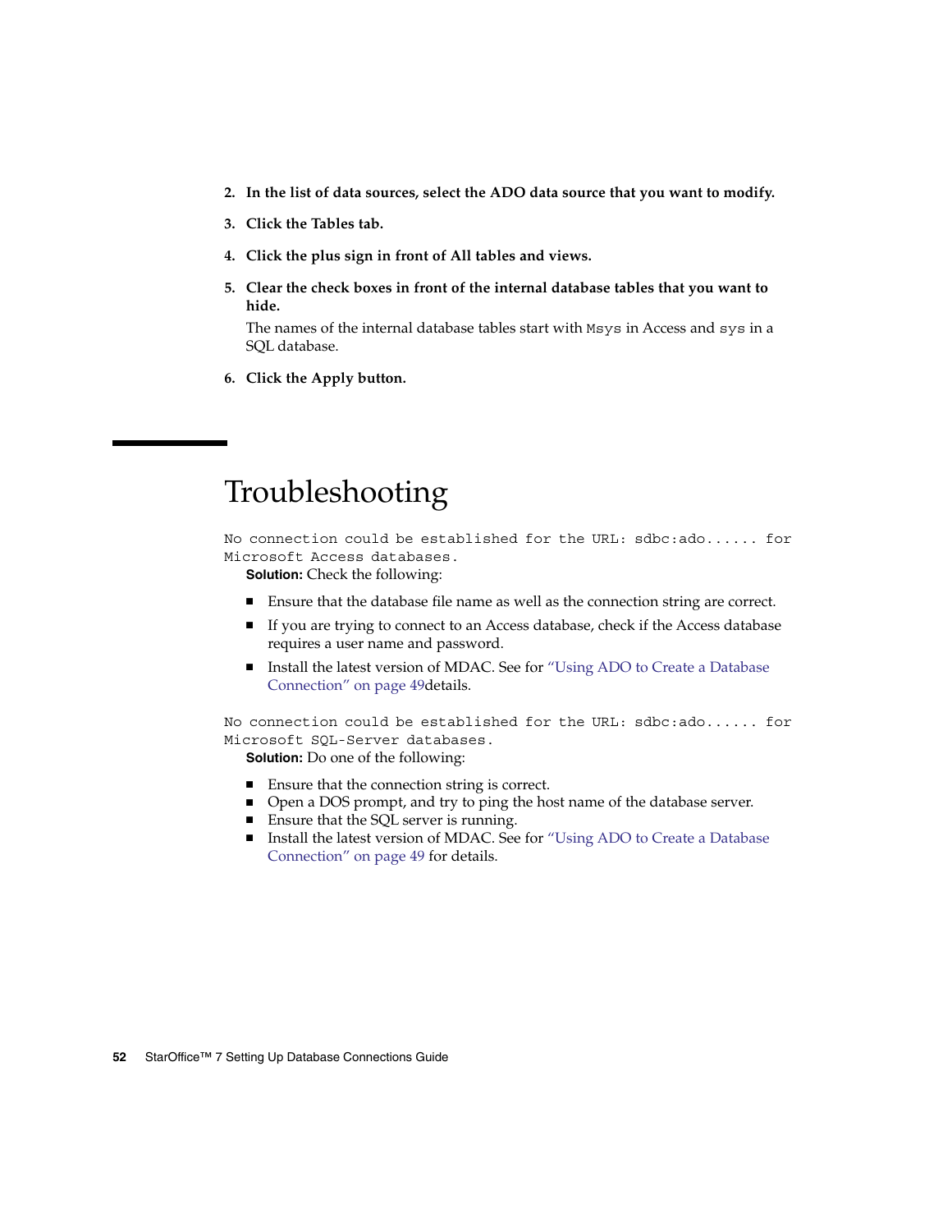2. **In the list of data sources, select the ADO data source that you want to modify.**

3. **Click the Tables tab.**

4. **Click the plus sign in front of All tables and views.**

5. **Clear the check boxes in front of the internal database tables that you want to hide.**

   The names of the internal database tables start with `Msys` in Access and `sys` in a SQL database.

6. **Click the Apply button.**

# Troubleshooting

`No connection could be established for the URL: sdbc:ado...... for Microsoft Access databases.`

**Solution:** Check the following:

- Ensure that the database file name as well as the connection string are correct.
- If you are trying to connect to an Access database, check if the Access database requires a user name and password.
- Install the latest version of MDAC. See for "Using ADO to Create a Database Connection" on page 49details.

`No connection could be established for the URL: sdbc:ado...... for Microsoft SQL-Server databases.`

**Solution:** Do one of the following:

- Ensure that the connection string is correct.
- Open a DOS prompt, and try to ping the host name of the database server.
- Ensure that the SQL server is running.
- Install the latest version of MDAC. See for "Using ADO to Create a Database Connection" on page 49 for details.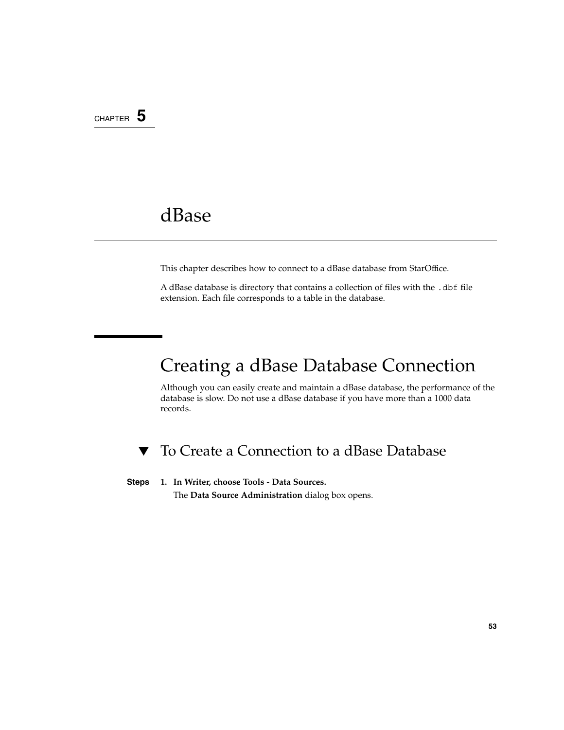CHAPTER 5

# dBase

This chapter describes how to connect to a dBase database from StarOffice.

A dBase database is directory that contains a collection of files with the `.dbf` file extension. Each file corresponds to a table in the database.

## Creating a dBase Database Connection

Although you can easily create and maintain a dBase database, the performance of the database is slow. Do not use a dBase database if you have more than a 1000 data records.

### ▼ To Create a Connection to a dBase Database

**Steps**

1. **In Writer, choose Tools - Data Sources.**

   The **Data Source Administration** dialog box opens.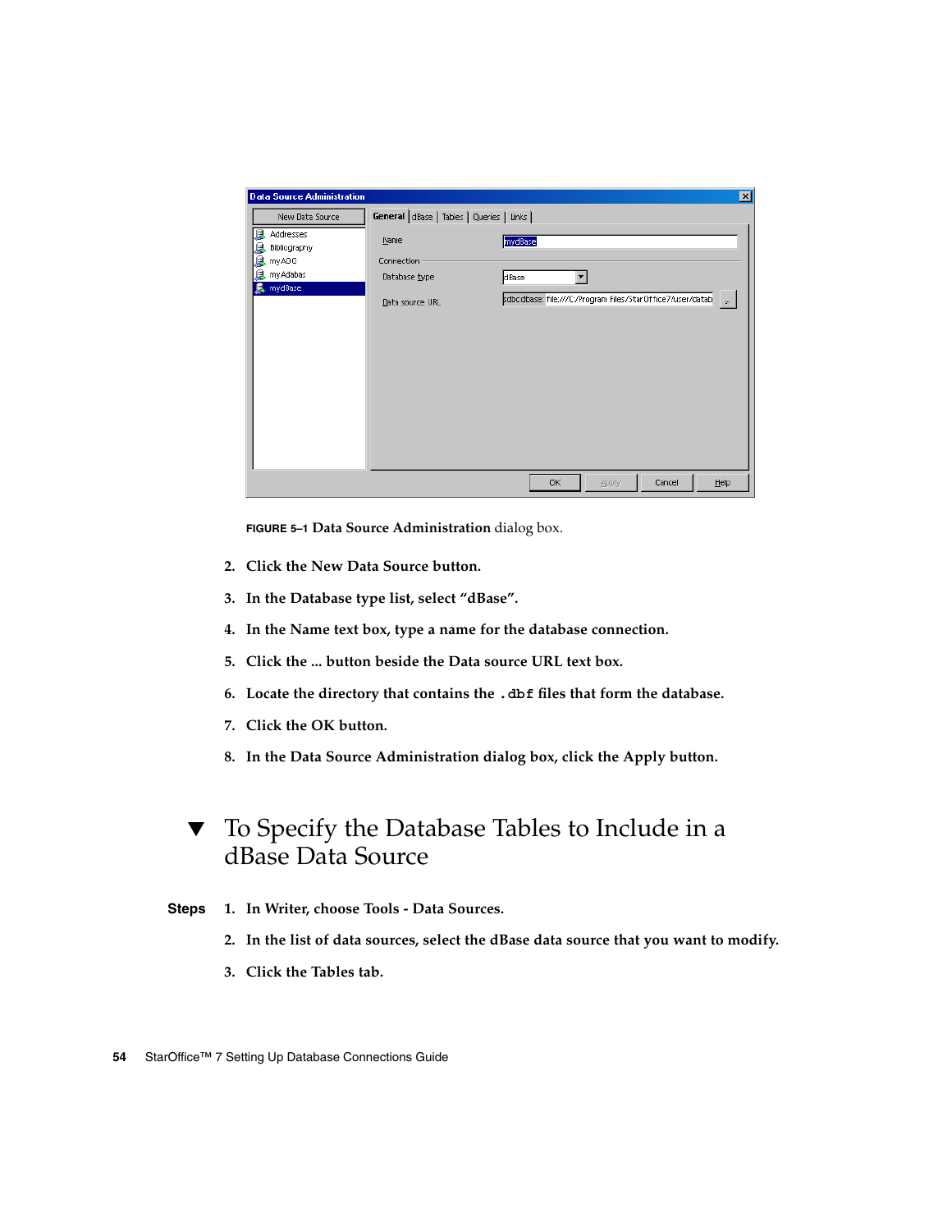**FIGURE 5–1** Data Source Administration dialog box.

2. **Click the New Data Source button.**
3. **In the Database type list, select "dBase".**
4. **In the Name text box, type a name for the database connection.**
5. **Click the ... button beside the Data source URL text box.**
6. **Locate the directory that contains the `.dbf` files that form the database.**
7. **Click the OK button.**
8. **In the Data Source Administration dialog box, click the Apply button.**

## ▼ To Specify the Database Tables to Include in a dBase Data Source

**Steps**

1. **In Writer, choose Tools - Data Sources.**
2. **In the list of data sources, select the dBase data source that you want to modify.**
3. **Click the Tables tab.**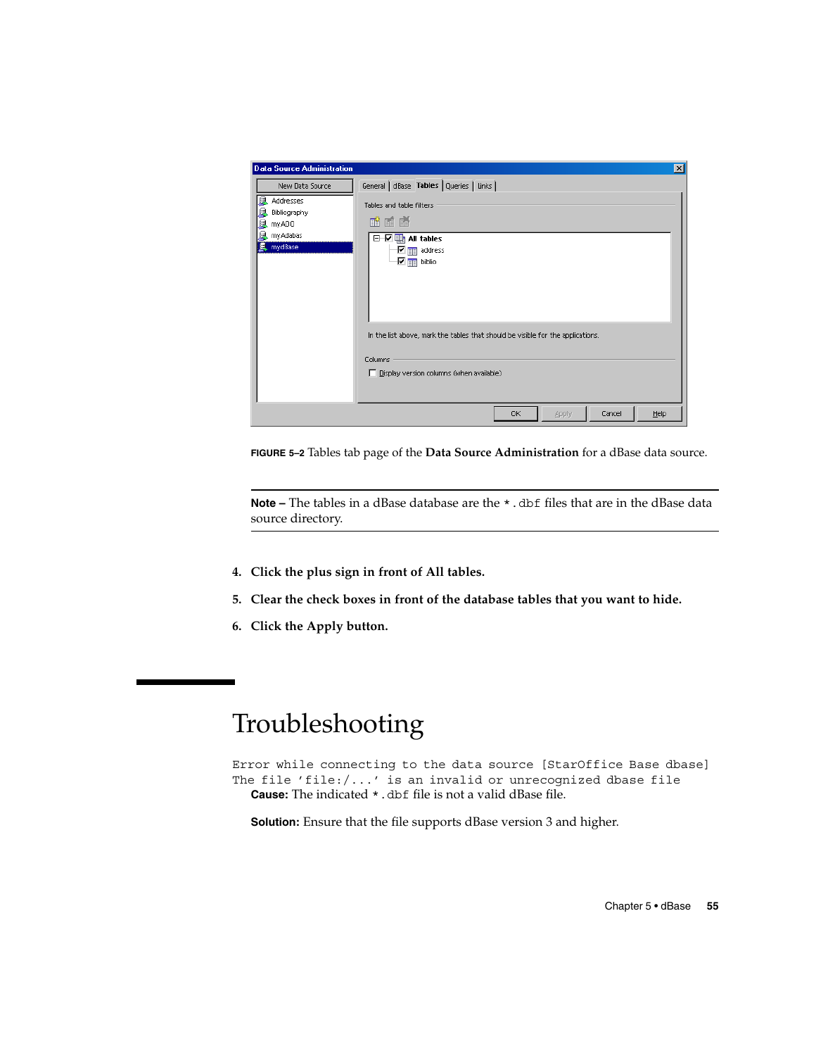**FIGURE 5–2** Tables tab page of the **Data Source Administration** for a dBase data source.

---

**Note –** The tables in a dBase database are the `*.dbf` files that are in the dBase data source directory.

---

4. **Click the plus sign in front of All tables.**
5. **Clear the check boxes in front of the database tables that you want to hide.**
6. **Click the Apply button.**

# Troubleshooting

```
Error while connecting to the data source [StarOffice Base dbase]
The file 'file:/...' is an invalid or unrecognized dbase file
```

**Cause:** The indicated `*.dbf` file is not a valid dBase file.

**Solution:** Ensure that the file supports dBase version 3 and higher.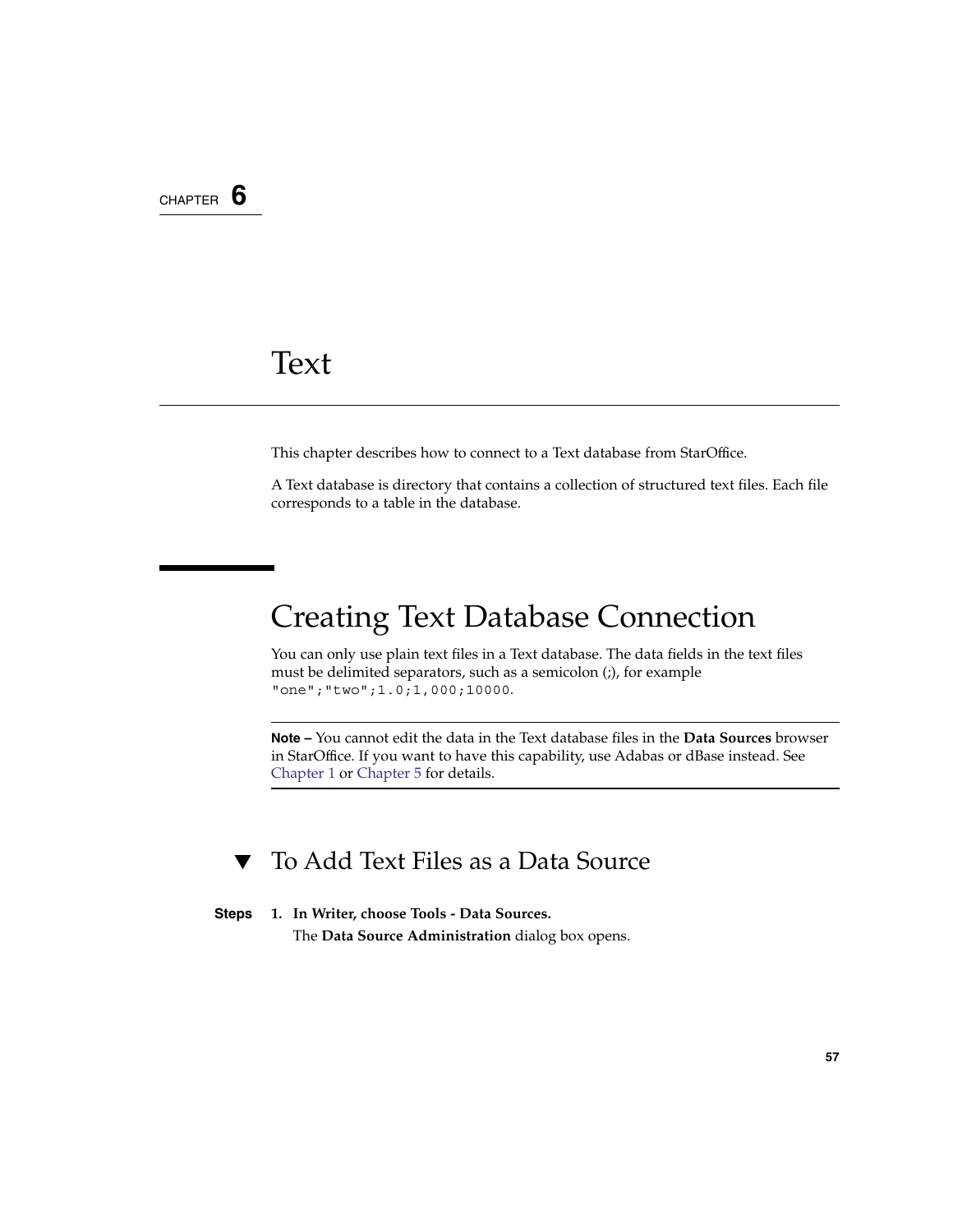CHAPTER 6

# Text

This chapter describes how to connect to a Text database from StarOffice.

A Text database is directory that contains a collection of structured text files. Each file corresponds to a table in the database.

## Creating Text Database Connection

You can only use plain text files in a Text database. The data fields in the text files must be delimited separators, such as a semicolon (;), for example `"one";"two";1.0;1,000;10000`.

---

**Note –** You cannot edit the data in the Text database files in the **Data Sources** browser in StarOffice. If you want to have this capability, use Adabas or dBase instead. See Chapter 1 or Chapter 5 for details.

---

### ▼ To Add Text Files as a Data Source

**Steps**

1. **In Writer, choose Tools - Data Sources.**

   The **Data Source Administration** dialog box opens.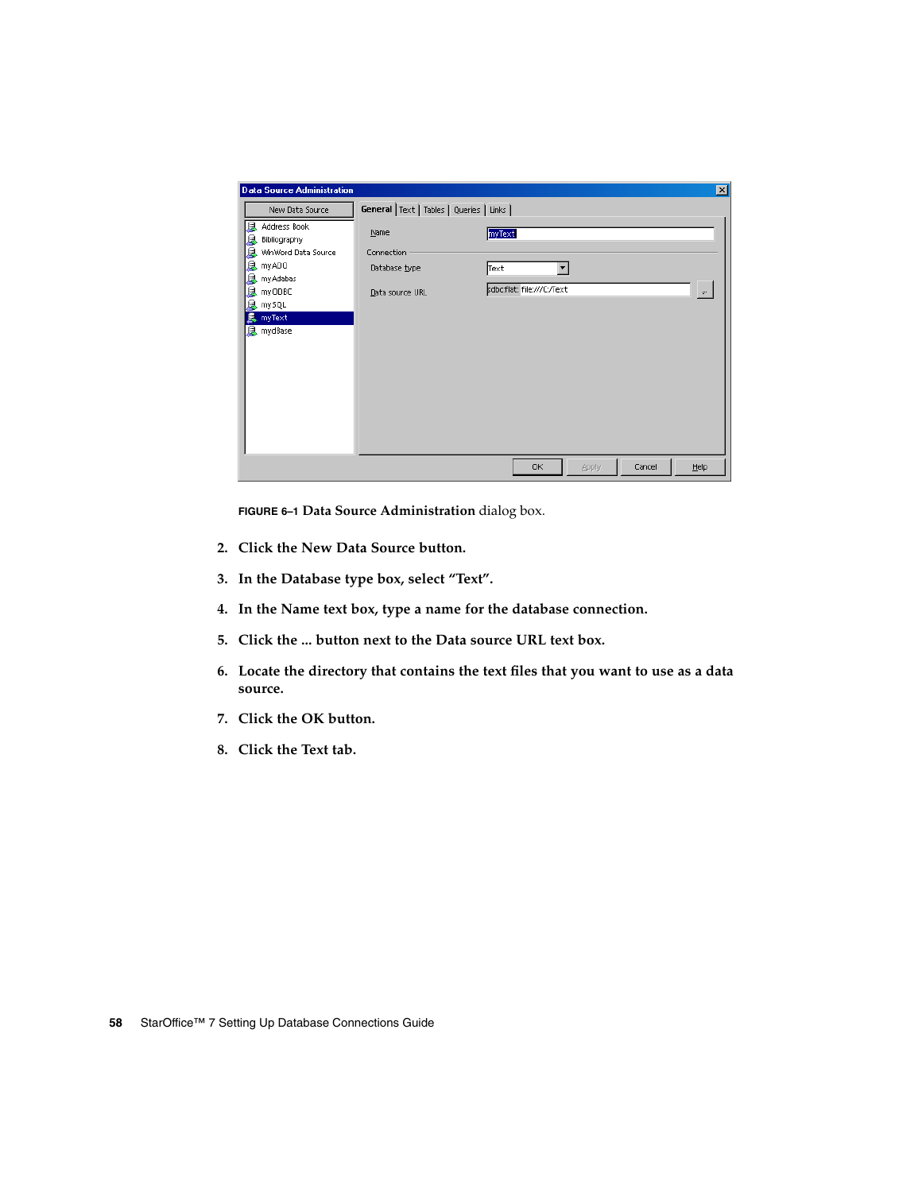**FIGURE 6–1** **Data Source Administration** dialog box.

2. **Click the New Data Source button.**

3. **In the Database type box, select "Text".**

4. **In the Name text box, type a name for the database connection.**

5. **Click the ... button next to the Data source URL text box.**

6. **Locate the directory that contains the text files that you want to use as a data source.**

7. **Click the OK button.**

8. **Click the Text tab.**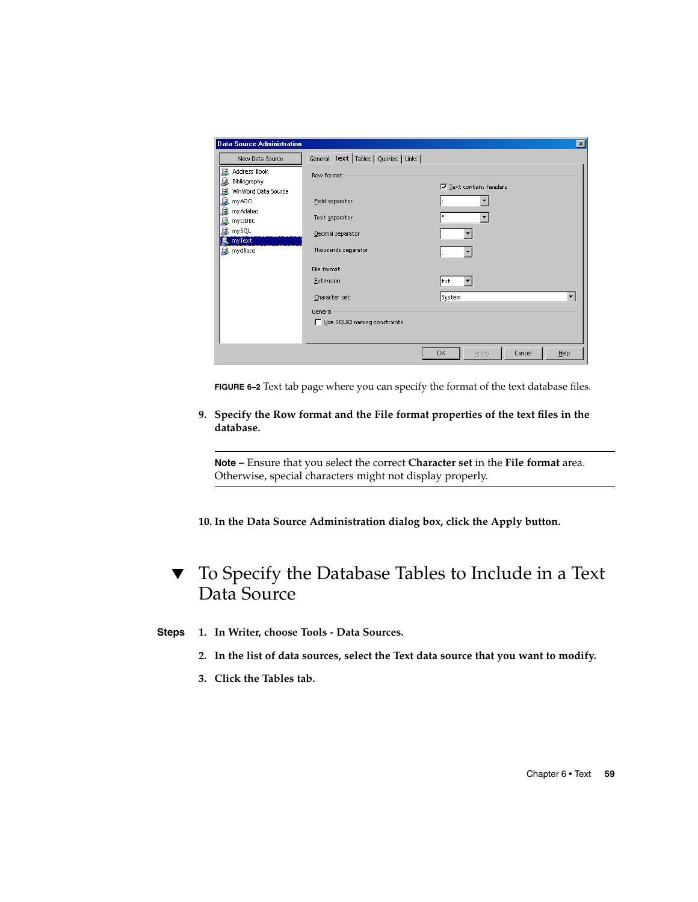**FIGURE 6–2** Text tab page where you can specify the format of the text database files.

9. **Specify the Row format and the File format properties of the text files in the database.**

---

**Note –** Ensure that you select the correct **Character set** in the **File format** area. Otherwise, special characters might not display properly.

---

10. **In the Data Source Administration dialog box, click the Apply button.**

## ▼ To Specify the Database Tables to Include in a Text Data Source

**Steps**

1. **In Writer, choose Tools - Data Sources.**
2. **In the list of data sources, select the Text data source that you want to modify.**
3. **Click the Tables tab.**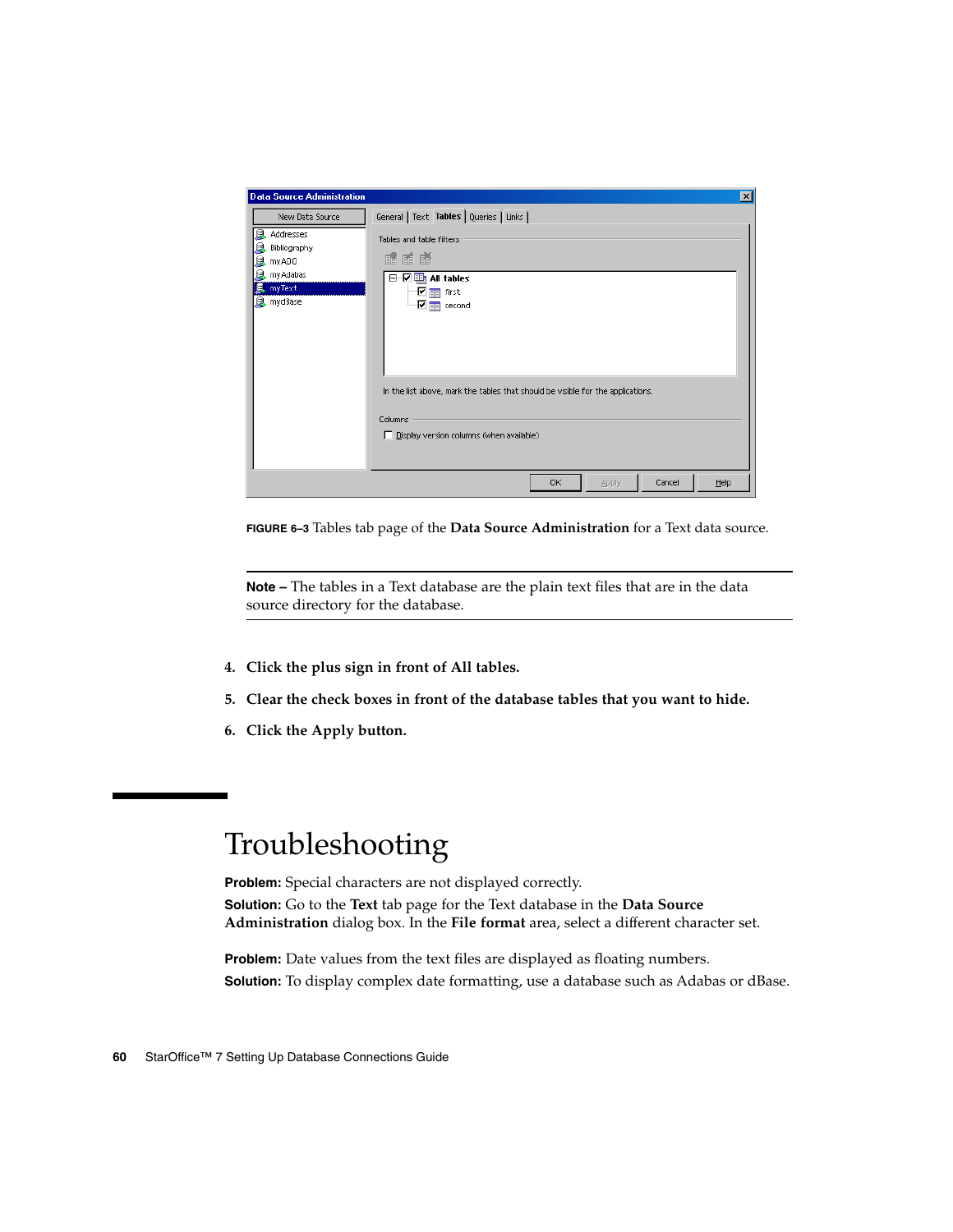**FIGURE 6–3** Tables tab page of the **Data Source Administration** for a Text data source.

---

**Note –** The tables in a Text database are the plain text files that are in the data source directory for the database.

---

4. **Click the plus sign in front of All tables.**
5. **Clear the check boxes in front of the database tables that you want to hide.**
6. **Click the Apply button.**

# Troubleshooting

**Problem:** Special characters are not displayed correctly.

**Solution:** Go to the **Text** tab page for the Text database in the **Data Source Administration** dialog box. In the **File format** area, select a different character set.

**Problem:** Date values from the text files are displayed as floating numbers.

**Solution:** To display complex date formatting, use a database such as Adabas or dBase.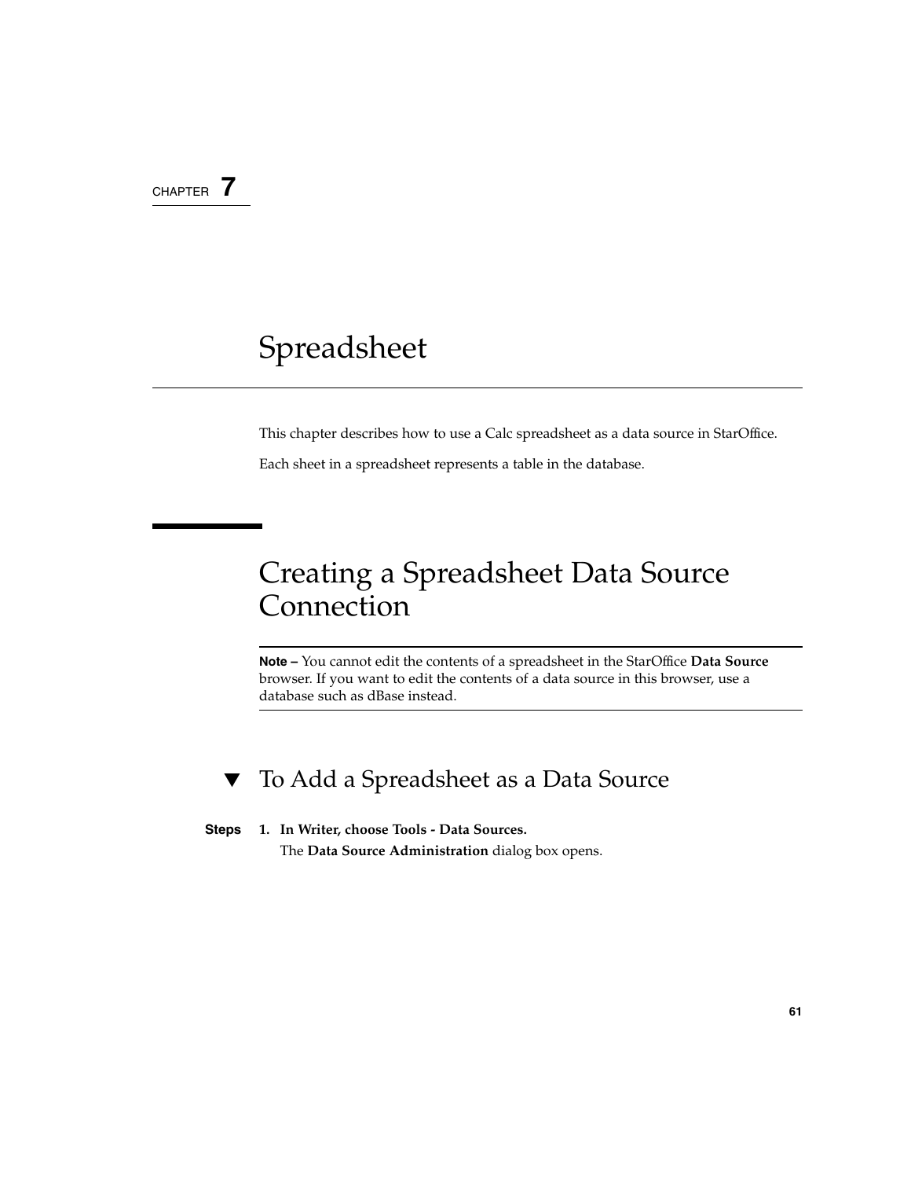CHAPTER 7

# Spreadsheet

This chapter describes how to use a Calc spreadsheet as a data source in StarOffice.

Each sheet in a spreadsheet represents a table in the database.

## Creating a Spreadsheet Data Source Connection

**Note –** You cannot edit the contents of a spreadsheet in the StarOffice **Data Source** browser. If you want to edit the contents of a data source in this browser, use a database such as dBase instead.

### ▼ To Add a Spreadsheet as a Data Source

**Steps**

1. **In Writer, choose Tools - Data Sources.**

   The **Data Source Administration** dialog box opens.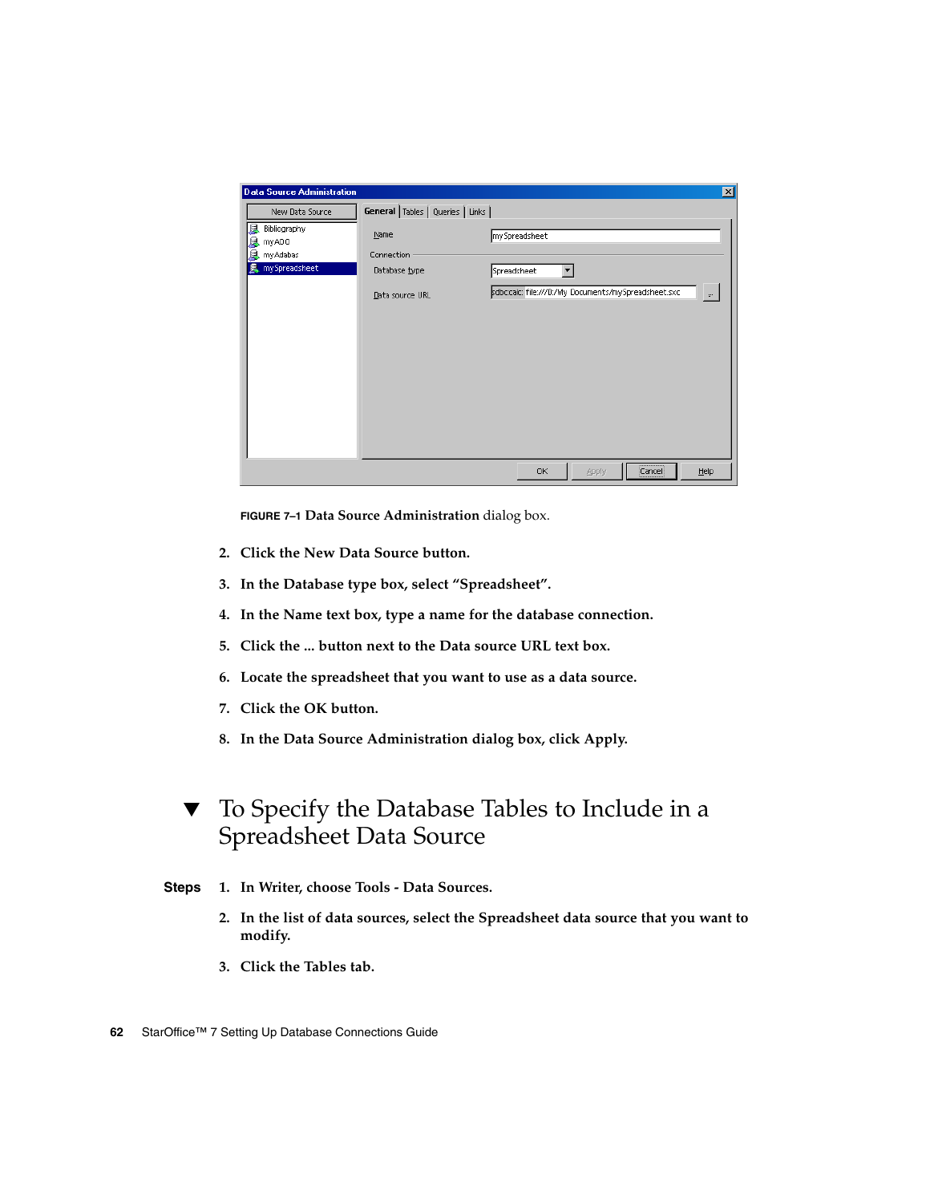**FIGURE 7–1 Data Source Administration** dialog box.

2. **Click the New Data Source button.**
3. **In the Database type box, select "Spreadsheet".**
4. **In the Name text box, type a name for the database connection.**
5. **Click the ... button next to the Data source URL text box.**
6. **Locate the spreadsheet that you want to use as a data source.**
7. **Click the OK button.**
8. **In the Data Source Administration dialog box, click Apply.**

## ▼ To Specify the Database Tables to Include in a Spreadsheet Data Source

**Steps**

1. **In Writer, choose Tools - Data Sources.**
2. **In the list of data sources, select the Spreadsheet data source that you want to modify.**
3. **Click the Tables tab.**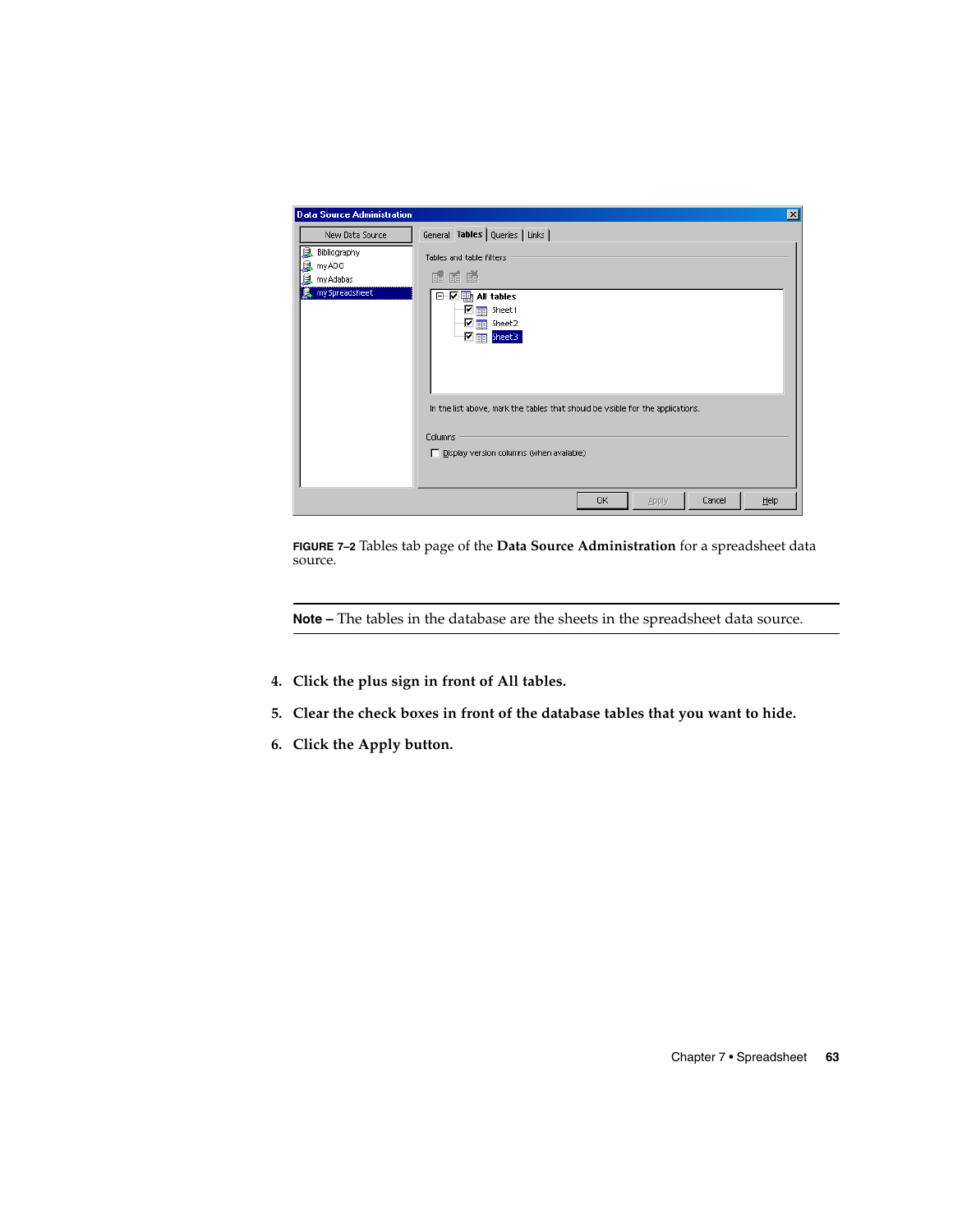**FIGURE 7–2** Tables tab page of the **Data Source Administration** for a spreadsheet data source.

---

**Note –** The tables in the database are the sheets in the spreadsheet data source.

---

4. **Click the plus sign in front of All tables.**
5. **Clear the check boxes in front of the database tables that you want to hide.**
6. **Click the Apply button.**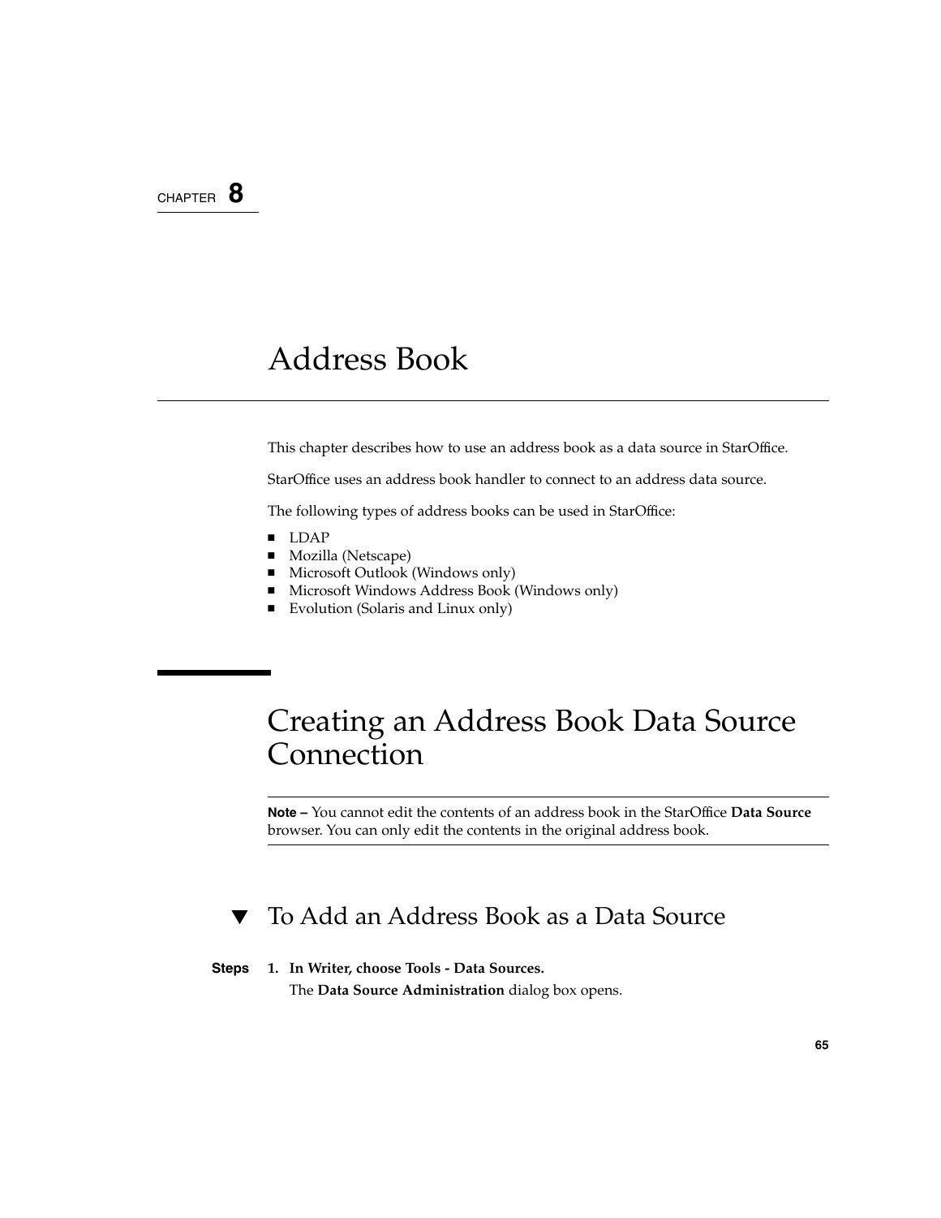CHAPTER **8**

# Address Book

This chapter describes how to use an address book as a data source in StarOffice.

StarOffice uses an address book handler to connect to an address data source.

The following types of address books can be used in StarOffice:

- LDAP
- Mozilla (Netscape)
- Microsoft Outlook (Windows only)
- Microsoft Windows Address Book (Windows only)
- Evolution (Solaris and Linux only)

## Creating an Address Book Data Source Connection

**Note –** You cannot edit the contents of an address book in the StarOffice **Data Source** browser. You can only edit the contents in the original address book.

### ▼ To Add an Address Book as a Data Source

**Steps**

1. **In Writer, choose Tools - Data Sources.**

   The **Data Source Administration** dialog box opens.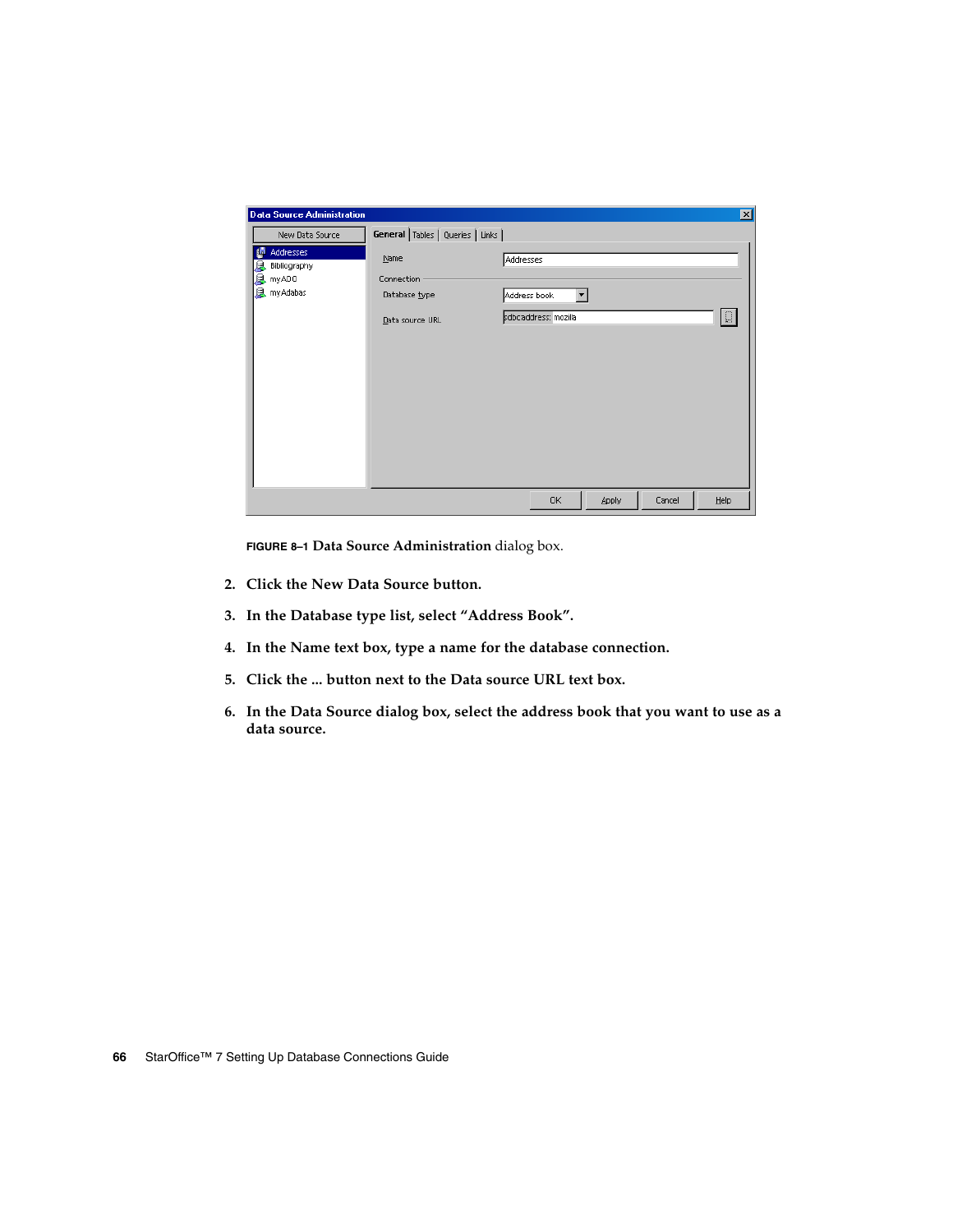**FIGURE 8–1** **Data Source Administration** dialog box.

2. **Click the New Data Source button.**

3. **In the Database type list, select "Address Book".**

4. **In the Name text box, type a name for the database connection.**

5. **Click the ... button next to the Data source URL text box.**

6. **In the Data Source dialog box, select the address book that you want to use as a data source.**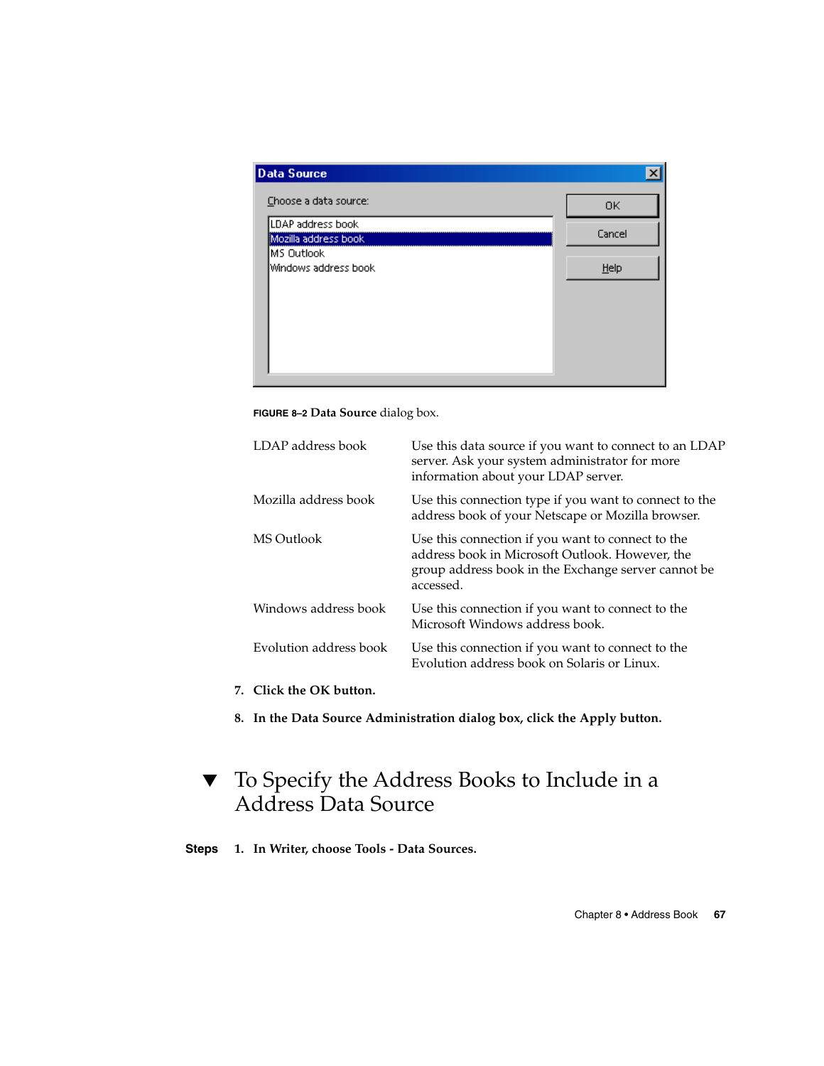FIGURE 8–2 **Data Source** dialog box.

| | |
|---|---|
| LDAP address book | Use this data source if you want to connect to an LDAP server. Ask your system administrator for more information about your LDAP server. |
| Mozilla address book | Use this connection type if you want to connect to the address book of your Netscape or Mozilla browser. |
| MS Outlook | Use this connection if you want to connect to the address book in Microsoft Outlook. However, the group address book in the Exchange server cannot be accessed. |
| Windows address book | Use this connection if you want to connect to the Microsoft Windows address book. |
| Evolution address book | Use this connection if you want to connect to the Evolution address book on Solaris or Linux. |

7. **Click the OK button.**
8. **In the Data Source Administration dialog box, click the Apply button.**

## ▼ To Specify the Address Books to Include in a Address Data Source

**Steps**

1. **In Writer, choose Tools - Data Sources.**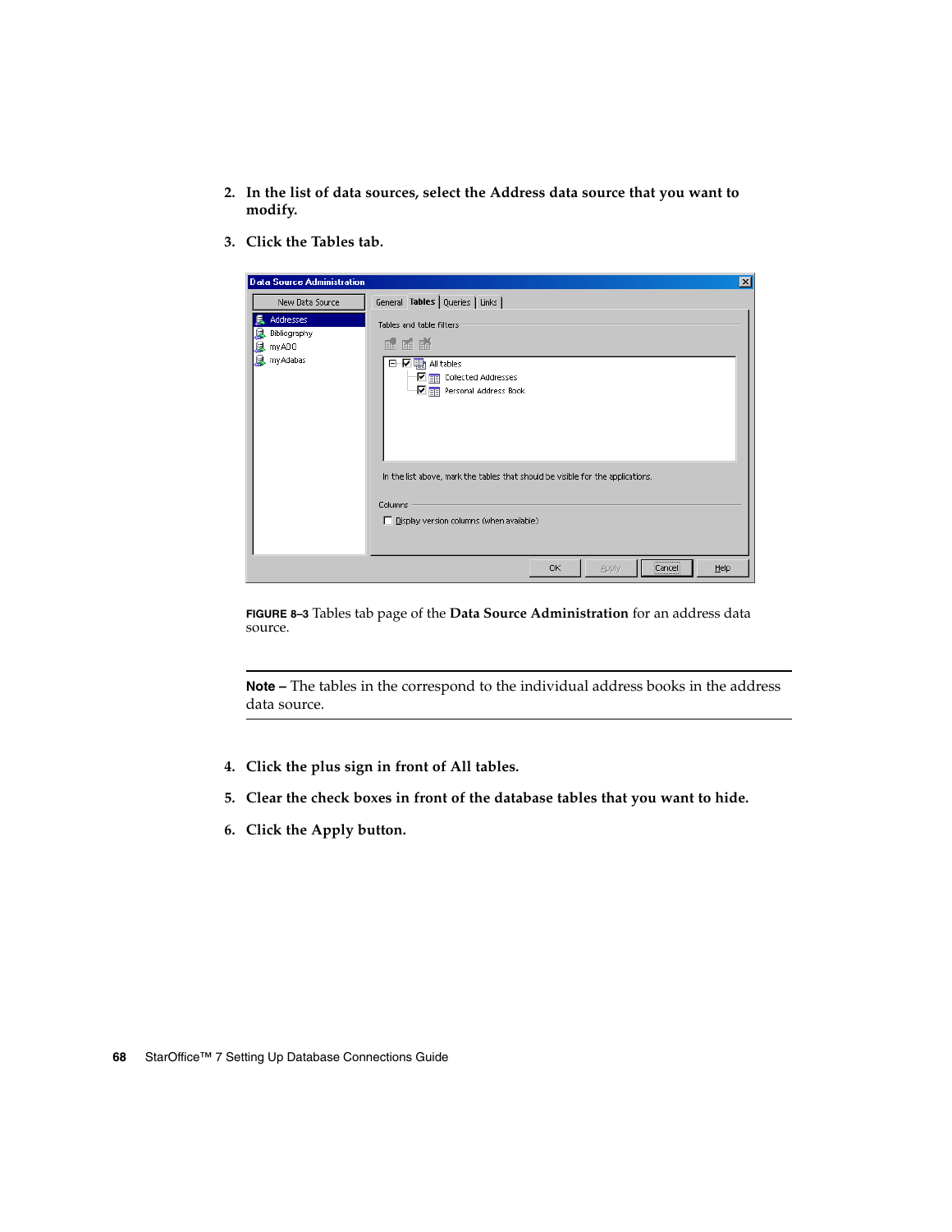2. **In the list of data sources, select the Address data source that you want to modify.**

3. **Click the Tables tab.**

**FIGURE 8–3** Tables tab page of the **Data Source Administration** for an address data source.

---

**Note –** The tables in the correspond to the individual address books in the address data source.

---

4. **Click the plus sign in front of All tables.**

5. **Clear the check boxes in front of the database tables that you want to hide.**

6. **Click the Apply button.**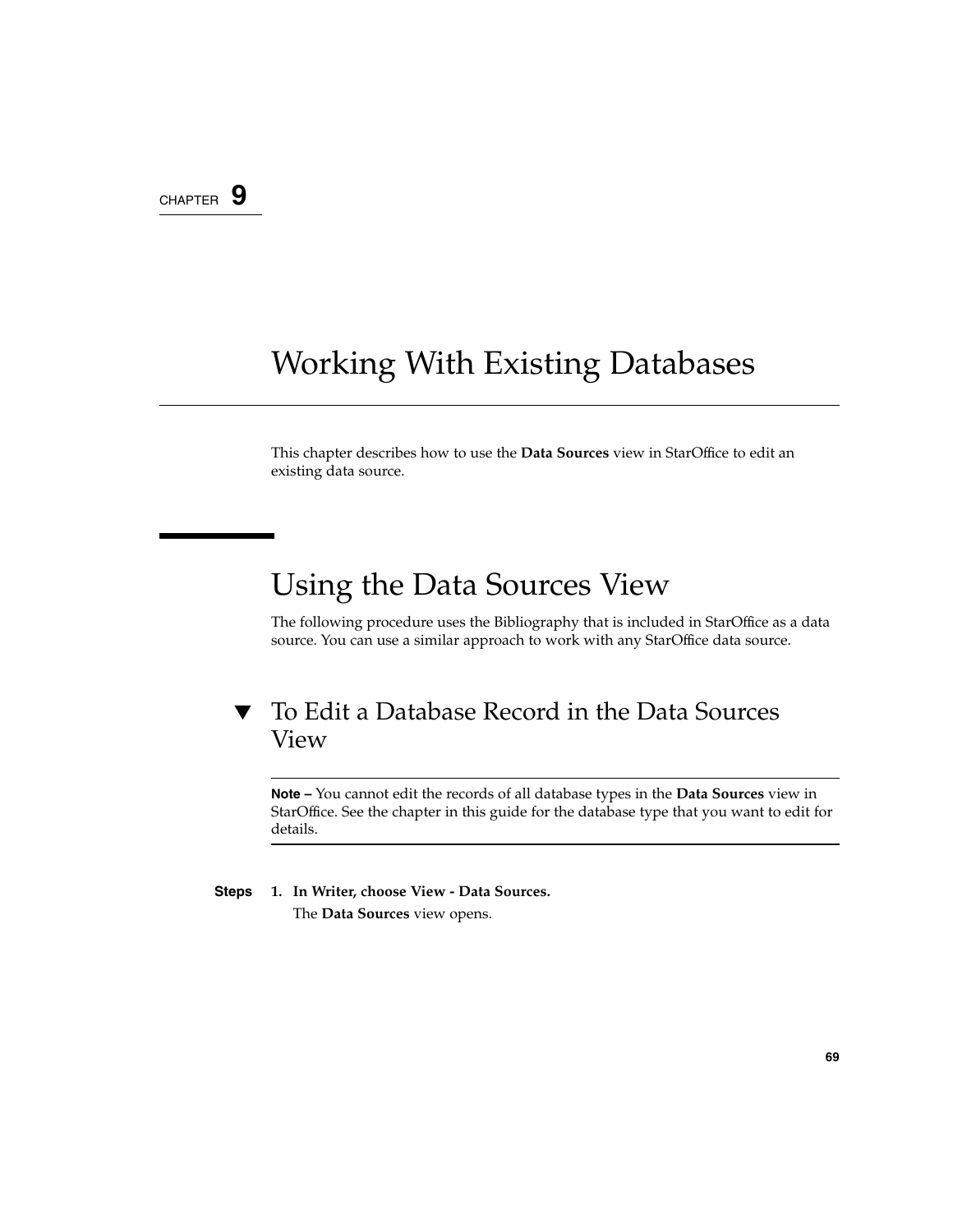CHAPTER 9

# Working With Existing Databases

This chapter describes how to use the **Data Sources** view in StarOffice to edit an existing data source.

## Using the Data Sources View

The following procedure uses the Bibliography that is included in StarOffice as a data source. You can use a similar approach to work with any StarOffice data source.

### ▼ To Edit a Database Record in the Data Sources View

**Note –** You cannot edit the records of all database types in the **Data Sources** view in StarOffice. See the chapter in this guide for the database type that you want to edit for details.

**Steps**

1. **In Writer, choose View - Data Sources.**

   The **Data Sources** view opens.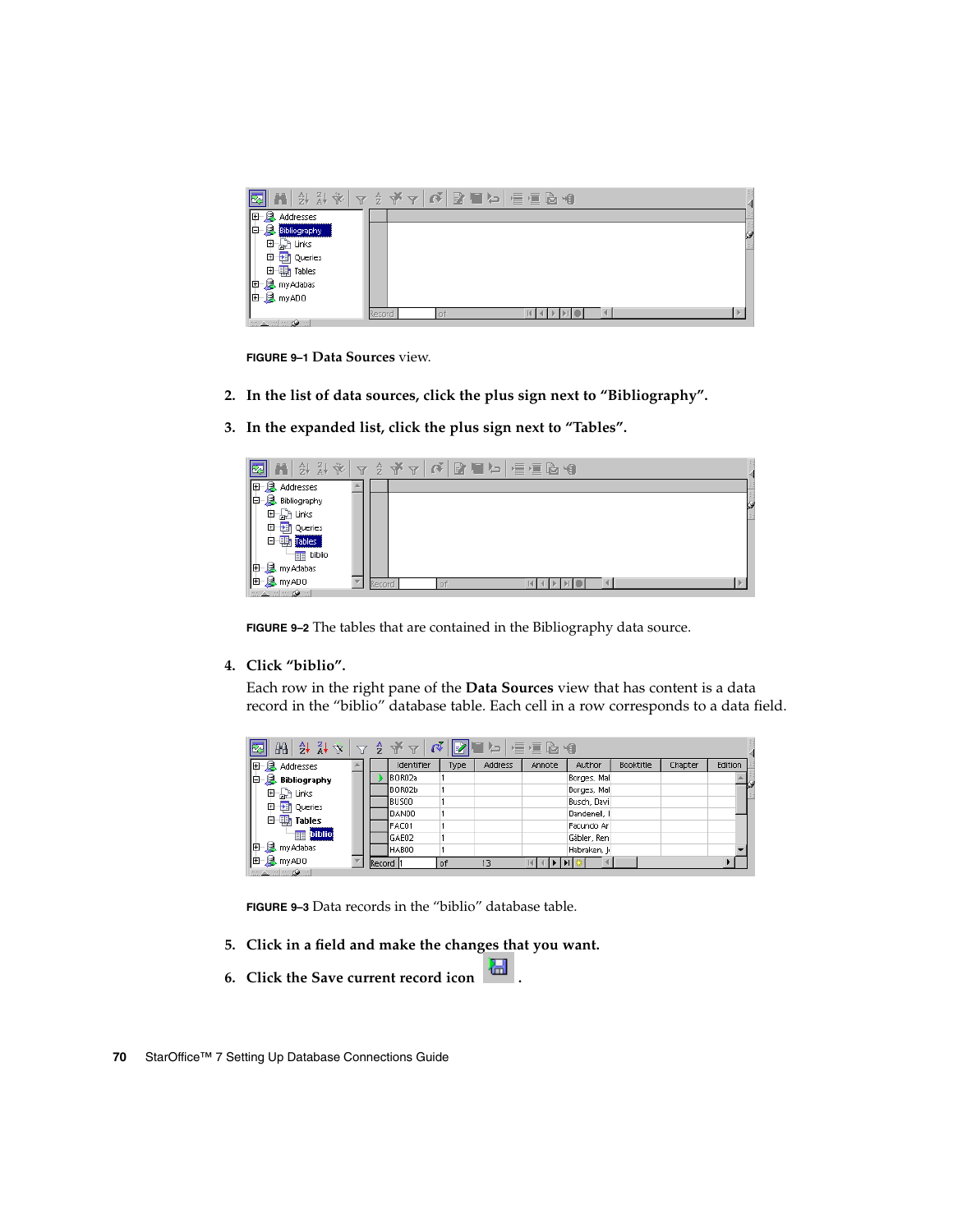**FIGURE 9–1** **Data Sources** view.

2. **In the list of data sources, click the plus sign next to "Bibliography".**

3. **In the expanded list, click the plus sign next to "Tables".**

**FIGURE 9–2** The tables that are contained in the Bibliography data source.

4. **Click "biblio".**

   Each row in the right pane of the **Data Sources** view that has content is a data record in the "biblio" database table. Each cell in a row corresponds to a data field.

**FIGURE 9–3** Data records in the "biblio" database table.

5. **Click in a field and make the changes that you want.**

6. **Click the Save current record icon .**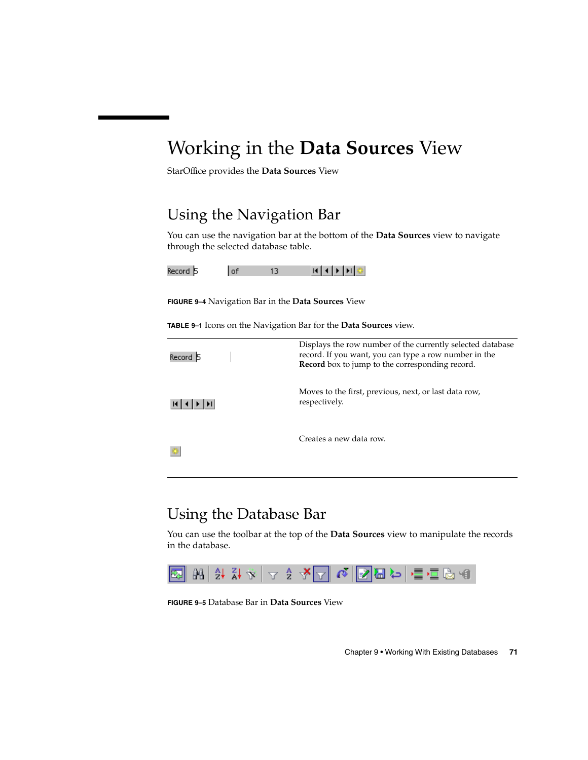# Working in the **Data Sources** View

StarOffice provides the **Data Sources** View

## Using the Navigation Bar

You can use the navigation bar at the bottom of the **Data Sources** view to navigate through the selected database table.

**FIGURE 9–4** Navigation Bar in the **Data Sources** View

**TABLE 9–1** Icons on the Navigation Bar for the **Data Sources** view.

| Icon | Description |
| --- | --- |
| Record 5 | Displays the row number of the currently selected database record. If you want, you can type a row number in the **Record** box to jump to the corresponding record. |
| |◀ ◀ ▶ ▶| | Moves to the first, previous, next, or last data row, respectively. |
| | Creates a new data row. |

## Using the Database Bar

You can use the toolbar at the top of the **Data Sources** view to manipulate the records in the database.

**FIGURE 9–5** Database Bar in **Data Sources** View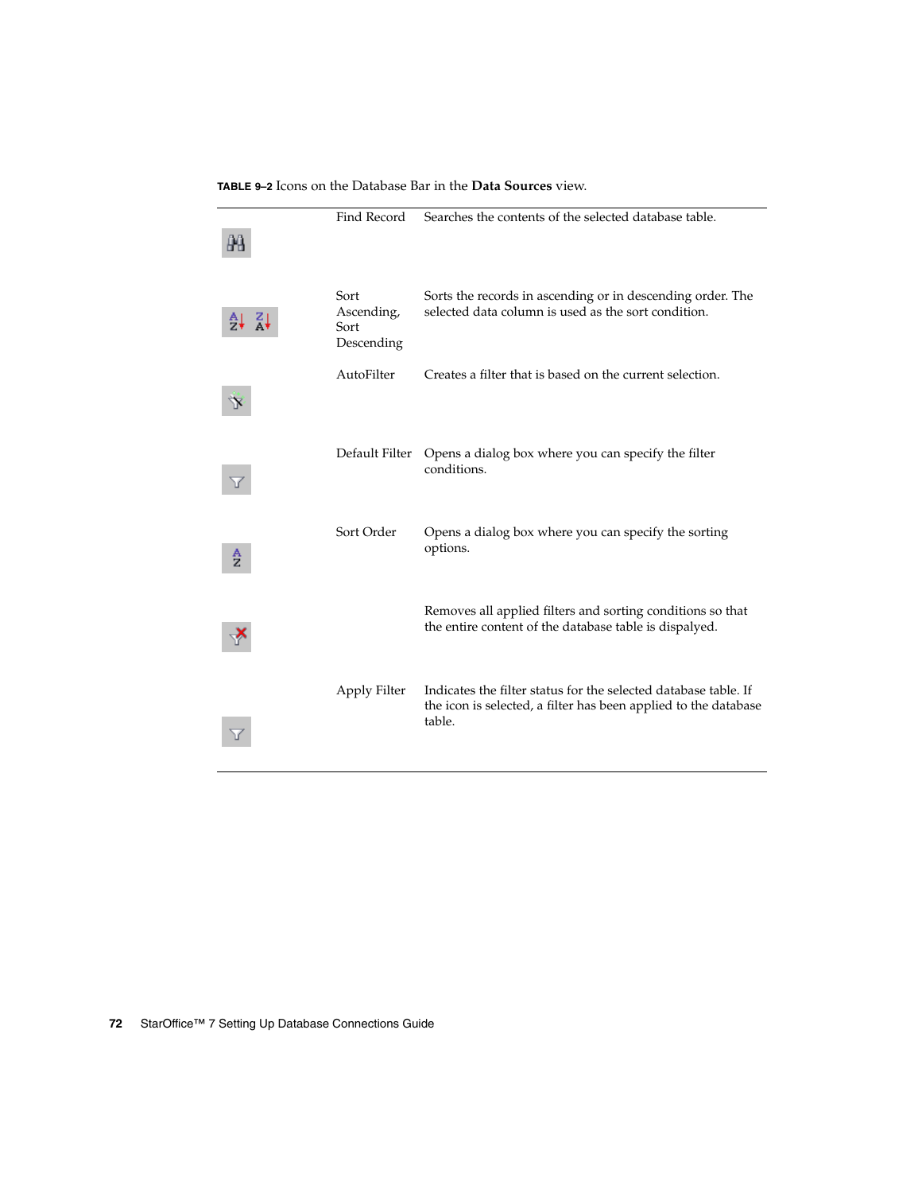**TABLE 9–2** Icons on the Database Bar in the **Data Sources** view.

| | | |
|---|---|---|
| | Find Record | Searches the contents of the selected database table. |
| | Sort Ascending, Sort Descending | Sorts the records in ascending or in descending order. The selected data column is used as the sort condition. |
| | AutoFilter | Creates a filter that is based on the current selection. |
| | Default Filter | Opens a dialog box where you can specify the filter conditions. |
| | Sort Order | Opens a dialog box where you can specify the sorting options. |
| | | Removes all applied filters and sorting conditions so that the entire content of the database table is dispalyed. |
| | Apply Filter | Indicates the filter status for the selected database table. If the icon is selected, a filter has been applied to the database table. |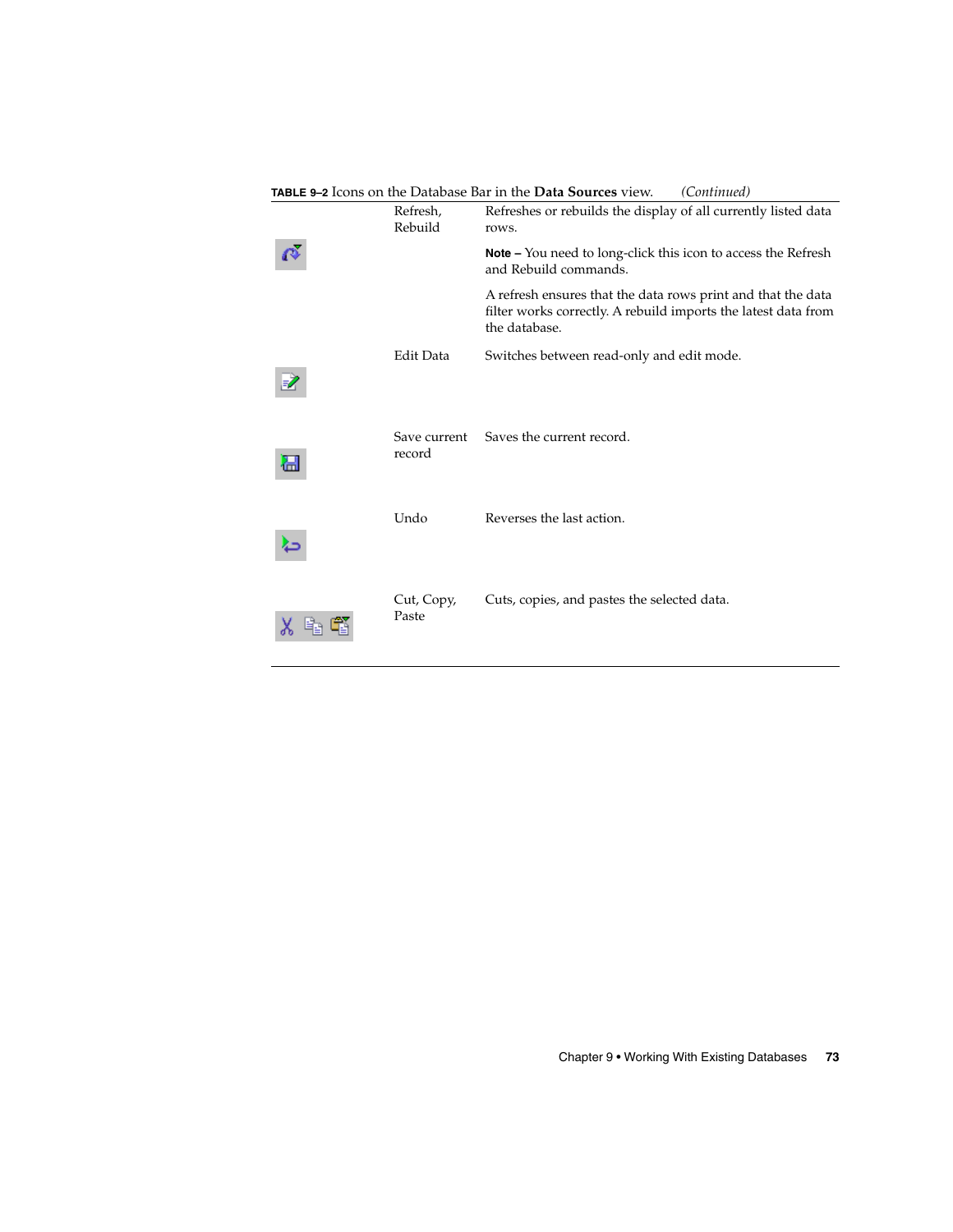**TABLE 9–2** Icons on the Database Bar in the **Data Sources** view. *(Continued)*

| | | |
|---|---|---|
| | Refresh, Rebuild | Refreshes or rebuilds the display of all currently listed data rows.<br><br>**Note –** You need to long-click this icon to access the Refresh and Rebuild commands.<br><br>A refresh ensures that the data rows print and that the data filter works correctly. A rebuild imports the latest data from the database. |
| | Edit Data | Switches between read-only and edit mode. |
| | Save current record | Saves the current record. |
| | Undo | Reverses the last action. |
| | Cut, Copy, Paste | Cuts, copies, and pastes the selected data. |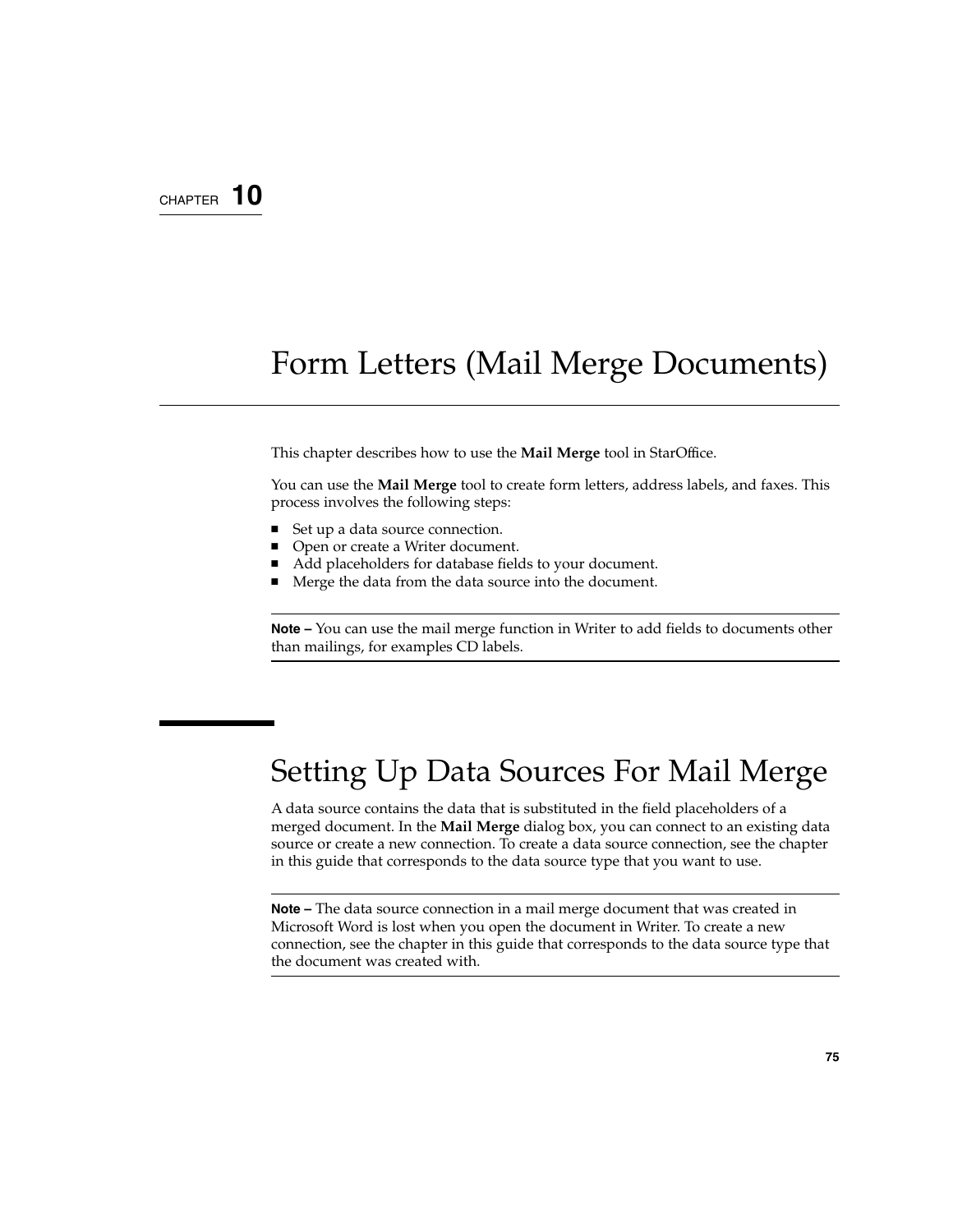CHAPTER 10

# Form Letters (Mail Merge Documents)

This chapter describes how to use the **Mail Merge** tool in StarOffice.

You can use the **Mail Merge** tool to create form letters, address labels, and faxes. This process involves the following steps:

- Set up a data source connection.
- Open or create a Writer document.
- Add placeholders for database fields to your document.
- Merge the data from the data source into the document.

**Note –** You can use the mail merge function in Writer to add fields to documents other than mailings, for examples CD labels.

## Setting Up Data Sources For Mail Merge

A data source contains the data that is substituted in the field placeholders of a merged document. In the **Mail Merge** dialog box, you can connect to an existing data source or create a new connection. To create a data source connection, see the chapter in this guide that corresponds to the data source type that you want to use.

**Note –** The data source connection in a mail merge document that was created in Microsoft Word is lost when you open the document in Writer. To create a new connection, see the chapter in this guide that corresponds to the data source type that the document was created with.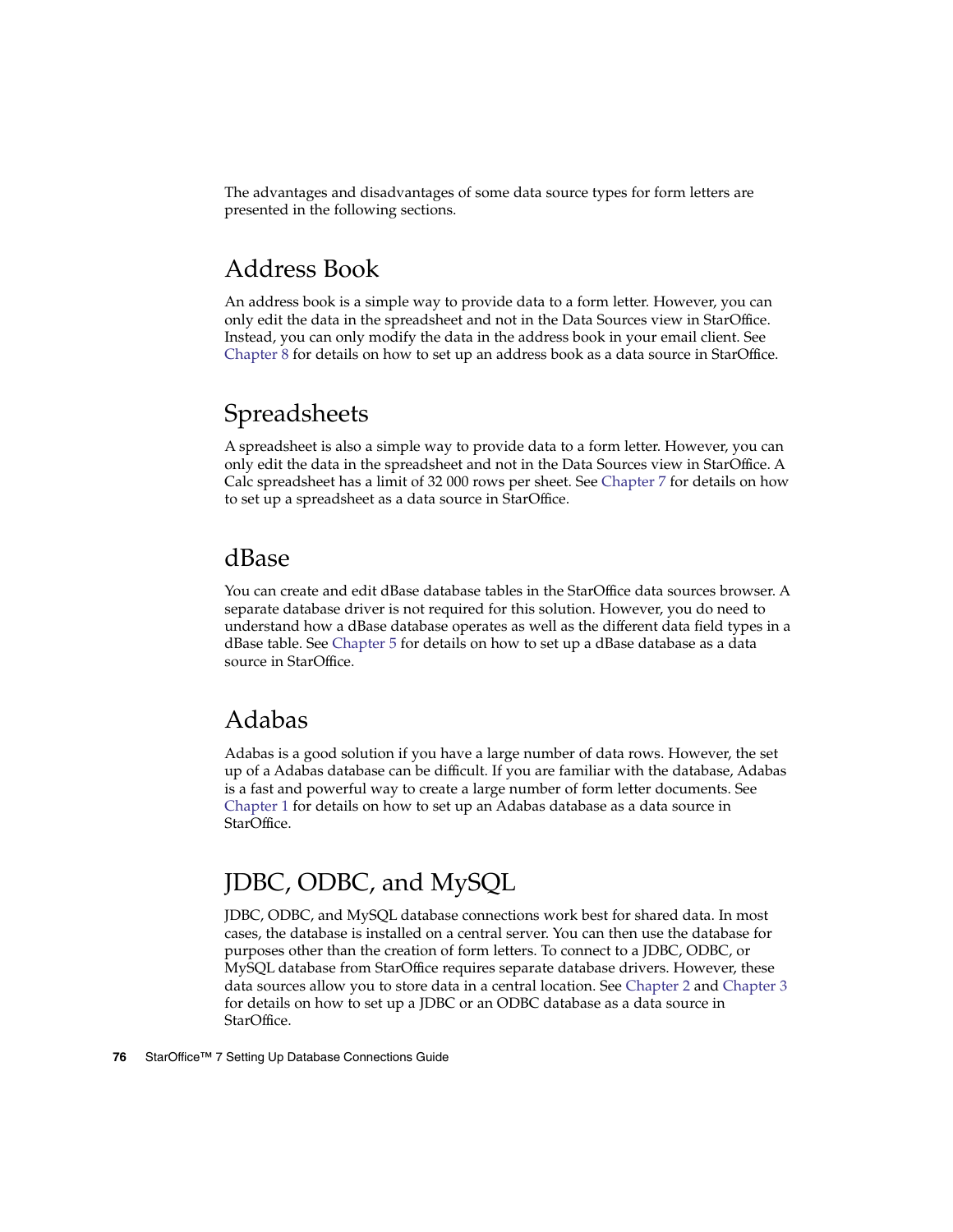The advantages and disadvantages of some data source types for form letters are presented in the following sections.

## Address Book

An address book is a simple way to provide data to a form letter. However, you can only edit the data in the spreadsheet and not in the Data Sources view in StarOffice. Instead, you can only modify the data in the address book in your email client. See Chapter 8 for details on how to set up an address book as a data source in StarOffice.

## Spreadsheets

A spreadsheet is also a simple way to provide data to a form letter. However, you can only edit the data in the spreadsheet and not in the Data Sources view in StarOffice. A Calc spreadsheet has a limit of 32 000 rows per sheet. See Chapter 7 for details on how to set up a spreadsheet as a data source in StarOffice.

## dBase

You can create and edit dBase database tables in the StarOffice data sources browser. A separate database driver is not required for this solution. However, you do need to understand how a dBase database operates as well as the different data field types in a dBase table. See Chapter 5 for details on how to set up a dBase database as a data source in StarOffice.

## Adabas

Adabas is a good solution if you have a large number of data rows. However, the set up of a Adabas database can be difficult. If you are familiar with the database, Adabas is a fast and powerful way to create a large number of form letter documents. See Chapter 1 for details on how to set up an Adabas database as a data source in StarOffice.

## JDBC, ODBC, and MySQL

JDBC, ODBC, and MySQL database connections work best for shared data. In most cases, the database is installed on a central server. You can then use the database for purposes other than the creation of form letters. To connect to a JDBC, ODBC, or MySQL database from StarOffice requires separate database drivers. However, these data sources allow you to store data in a central location. See Chapter 2 and Chapter 3 for details on how to set up a JDBC or an ODBC database as a data source in StarOffice.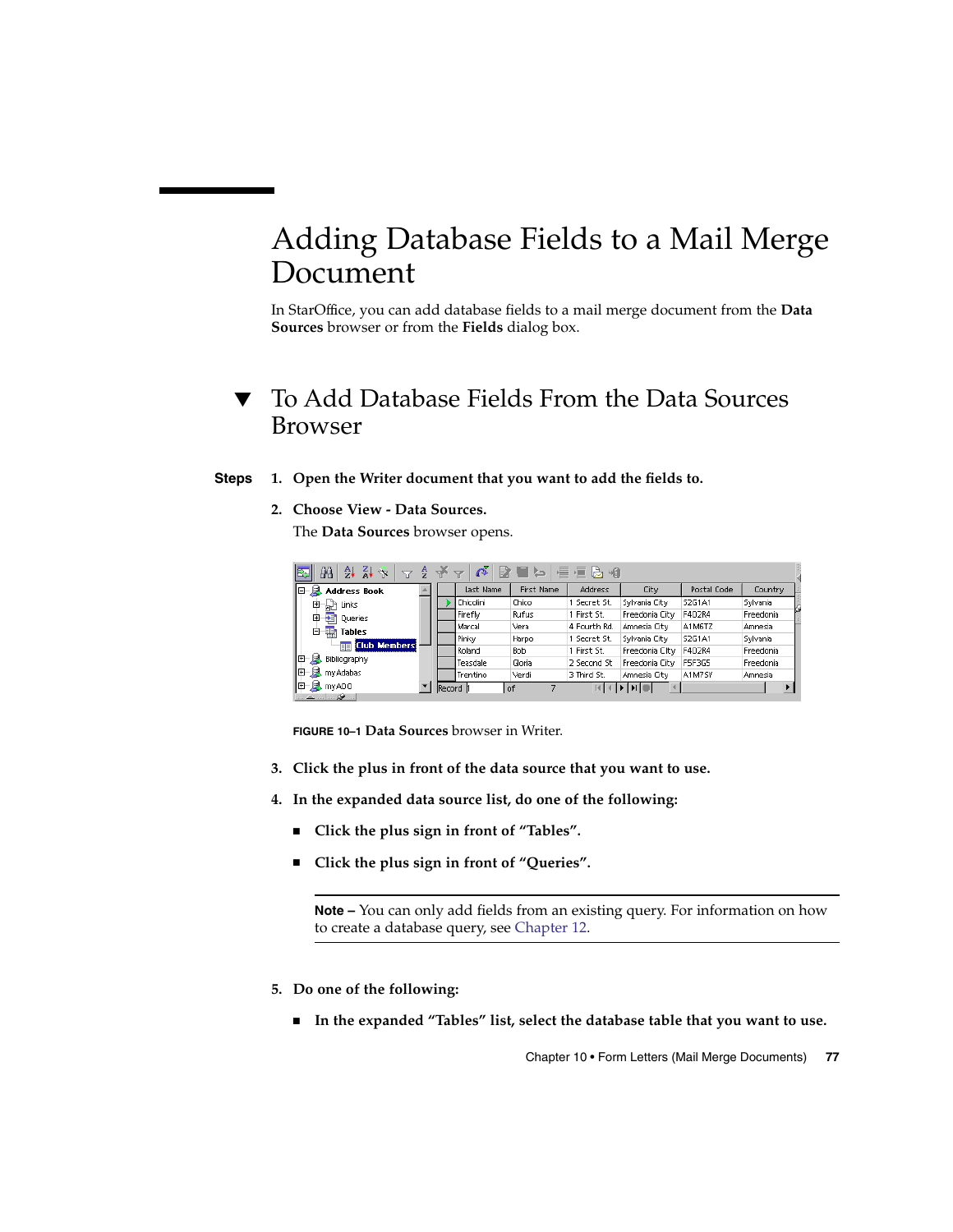# Adding Database Fields to a Mail Merge Document

In StarOffice, you can add database fields to a mail merge document from the **Data Sources** browser or from the **Fields** dialog box.

## ▼ To Add Database Fields From the Data Sources Browser

**Steps**

1. **Open the Writer document that you want to add the fields to.**
2. **Choose View - Data Sources.**

   The **Data Sources** browser opens.

   **FIGURE 10–1** **Data Sources** browser in Writer.

3. **Click the plus in front of the data source that you want to use.**
4. **In the expanded data source list, do one of the following:**
   - **Click the plus sign in front of “Tables”.**
   - **Click the plus sign in front of “Queries”.**

   ---

   **Note –** You can only add fields from an existing query. For information on how to create a database query, see Chapter 12.

   ---

5. **Do one of the following:**
   - **In the expanded “Tables” list, select the database table that you want to use.**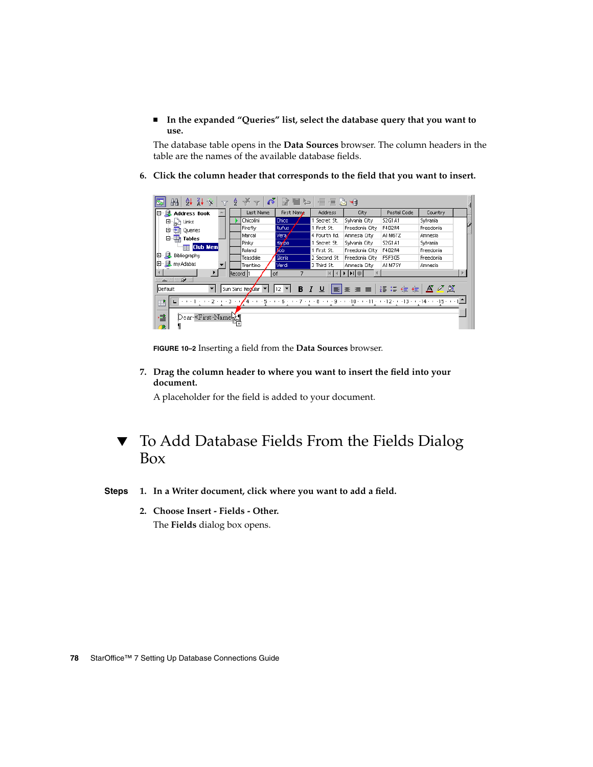- **In the expanded "Queries" list, select the database query that you want to use.**

  The database table opens in the **Data Sources** browser. The column headers in the table are the names of the available database fields.

6. **Click the column header that corresponds to the field that you want to insert.**

**FIGURE 10–2** Inserting a field from the **Data Sources** browser.

7. **Drag the column header to where you want to insert the field into your document.**

   A placeholder for the field is added to your document.

## ▼ To Add Database Fields From the Fields Dialog Box

**Steps**

1. **In a Writer document, click where you want to add a field.**
2. **Choose Insert - Fields - Other.**

   The **Fields** dialog box opens.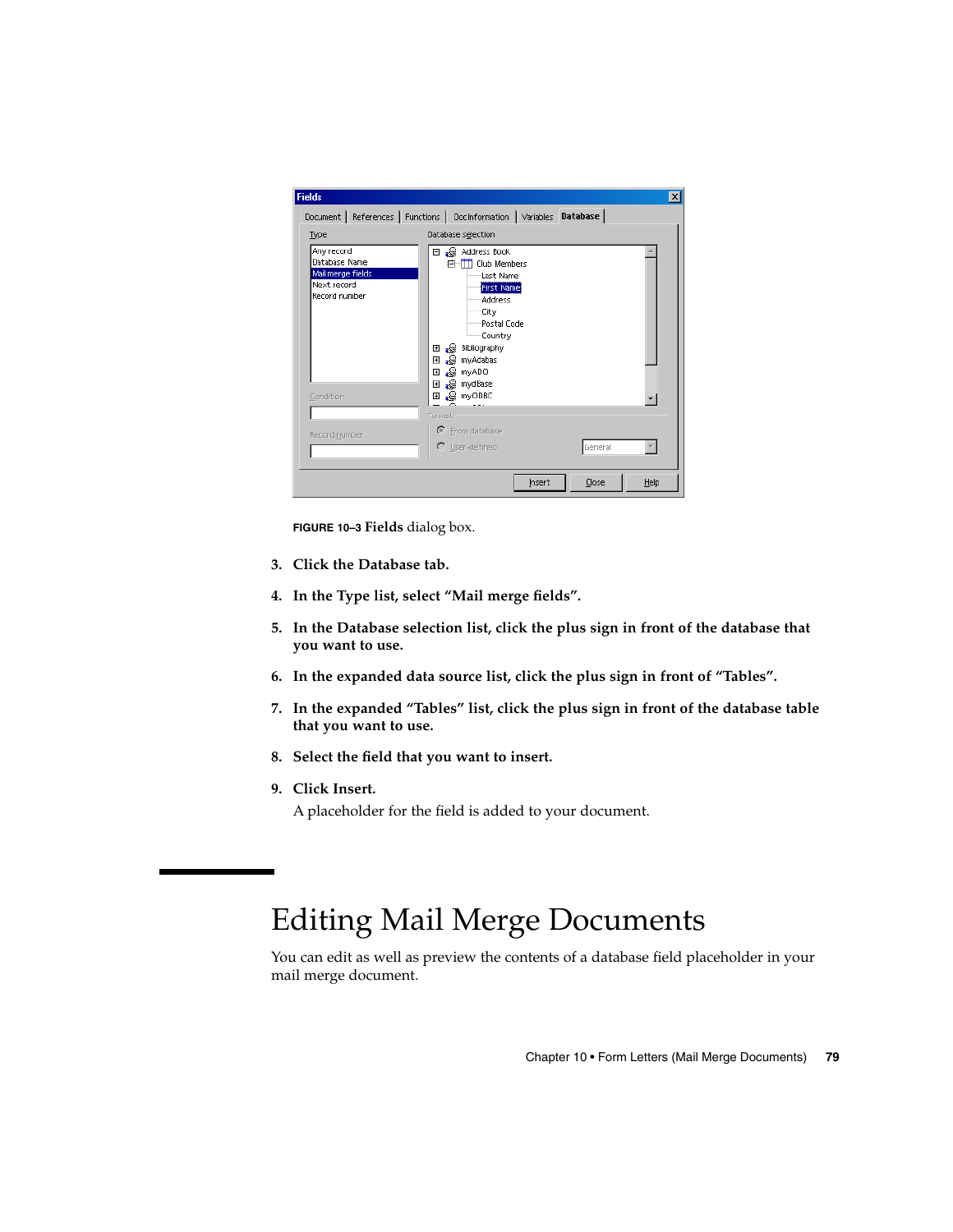**FIGURE 10–3 Fields** dialog box.

3. **Click the Database tab.**
4. **In the Type list, select “Mail merge fields”.**
5. **In the Database selection list, click the plus sign in front of the database that you want to use.**
6. **In the expanded data source list, click the plus sign in front of “Tables”.**
7. **In the expanded “Tables” list, click the plus sign in front of the database table that you want to use.**
8. **Select the field that you want to insert.**
9. **Click Insert.**

   A placeholder for the field is added to your document.

# Editing Mail Merge Documents

You can edit as well as preview the contents of a database field placeholder in your mail merge document.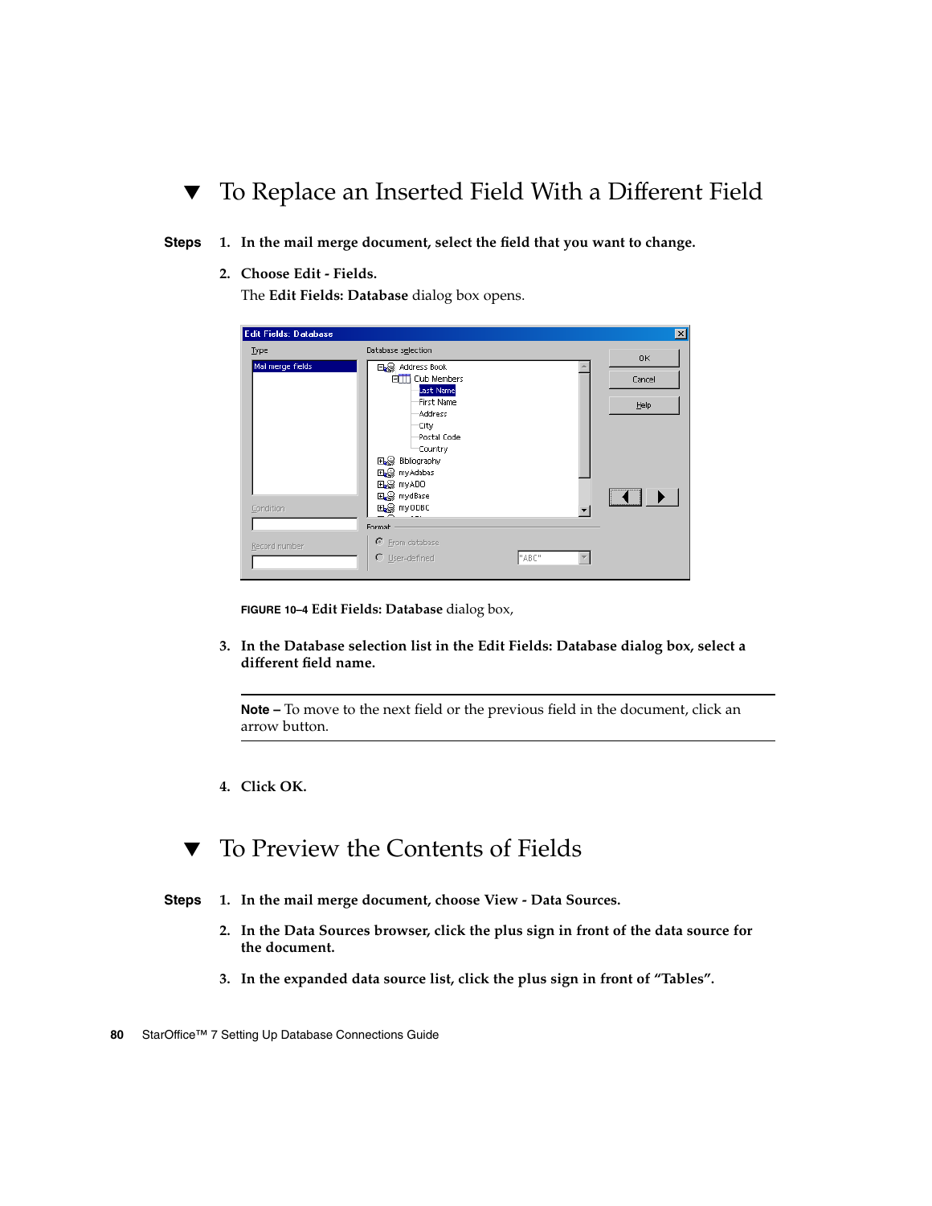## ▼ To Replace an Inserted Field With a Different Field

**Steps**

1. **In the mail merge document, select the field that you want to change.**
2. **Choose Edit - Fields.**

   The **Edit Fields: Database** dialog box opens.

   **FIGURE 10–4 Edit Fields: Database** dialog box,

3. **In the Database selection list in the Edit Fields: Database dialog box, select a different field name.**

   ---

   **Note –** To move to the next field or the previous field in the document, click an arrow button.

   ---

4. **Click OK.**

## ▼ To Preview the Contents of Fields

**Steps**

1. **In the mail merge document, choose View - Data Sources.**
2. **In the Data Sources browser, click the plus sign in front of the data source for the document.**
3. **In the expanded data source list, click the plus sign in front of "Tables".**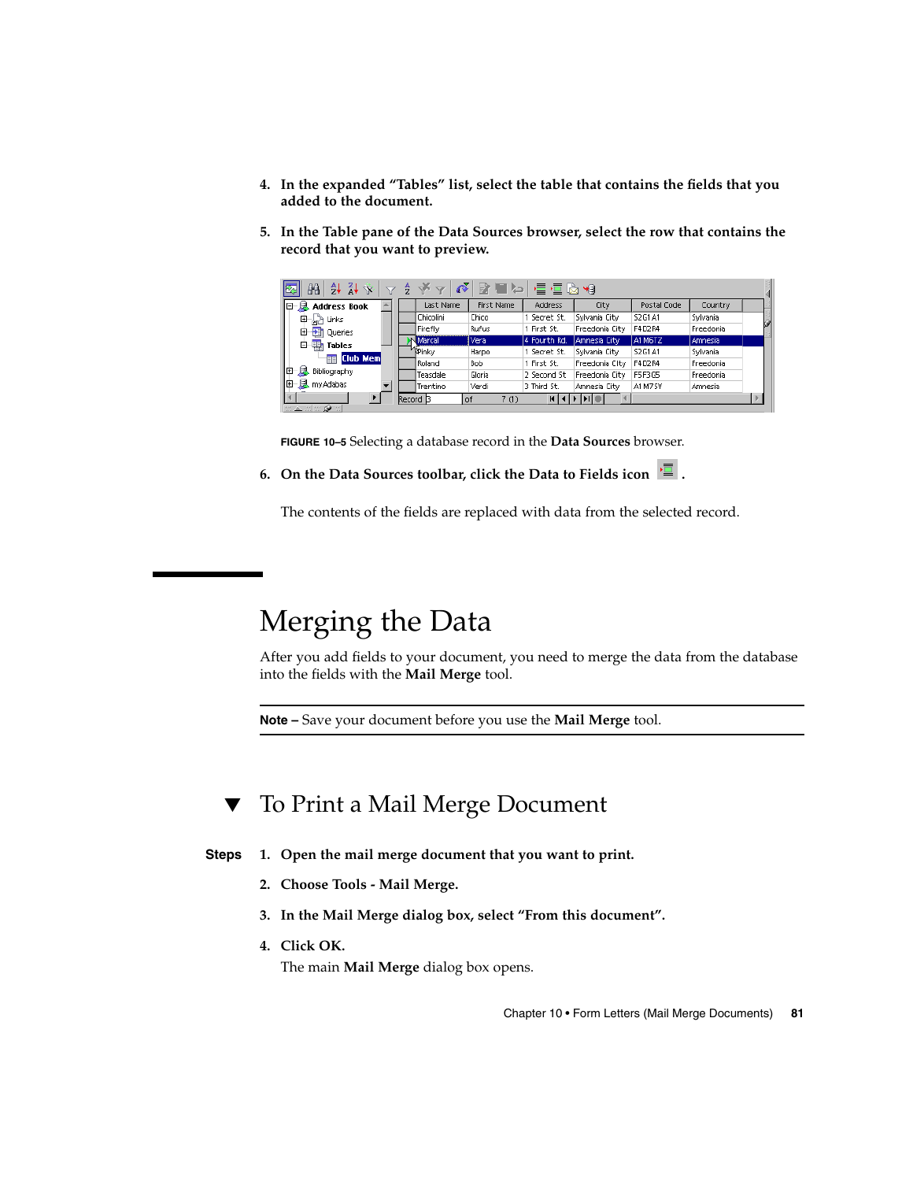4. **In the expanded "Tables" list, select the table that contains the fields that you added to the document.**

5. **In the Table pane of the Data Sources browser, select the row that contains the record that you want to preview.**

FIGURE 10–5 Selecting a database record in the **Data Sources** browser.

6. **On the Data Sources toolbar, click the Data to Fields icon .**

   The contents of the fields are replaced with data from the selected record.

# Merging the Data

After you add fields to your document, you need to merge the data from the database into the fields with the **Mail Merge** tool.

---

**Note –** Save your document before you use the **Mail Merge** tool.

---

## ▼ To Print a Mail Merge Document

**Steps**

1. **Open the mail merge document that you want to print.**

2. **Choose Tools - Mail Merge.**

3. **In the Mail Merge dialog box, select "From this document".**

4. **Click OK.**

   The main **Mail Merge** dialog box opens.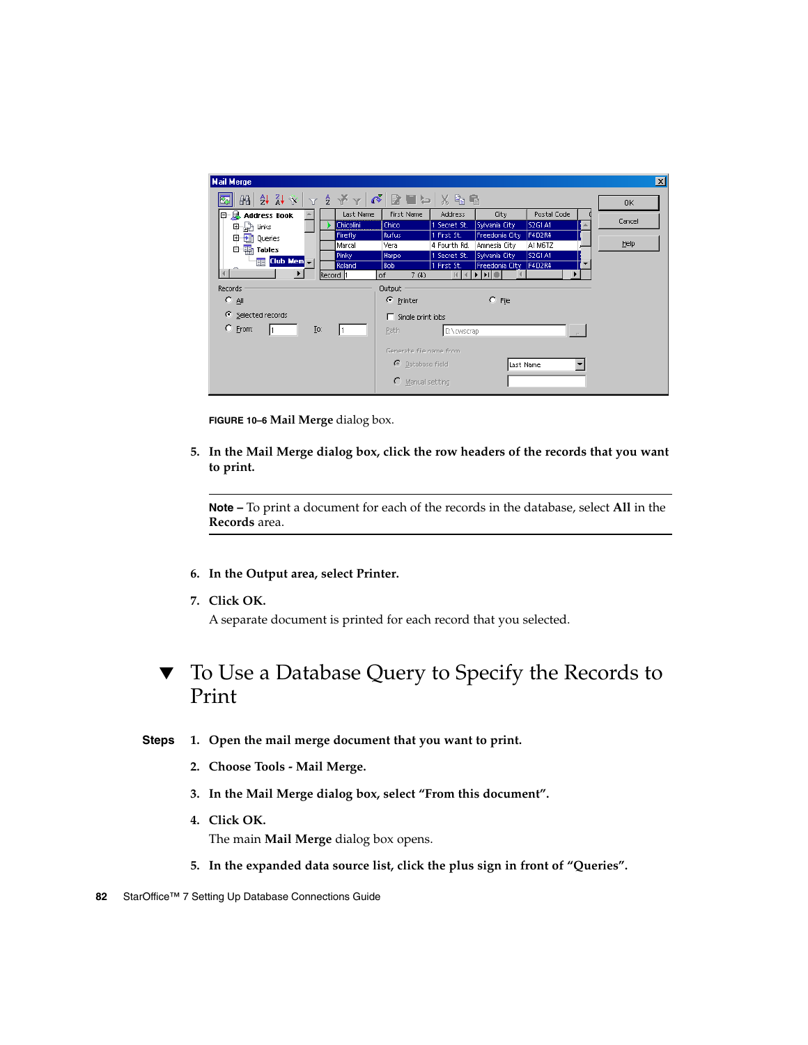**FIGURE 10–6** **Mail Merge** dialog box.

5. **In the Mail Merge dialog box, click the row headers of the records that you want to print.**

---

**Note –** To print a document for each of the records in the database, select **All** in the **Records** area.

---

6. **In the Output area, select Printer.**

7. **Click OK.**

   A separate document is printed for each record that you selected.

# ▼ To Use a Database Query to Specify the Records to Print

**Steps**

1. **Open the mail merge document that you want to print.**

2. **Choose Tools - Mail Merge.**

3. **In the Mail Merge dialog box, select “From this document”.**

4. **Click OK.**

   The main **Mail Merge** dialog box opens.

5. **In the expanded data source list, click the plus sign in front of “Queries”.**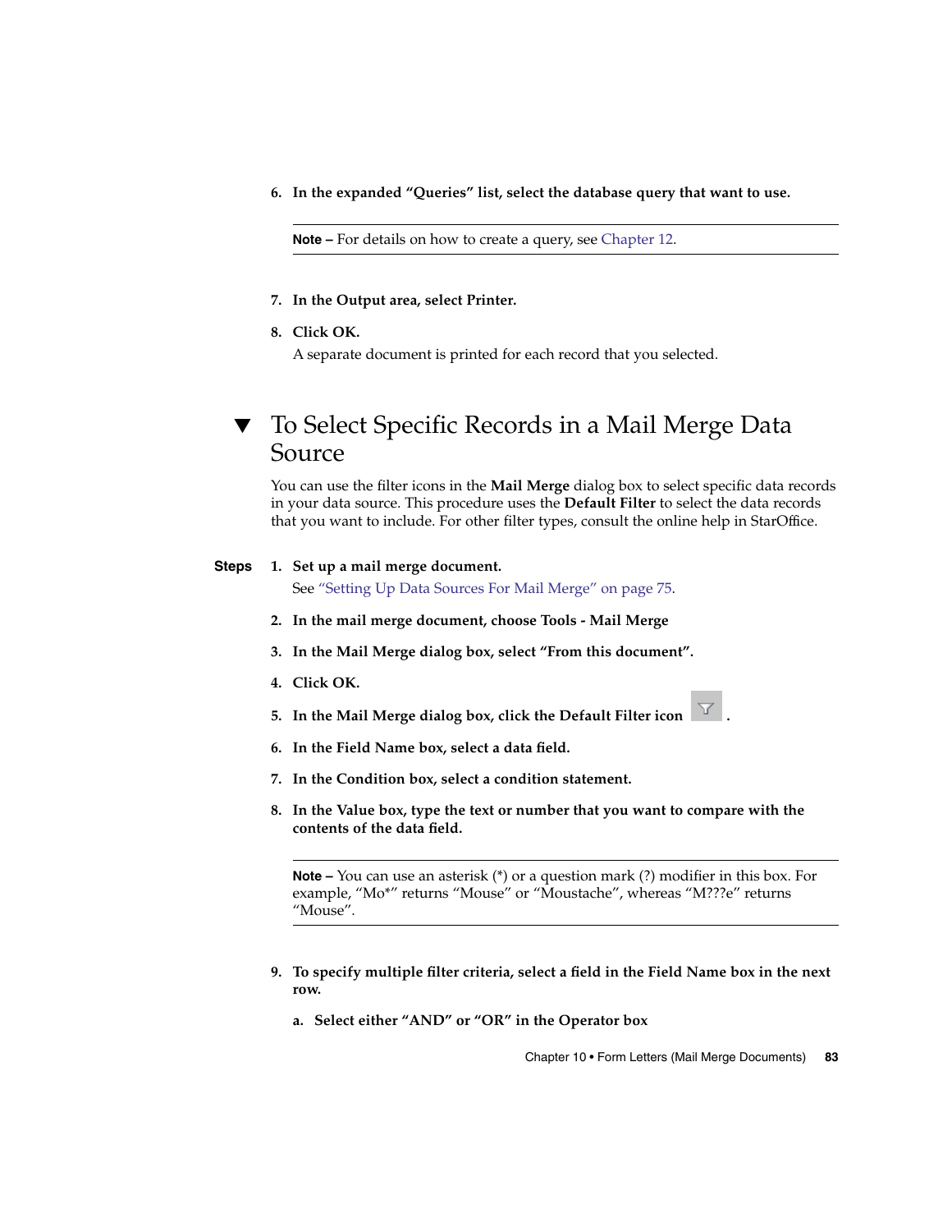6. **In the expanded "Queries" list, select the database query that want to use.**

   ---

   **Note –** For details on how to create a query, see Chapter 12.

   ---

7. **In the Output area, select Printer.**

8. **Click OK.**

   A separate document is printed for each record that you selected.

## ▼ To Select Specific Records in a Mail Merge Data Source

You can use the filter icons in the **Mail Merge** dialog box to select specific data records in your data source. This procedure uses the **Default Filter** to select the data records that you want to include. For other filter types, consult the online help in StarOffice.

**Steps**

1. **Set up a mail merge document.**

   See "Setting Up Data Sources For Mail Merge" on page 75.

2. **In the mail merge document, choose Tools - Mail Merge**

3. **In the Mail Merge dialog box, select "From this document".**

4. **Click OK.**

5. **In the Mail Merge dialog box, click the Default Filter icon .**

6. **In the Field Name box, select a data field.**

7. **In the Condition box, select a condition statement.**

8. **In the Value box, type the text or number that you want to compare with the contents of the data field.**

   ---

   **Note –** You can use an asterisk (*) or a question mark (?) modifier in this box. For example, "Mo*" returns "Mouse" or "Moustache", whereas "M???e" returns "Mouse".

   ---

9. **To specify multiple filter criteria, select a field in the Field Name box in the next row.**

   a. **Select either "AND" or "OR" in the Operator box**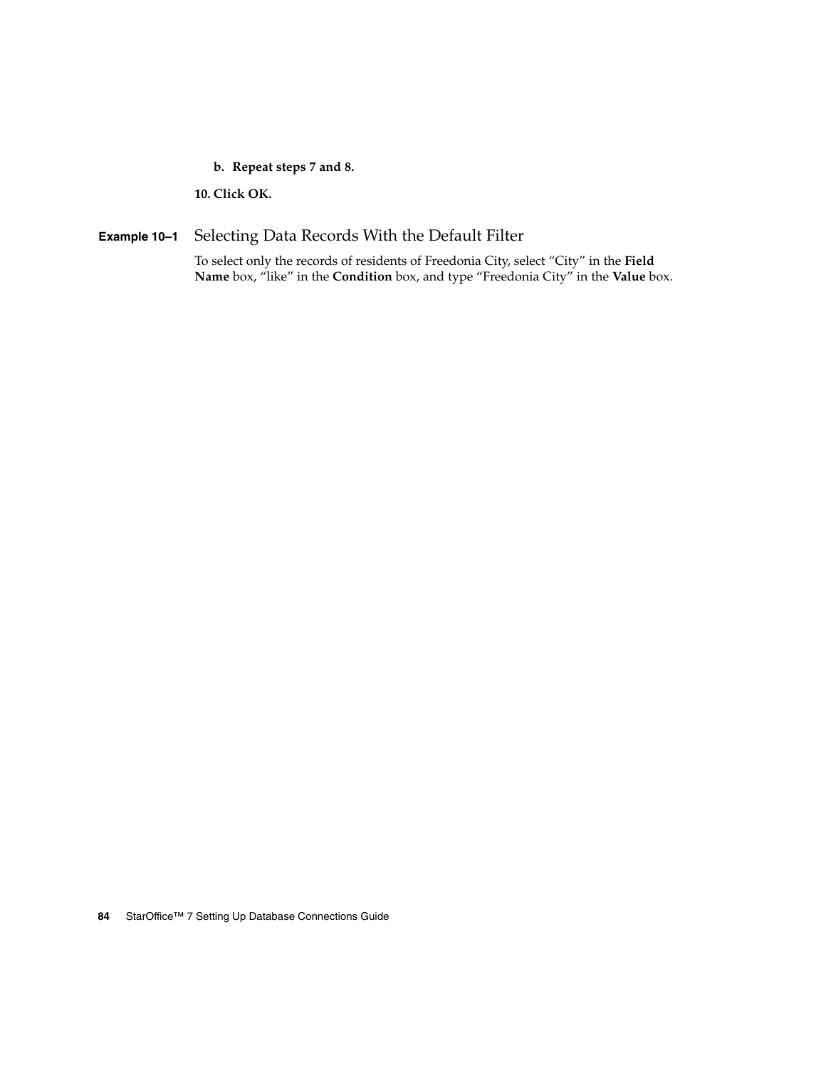b. **Repeat steps 7 and 8.**

10. **Click OK.**

**Example 10–1** Selecting Data Records With the Default Filter

To select only the records of residents of Freedonia City, select “City” in the **Field Name** box, “like” in the **Condition** box, and type “Freedonia City” in the **Value** box.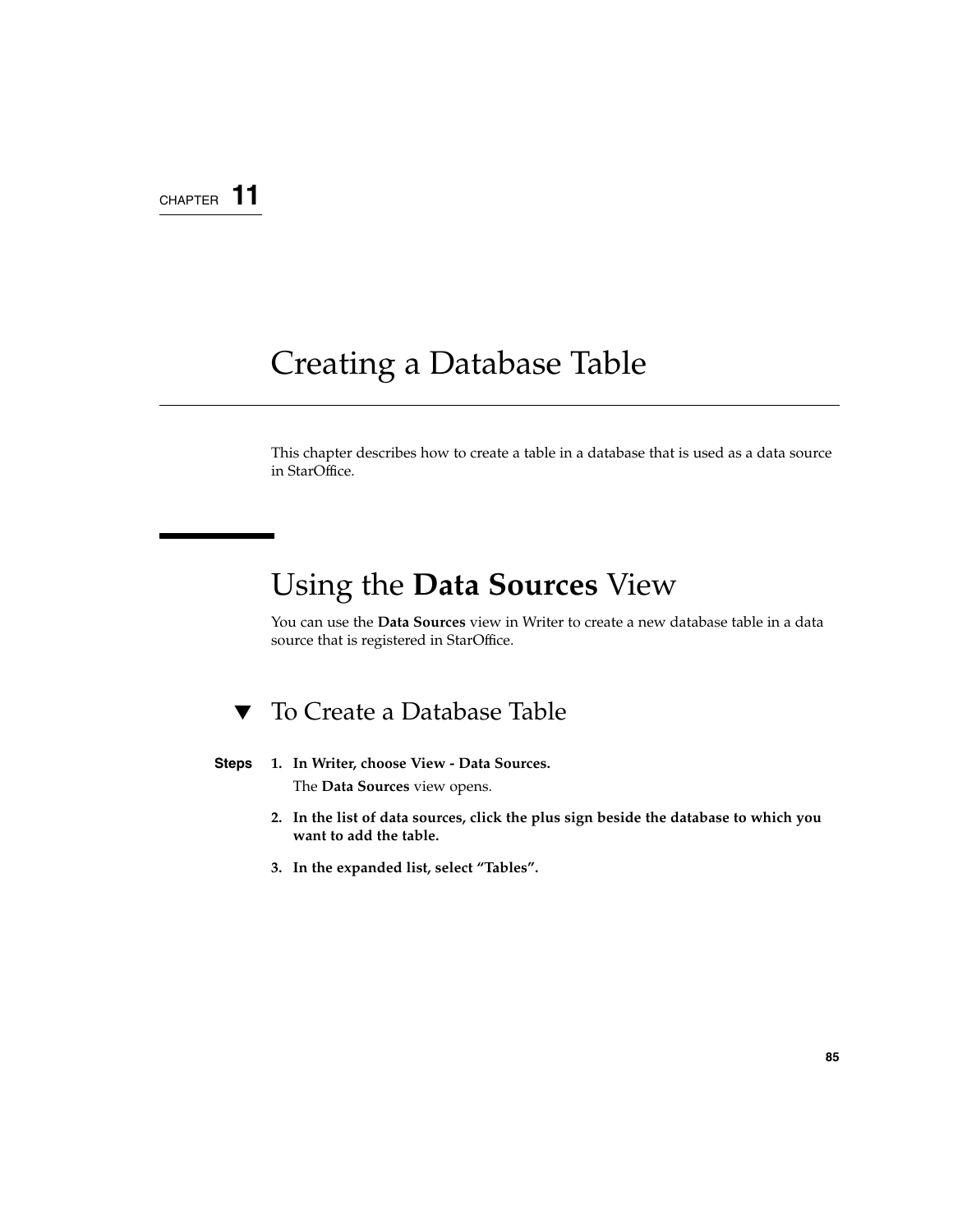CHAPTER 11

# Creating a Database Table

This chapter describes how to create a table in a database that is used as a data source in StarOffice.

## Using the **Data Sources** View

You can use the **Data Sources** view in Writer to create a new database table in a data source that is registered in StarOffice.

### ▼ To Create a Database Table

**Steps**

1. **In Writer, choose View - Data Sources.**

   The **Data Sources** view opens.

2. **In the list of data sources, click the plus sign beside the database to which you want to add the table.**

3. **In the expanded list, select “Tables”.**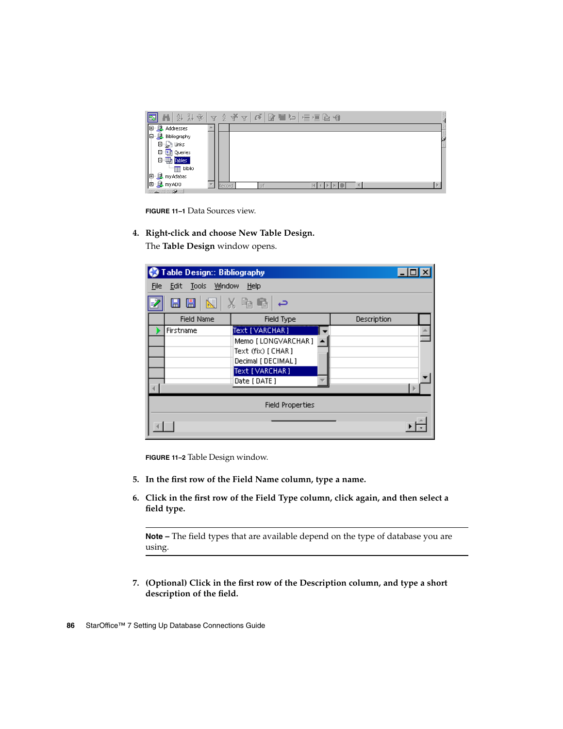**FIGURE 11–1** Data Sources view.

4. **Right-click and choose New Table Design.**

   The **Table Design** window opens.

**FIGURE 11–2** Table Design window.

5. **In the first row of the Field Name column, type a name.**

6. **Click in the first row of the Field Type column, click again, and then select a field type.**

---

**Note –** The field types that are available depend on the type of database you are using.

---

7. **(Optional) Click in the first row of the Description column, and type a short description of the field.**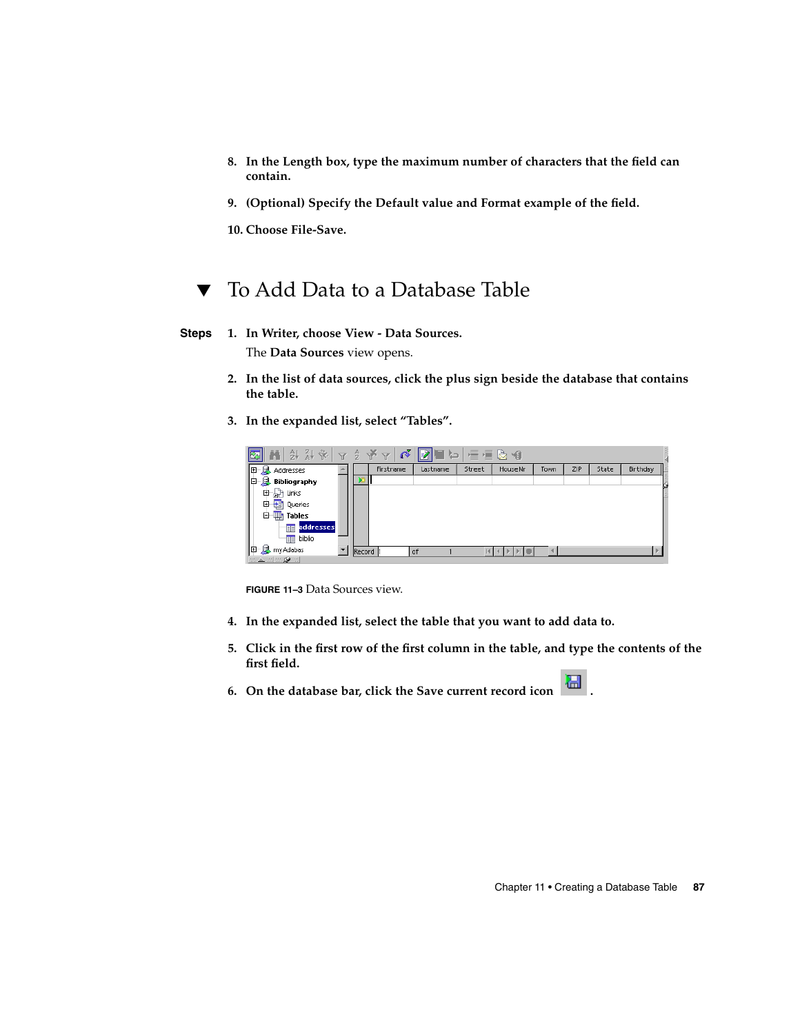8. **In the Length box, type the maximum number of characters that the field can contain.**

9. **(Optional) Specify the Default value and Format example of the field.**

10. **Choose File-Save.**

## ▼ To Add Data to a Database Table

**Steps**

1. **In Writer, choose View - Data Sources.**

   The **Data Sources** view opens.

2. **In the list of data sources, click the plus sign beside the database that contains the table.**

3. **In the expanded list, select "Tables".**

FIGURE 11–3 Data Sources view.

4. **In the expanded list, select the table that you want to add data to.**

5. **Click in the first row of the first column in the table, and type the contents of the first field.**

6. **On the database bar, click the Save current record icon .**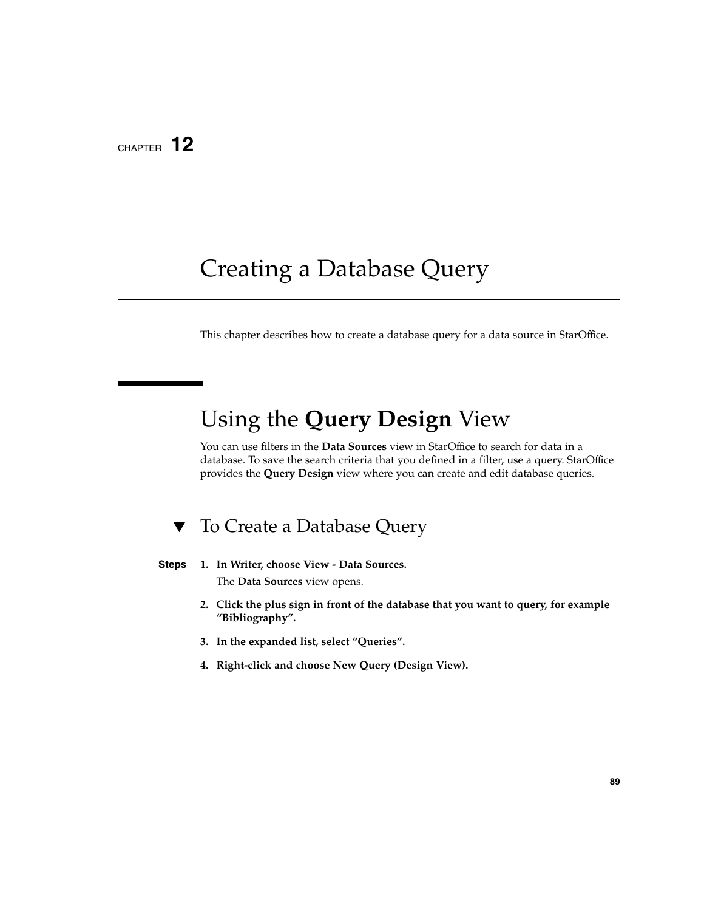CHAPTER 12

# Creating a Database Query

This chapter describes how to create a database query for a data source in StarOffice.

## Using the **Query Design** View

You can use filters in the **Data Sources** view in StarOffice to search for data in a database. To save the search criteria that you defined in a filter, use a query. StarOffice provides the **Query Design** view where you can create and edit database queries.

### ▼ To Create a Database Query

**Steps**

1. **In Writer, choose View - Data Sources.**

   The **Data Sources** view opens.

2. **Click the plus sign in front of the database that you want to query, for example “Bibliography”.**

3. **In the expanded list, select “Queries”.**

4. **Right-click and choose New Query (Design View).**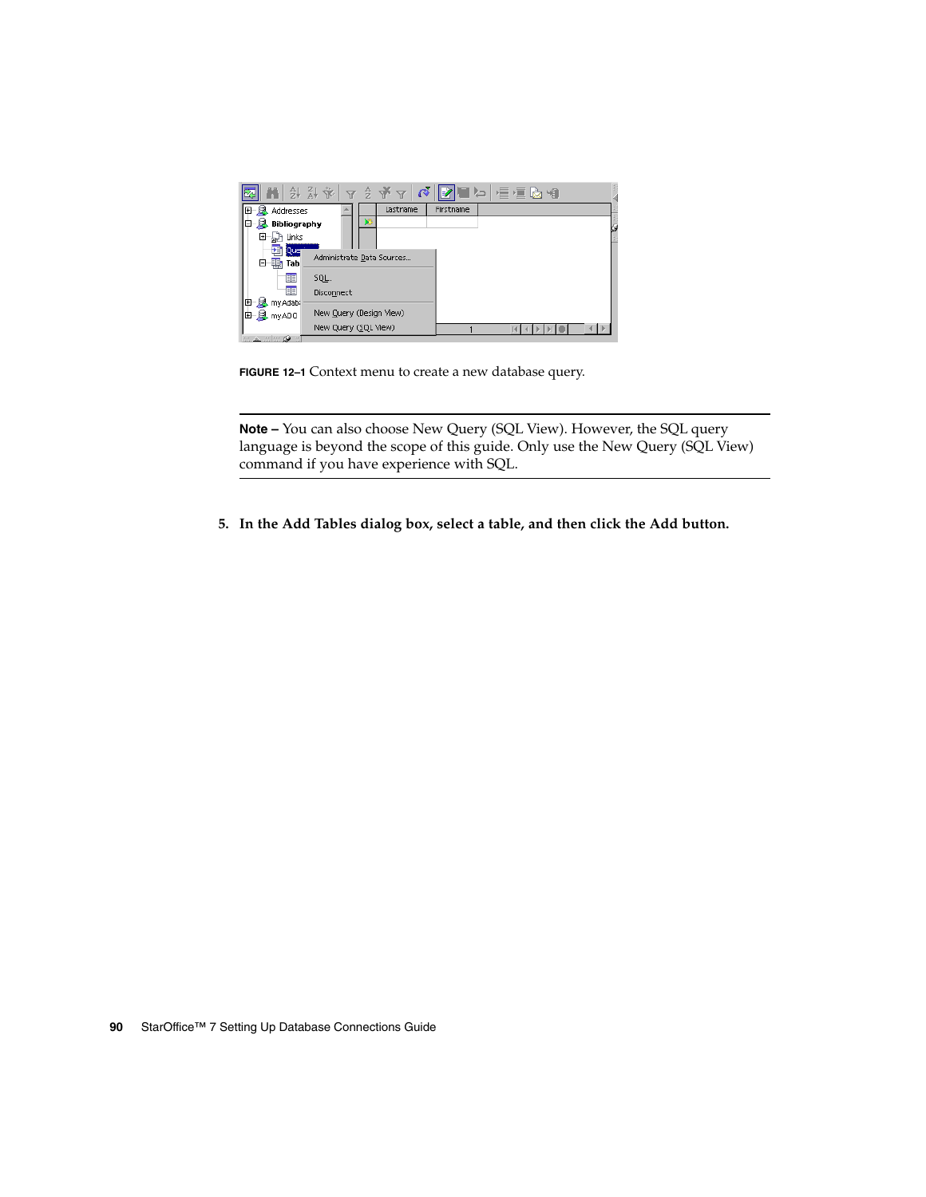**FIGURE 12–1** Context menu to create a new database query.

---

**Note –** You can also choose New Query (SQL View). However, the SQL query language is beyond the scope of this guide. Only use the New Query (SQL View) command if you have experience with SQL.

---

5. **In the Add Tables dialog box, select a table, and then click the Add button.**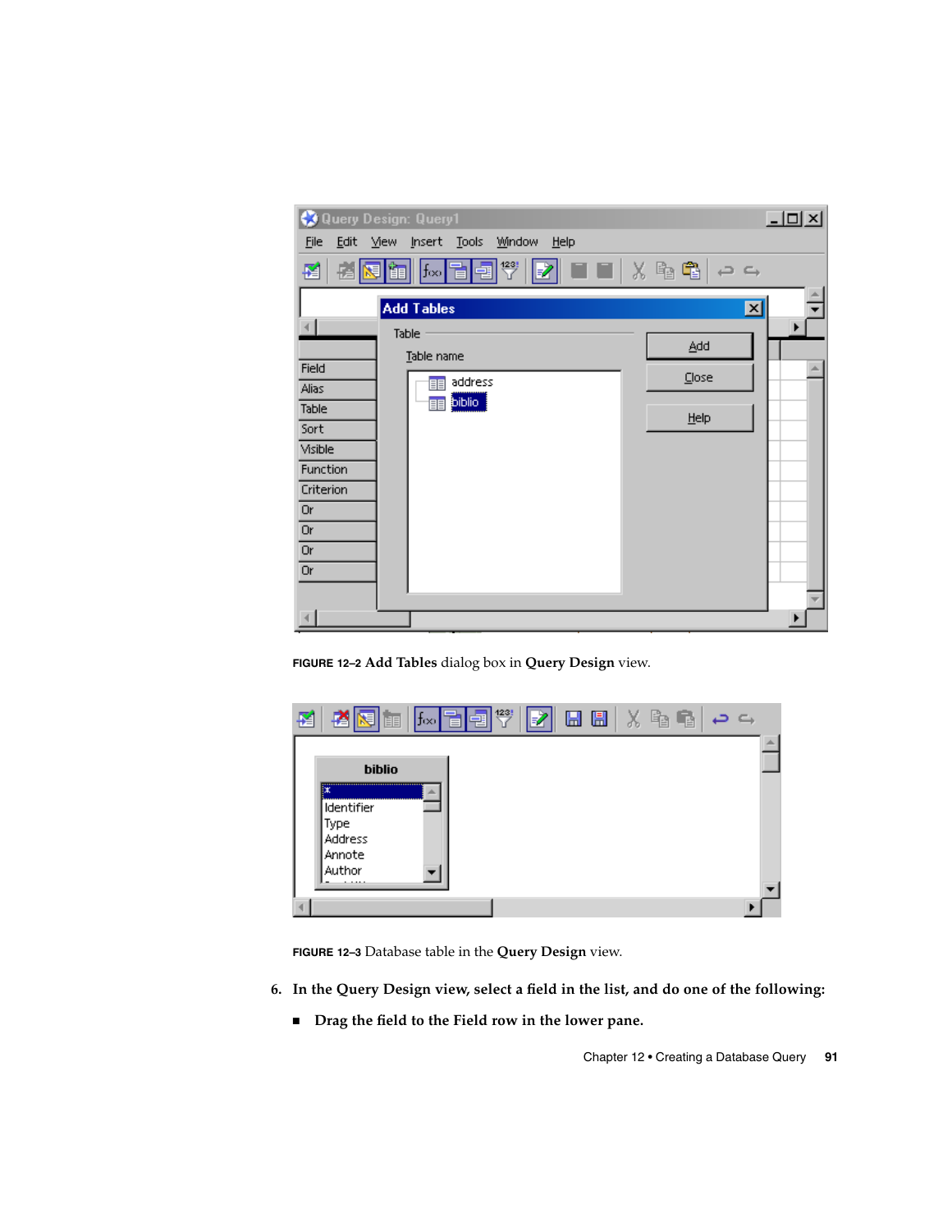**FIGURE 12–2** **Add Tables** dialog box in **Query Design** view.

**FIGURE 12–3** Database table in the **Query Design** view.

6. **In the Query Design view, select a field in the list, and do one of the following:**

   - **Drag the field to the Field row in the lower pane.**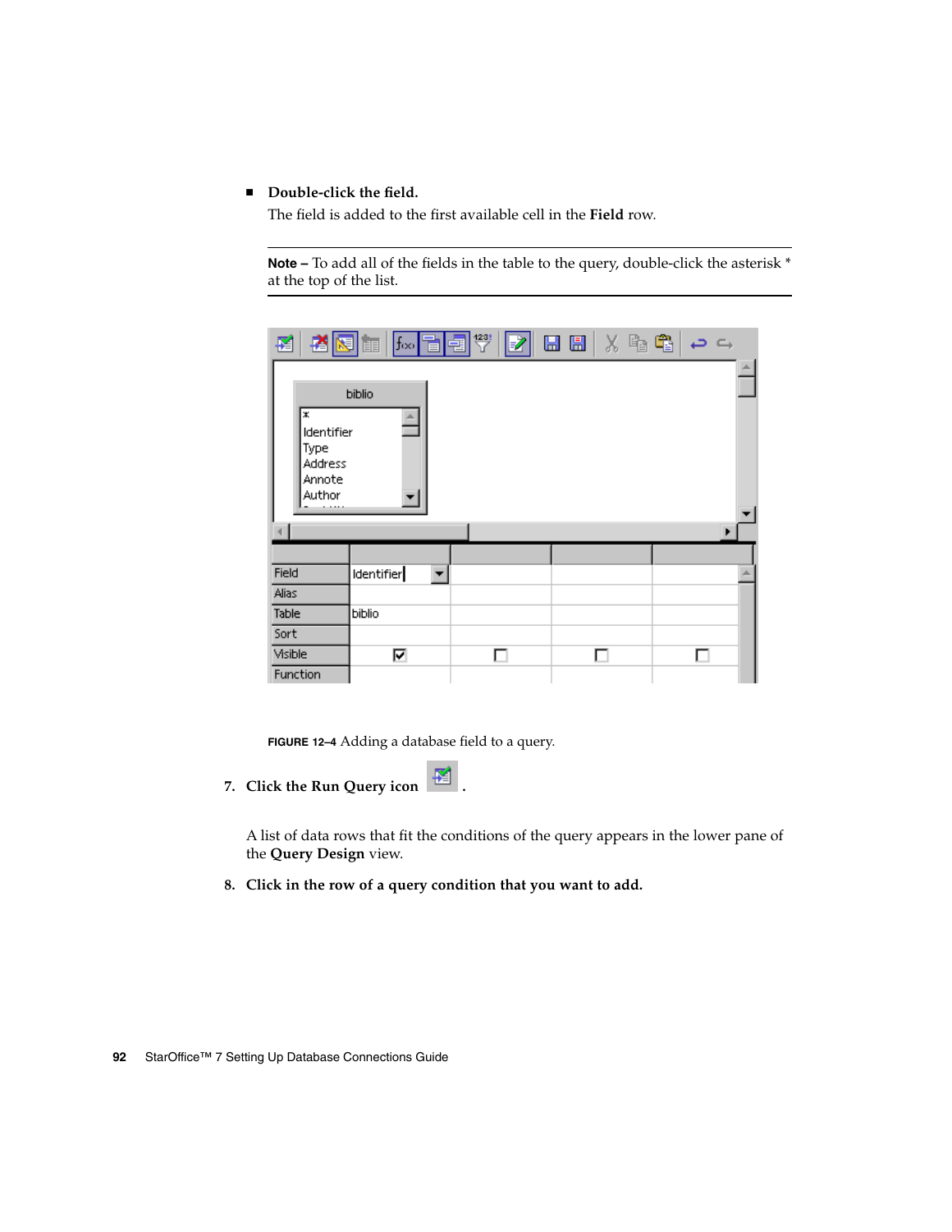- **Double-click the field.**

  The field is added to the first available cell in the **Field** row.

---

**Note –** To add all of the fields in the table to the query, double-click the asterisk * at the top of the list.

---

**FIGURE 12–4** Adding a database field to a query.

7. **Click the Run Query icon .**

   A list of data rows that fit the conditions of the query appears in the lower pane of the **Query Design** view.

8. **Click in the row of a query condition that you want to add.**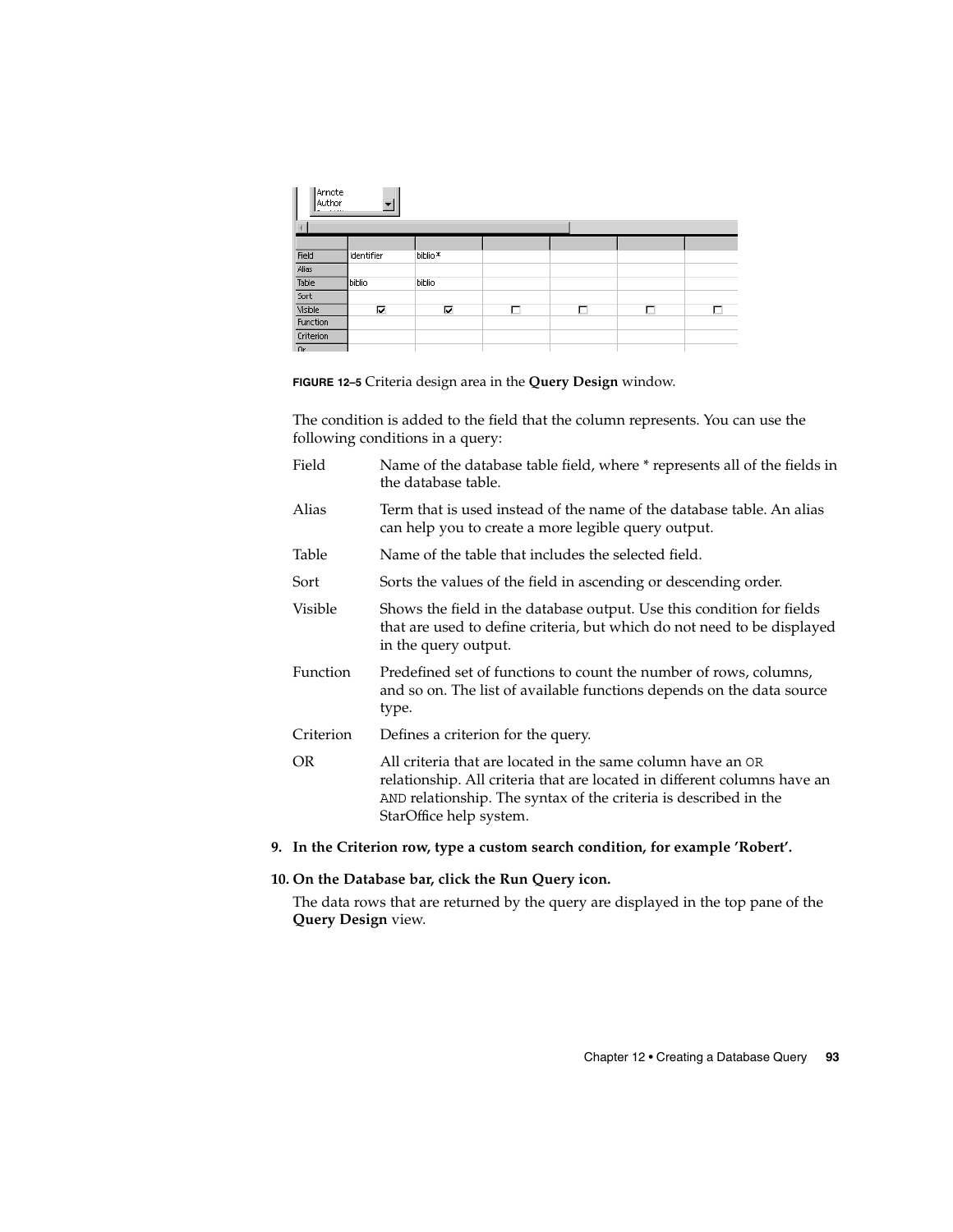**FIGURE 12–5** Criteria design area in the **Query Design** window.

The condition is added to the field that the column represents. You can use the following conditions in a query:

| | |
|---|---|
| Field | Name of the database table field, where * represents all of the fields in the database table. |
| Alias | Term that is used instead of the name of the database table. An alias can help you to create a more legible query output. |
| Table | Name of the table that includes the selected field. |
| Sort | Sorts the values of the field in ascending or descending order. |
| Visible | Shows the field in the database output. Use this condition for fields that are used to define criteria, but which do not need to be displayed in the query output. |
| Function | Predefined set of functions to count the number of rows, columns, and so on. The list of available functions depends on the data source type. |
| Criterion | Defines a criterion for the query. |
| OR | All criteria that are located in the same column have an `OR` relationship. All criteria that are located in different columns have an `AND` relationship. The syntax of the criteria is described in the StarOffice help system. |

9. **In the Criterion row, type a custom search condition, for example 'Robert'.**

10. **On the Database bar, click the Run Query icon.**

    The data rows that are returned by the query are displayed in the top pane of the **Query Design** view.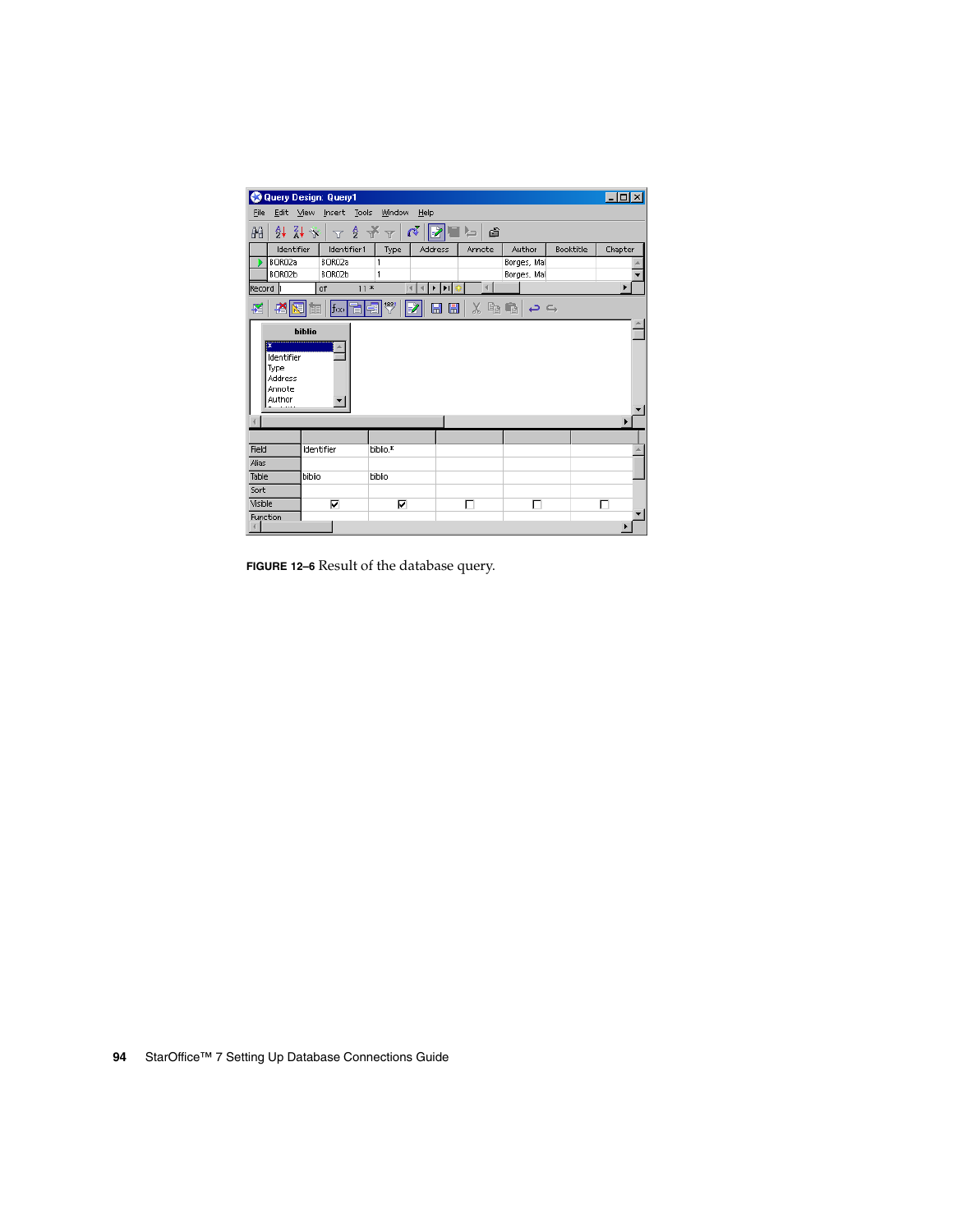**FIGURE 12–6** Result of the database query.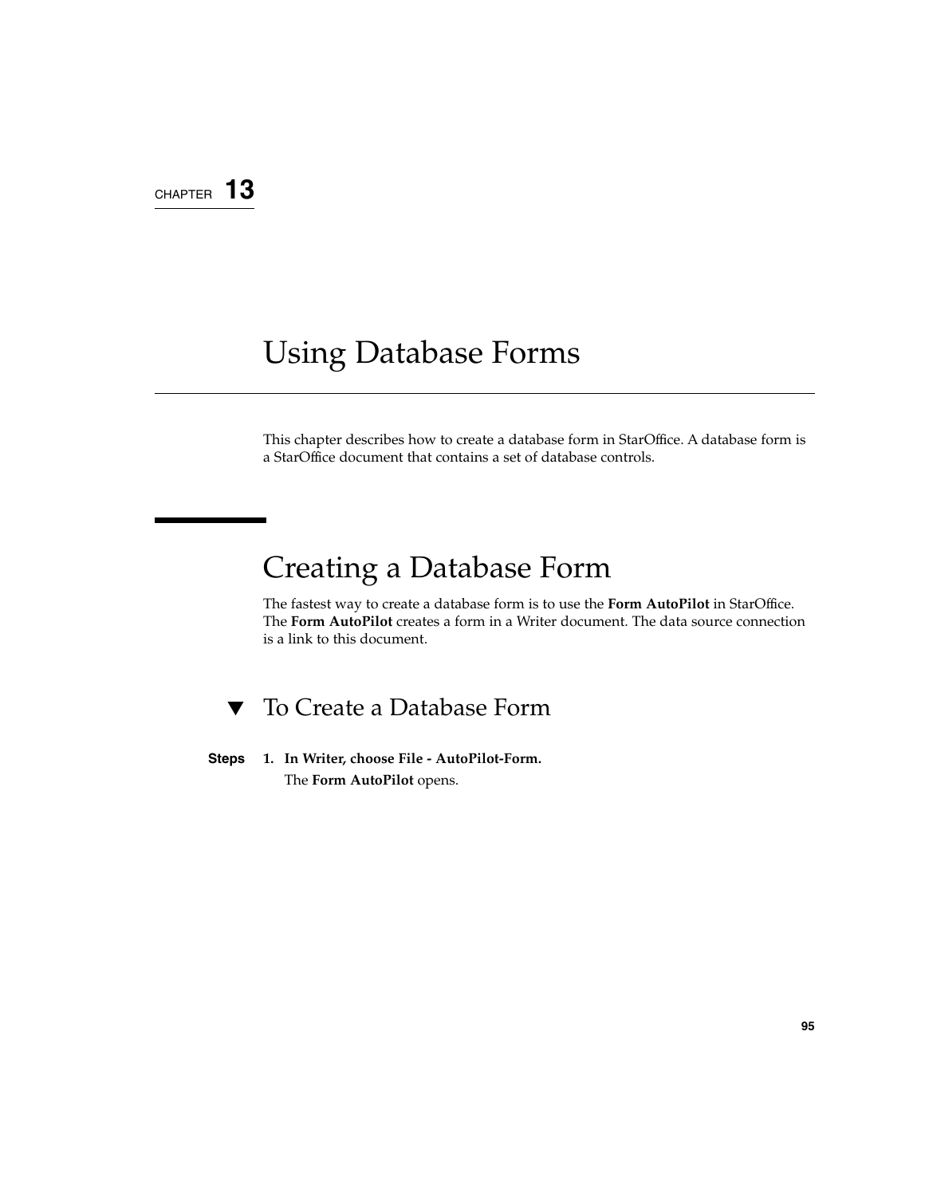CHAPTER 13

# Using Database Forms

This chapter describes how to create a database form in StarOffice. A database form is a StarOffice document that contains a set of database controls.

## Creating a Database Form

The fastest way to create a database form is to use the **Form AutoPilot** in StarOffice. The **Form AutoPilot** creates a form in a Writer document. The data source connection is a link to this document.

### ▼ To Create a Database Form

**Steps**

1. **In Writer, choose File - AutoPilot-Form.**

   The **Form AutoPilot** opens.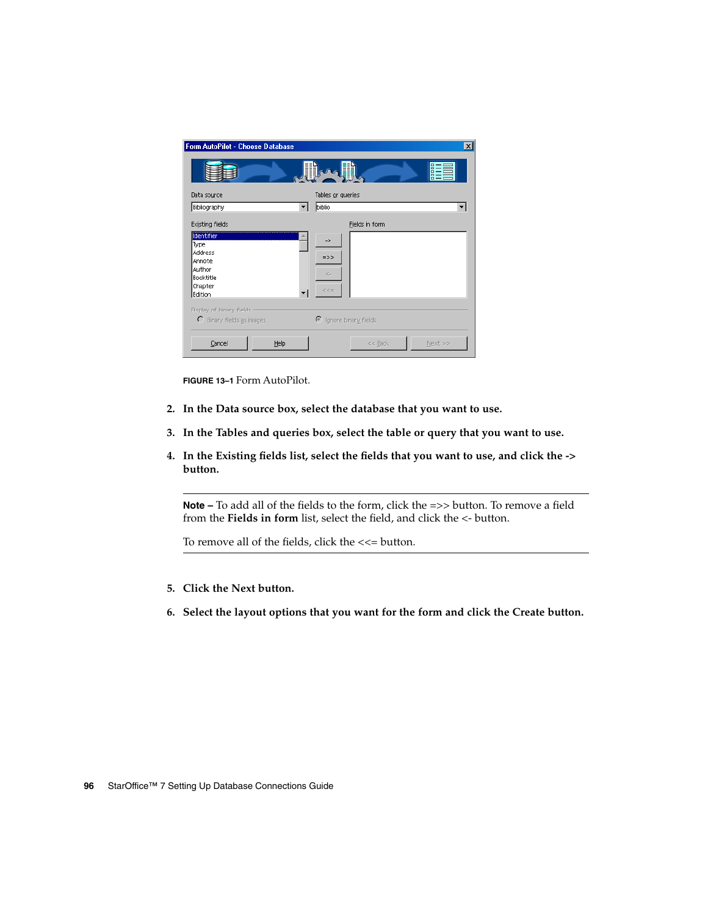**FIGURE 13–1** Form AutoPilot.

2. **In the Data source box, select the database that you want to use.**

3. **In the Tables and queries box, select the table or query that you want to use.**

4. **In the Existing fields list, select the fields that you want to use, and click the -> button.**

---

**Note –** To add all of the fields to the form, click the =>> button. To remove a field from the **Fields in form** list, select the field, and click the <- button.

To remove all of the fields, click the <<= button.

---

5. **Click the Next button.**

6. **Select the layout options that you want for the form and click the Create button.**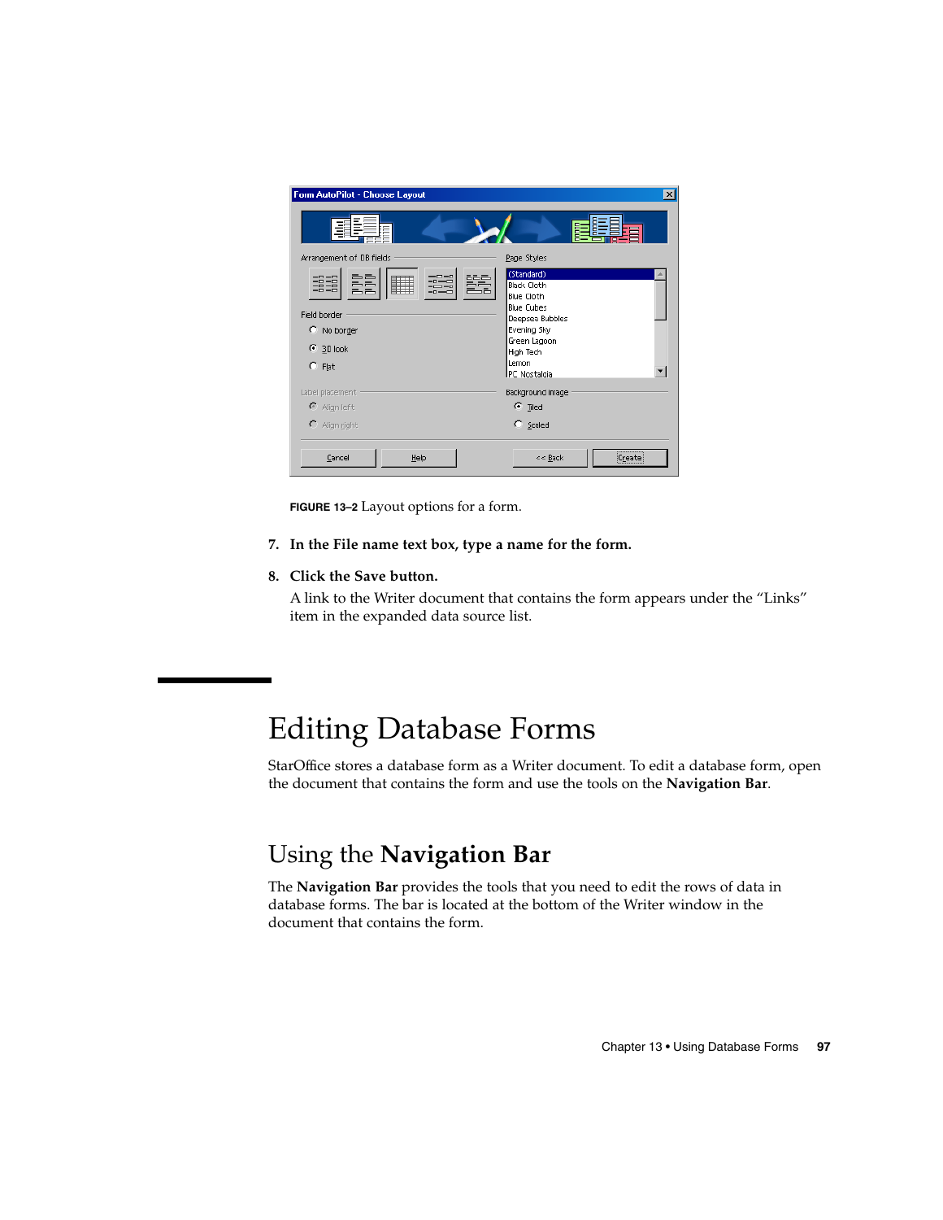FIGURE 13–2 Layout options for a form.

7. **In the File name text box, type a name for the form.**

8. **Click the Save button.**

   A link to the Writer document that contains the form appears under the “Links” item in the expanded data source list.

# Editing Database Forms

StarOffice stores a database form as a Writer document. To edit a database form, open the document that contains the form and use the tools on the **Navigation Bar**.

## Using the **Navigation Bar**

The **Navigation Bar** provides the tools that you need to edit the rows of data in database forms. The bar is located at the bottom of the Writer window in the document that contains the form.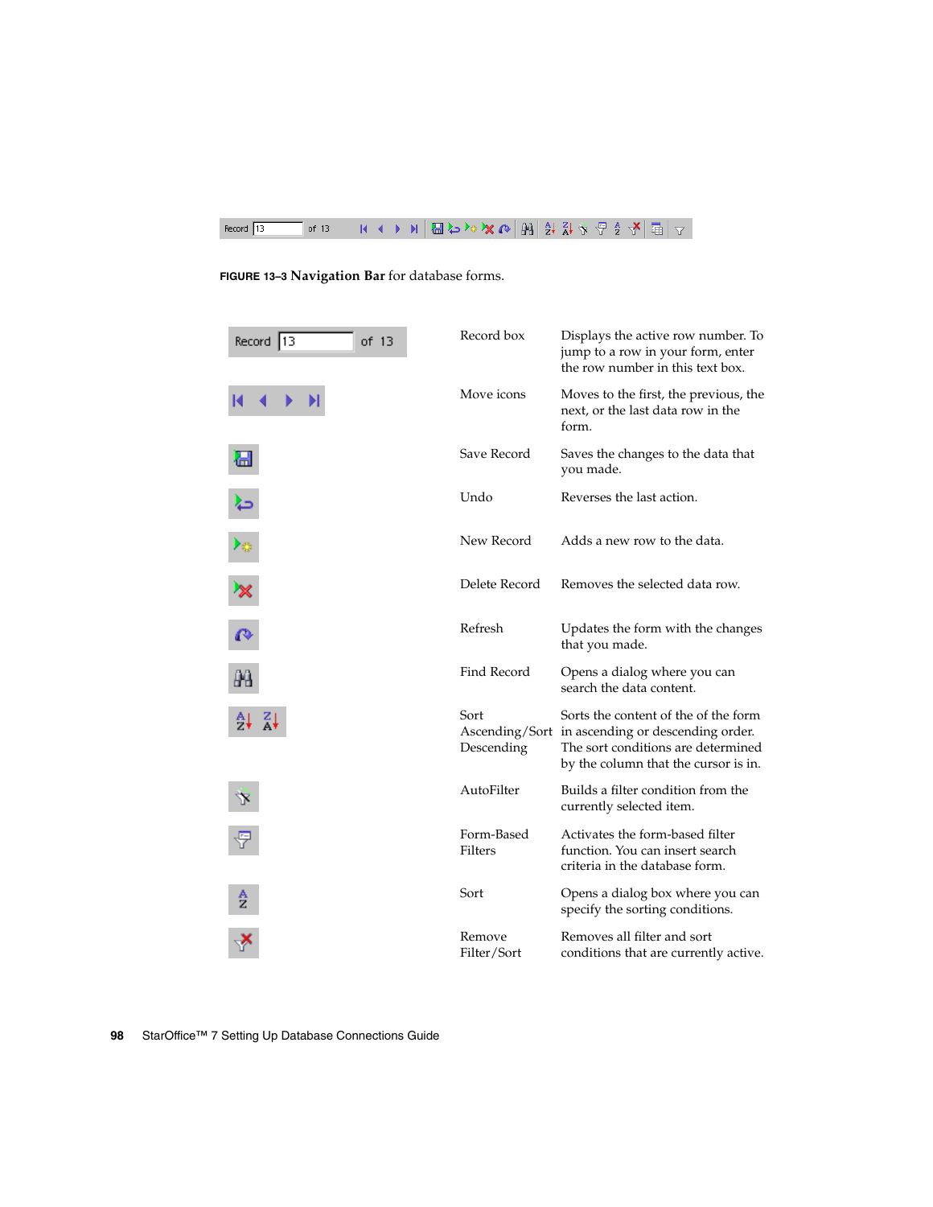FIGURE 13–3 **Navigation Bar** for database forms.

| Icon | Name | Description |
| --- | --- | --- |
| Record 13 of 13 | Record box | Displays the active row number. To jump to a row in your form, enter the row number in this text box. |
| | Move icons | Moves to the first, the previous, the next, or the last data row in the form. |
| | Save Record | Saves the changes to the data that you made. |
| | Undo | Reverses the last action. |
| | New Record | Adds a new row to the data. |
| | Delete Record | Removes the selected data row. |
| | Refresh | Updates the form with the changes that you made. |
| | Find Record | Opens a dialog where you can search the data content. |
| | Sort Ascending/Sort Descending | Sorts the content of the of the form in ascending or descending order. The sort conditions are determined by the column that the cursor is in. |
| | AutoFilter | Builds a filter condition from the currently selected item. |
| | Form-Based Filters | Activates the form-based filter function. You can insert search criteria in the database form. |
| | Sort | Opens a dialog box where you can specify the sorting conditions. |
| | Remove Filter/Sort | Removes all filter and sort conditions that are currently active. |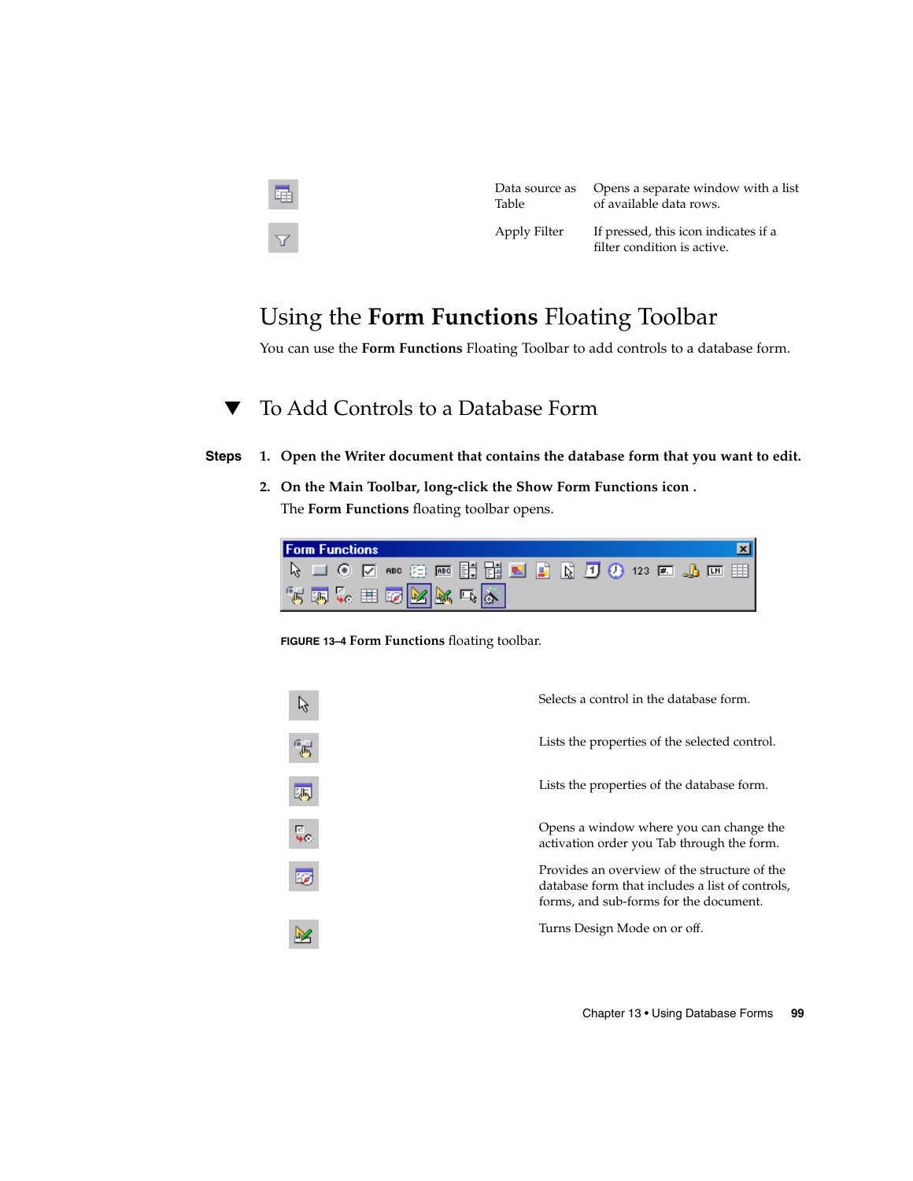| | | |
|---|---|---|
| | Data source as Table | Opens a separate window with a list of available data rows. |
| | Apply Filter | If pressed, this icon indicates if a filter condition is active. |

## Using the **Form Functions** Floating Toolbar

You can use the **Form Functions** Floating Toolbar to add controls to a database form.

### ▼ To Add Controls to a Database Form

**Steps**

1. **Open the Writer document that contains the database form that you want to edit.**
2. **On the Main Toolbar, long-click the Show Form Functions icon .**

   The **Form Functions** floating toolbar opens.

FIGURE 13–4 **Form Functions** floating toolbar.

| | |
|---|---|
| | Selects a control in the database form. |
| | Lists the properties of the selected control. |
| | Lists the properties of the database form. |
| | Opens a window where you can change the activation order you Tab through the form. |
| | Provides an overview of the structure of the database form that includes a list of controls, forms, and sub-forms for the document. |
| | Turns Design Mode on or off. |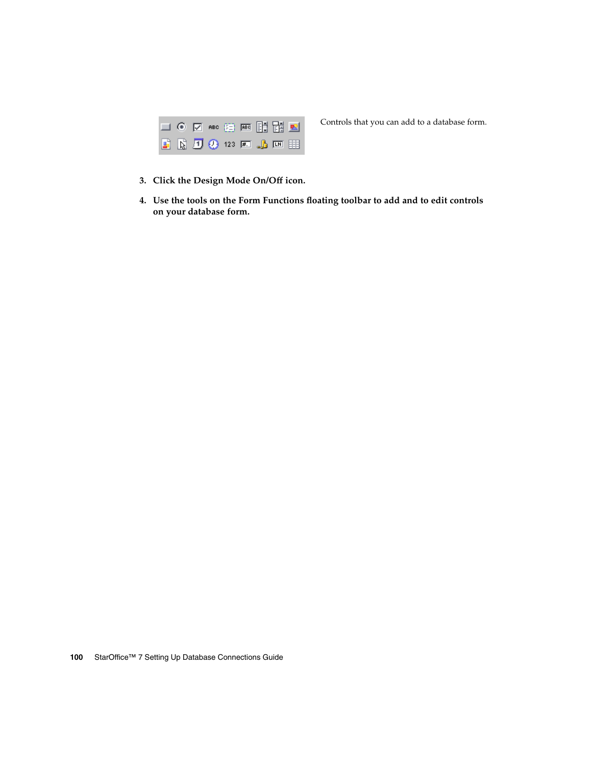Controls that you can add to a database form.

3. **Click the Design Mode On/Off icon.**

4. **Use the tools on the Form Functions floating toolbar to add and to edit controls on your database form.**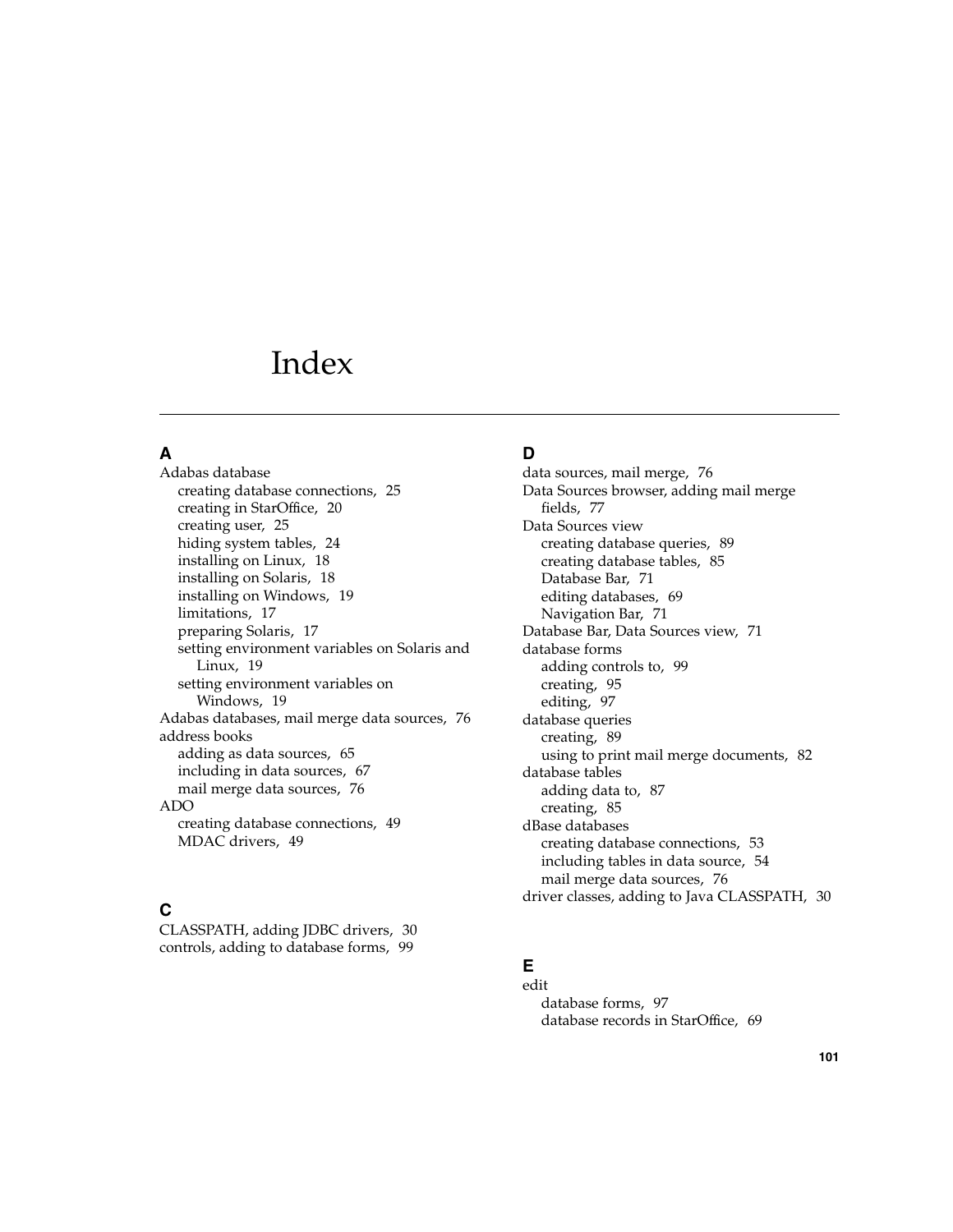# Index

## A

Adabas database
- creating database connections, 25
- creating in StarOffice, 20
- creating user, 25
- hiding system tables, 24
- installing on Linux, 18
- installing on Solaris, 18
- installing on Windows, 19
- limitations, 17
- preparing Solaris, 17
- setting environment variables on Solaris and Linux, 19
- setting environment variables on Windows, 19

Adabas databases, mail merge data sources, 76

address books
- adding as data sources, 65
- including in data sources, 67
- mail merge data sources, 76

ADO
- creating database connections, 49
- MDAC drivers, 49

## C

CLASSPATH, adding JDBC drivers, 30

controls, adding to database forms, 99

## D

data sources, mail merge, 76

Data Sources browser, adding mail merge fields, 77

Data Sources view
- creating database queries, 89
- creating database tables, 85
- Database Bar, 71
- editing databases, 69
- Navigation Bar, 71

Database Bar, Data Sources view, 71

database forms
- adding controls to, 99
- creating, 95
- editing, 97

database queries
- creating, 89
- using to print mail merge documents, 82

database tables
- adding data to, 87
- creating, 85

dBase databases
- creating database connections, 53
- including tables in data source, 54
- mail merge data sources, 76

driver classes, adding to Java CLASSPATH, 30

## E

edit
- database forms, 97
- database records in StarOffice, 69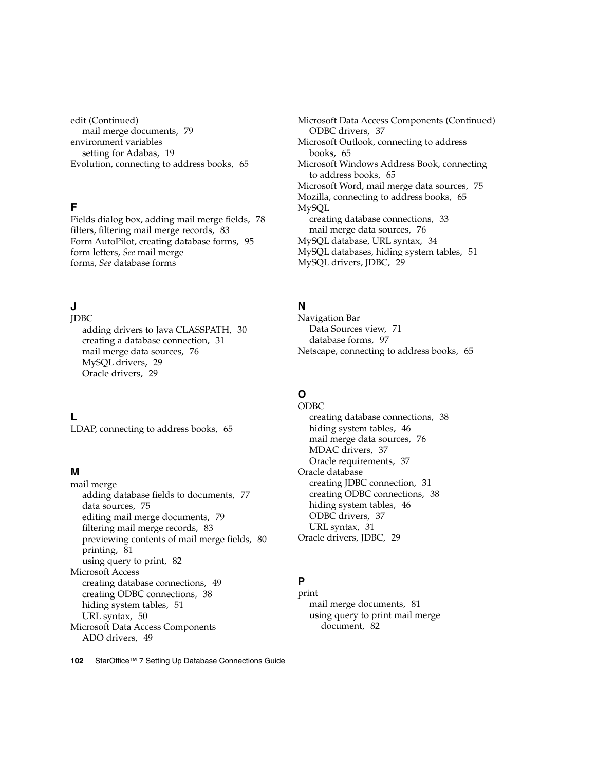edit (Continued)
  mail merge documents, 79
environment variables
  setting for Adabas, 19
Evolution, connecting to address books, 65

## F

Fields dialog box, adding mail merge fields, 78
filters, filtering mail merge records, 83
Form AutoPilot, creating database forms, 95
form letters, *See* mail merge
forms, *See* database forms

## J

JDBC
  adding drivers to Java CLASSPATH, 30
  creating a database connection, 31
  mail merge data sources, 76
  MySQL drivers, 29
  Oracle drivers, 29

## L

LDAP, connecting to address books, 65

## M

mail merge
  adding database fields to documents, 77
  data sources, 75
  editing mail merge documents, 79
  filtering mail merge records, 83
  previewing contents of mail merge fields, 80
  printing, 81
  using query to print, 82
Microsoft Access
  creating database connections, 49
  creating ODBC connections, 38
  hiding system tables, 51
  URL syntax, 50
Microsoft Data Access Components
  ADO drivers, 49

Microsoft Data Access Components (Continued)
  ODBC drivers, 37
Microsoft Outlook, connecting to address books, 65
Microsoft Windows Address Book, connecting to address books, 65
Microsoft Word, mail merge data sources, 75
Mozilla, connecting to address books, 65
MySQL
  creating database connections, 33
  mail merge data sources, 76
MySQL database, URL syntax, 34
MySQL databases, hiding system tables, 51
MySQL drivers, JDBC, 29

## N

Navigation Bar
  Data Sources view, 71
  database forms, 97
Netscape, connecting to address books, 65

## O

ODBC
  creating database connections, 38
  hiding system tables, 46
  mail merge data sources, 76
  MDAC drivers, 37
  Oracle requirements, 37
Oracle database
  creating JDBC connection, 31
  creating ODBC connections, 38
  hiding system tables, 46
  ODBC drivers, 37
  URL syntax, 31
Oracle drivers, JDBC, 29

## P

print
  mail merge documents, 81
  using query to print mail merge document, 82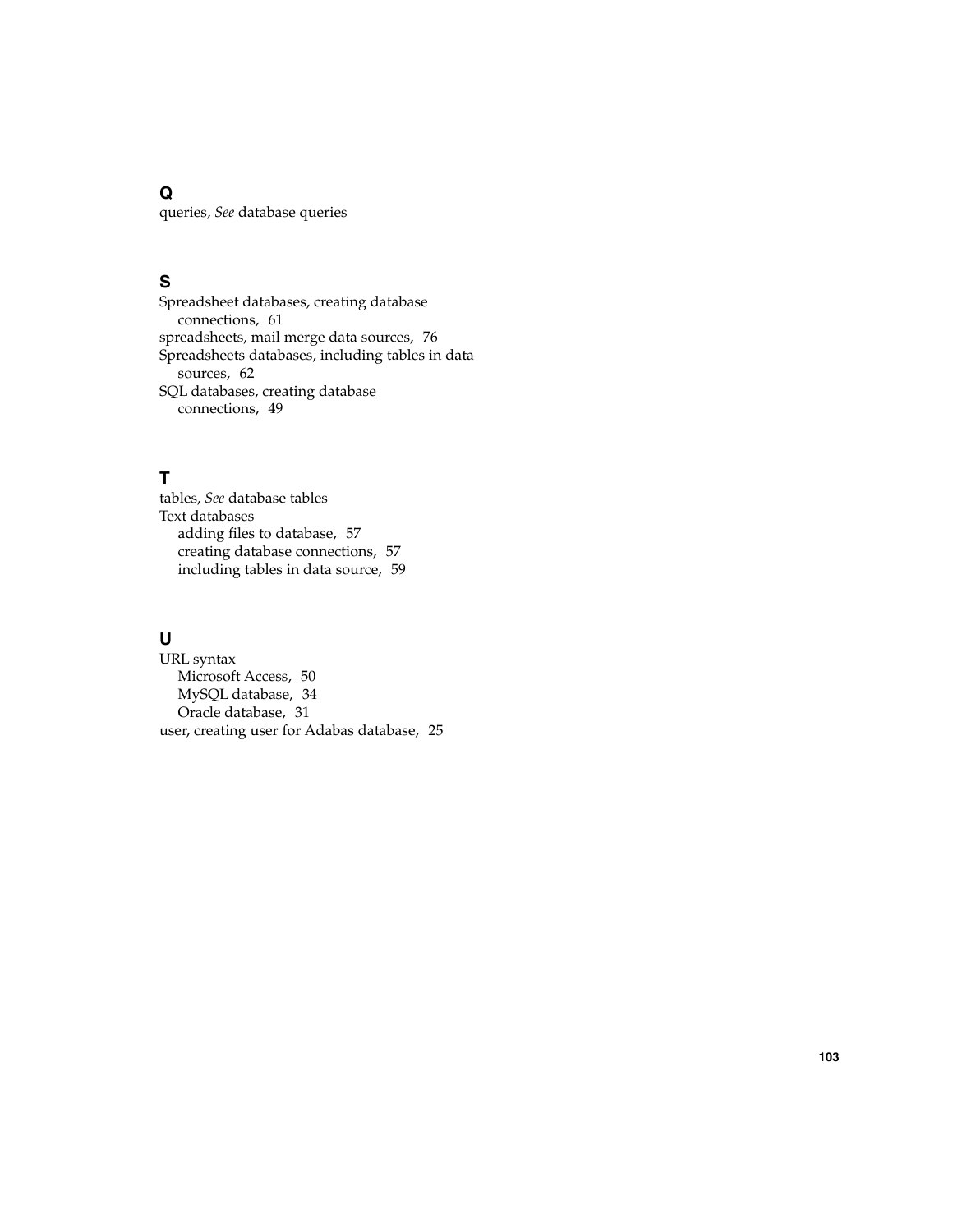## Q

queries, *See* database queries

## S

Spreadsheet databases, creating database connections, 61
spreadsheets, mail merge data sources, 76
Spreadsheets databases, including tables in data sources, 62
SQL databases, creating database connections, 49

## T

tables, *See* database tables
Text databases
- adding files to database, 57
- creating database connections, 57
- including tables in data source, 59

## U

URL syntax
- Microsoft Access, 50
- MySQL database, 34
- Oracle database, 31

user, creating user for Adabas database, 25